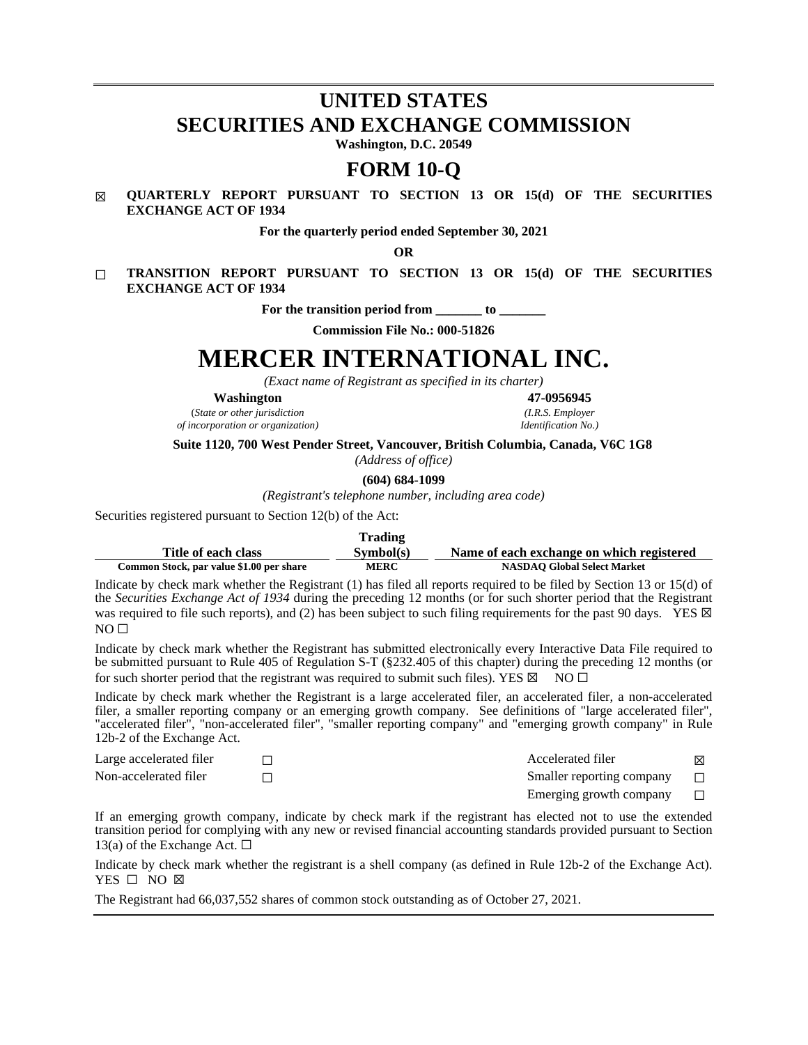# UNITED STATES
# SECURITIES AND EXCHANGE COMMISSION

**Washington, D.C. 20549**

# FORM 10-Q

☒ **QUARTERLY REPORT PURSUANT TO SECTION 13 OR 15(d) OF THE SECURITIES EXCHANGE ACT OF 1934**

**For the quarterly period ended September 30, 2021**

**OR**

☐ **TRANSITION REPORT PURSUANT TO SECTION 13 OR 15(d) OF THE SECURITIES EXCHANGE ACT OF 1934**

**For the transition period from _______ to _______**

**Commission File No.: 000-51826**

# MERCER INTERNATIONAL INC.

*(Exact name of Registrant as specified in its charter)*

| **Washington** | **47-0956945** |
|---|---|
| (*State or other jurisdiction of incorporation or organization)* | *(I.R.S. Employer Identification No.)* |

**Suite 1120, 700 West Pender Street, Vancouver, British Columbia, Canada, V6C 1G8**

*(Address of office)*

**(604) 684-1099**

*(Registrant's telephone number, including area code)*

Securities registered pursuant to Section 12(b) of the Act:

| Title of each class | Trading Symbol(s) | Name of each exchange on which registered |
|---|---|---|
| Common Stock, par value $1.00 per share | MERC | NASDAQ Global Select Market |

Indicate by check mark whether the Registrant (1) has filed all reports required to be filed by Section 13 or 15(d) of the *Securities Exchange Act of 1934* during the preceding 12 months (or for such shorter period that the Registrant was required to file such reports), and (2) has been subject to such filing requirements for the past 90 days. YES ☒ NO ☐

Indicate by check mark whether the Registrant has submitted electronically every Interactive Data File required to be submitted pursuant to Rule 405 of Regulation S-T (§232.405 of this chapter) during the preceding 12 months (or for such shorter period that the registrant was required to submit such files). YES ☒ NO ☐

Indicate by check mark whether the Registrant is a large accelerated filer, an accelerated filer, a non-accelerated filer, a smaller reporting company or an emerging growth company. See definitions of "large accelerated filer", "accelerated filer", "non-accelerated filer", "smaller reporting company" and "emerging growth company" in Rule 12b-2 of the Exchange Act.

| | | | |
|---|---|---|---|
| Large accelerated filer | ☐ | Accelerated filer | ☒ |
| Non-accelerated filer | ☐ | Smaller reporting company | ☐ |
| | | Emerging growth company | ☐ |

If an emerging growth company, indicate by check mark if the registrant has elected not to use the extended transition period for complying with any new or revised financial accounting standards provided pursuant to Section 13(a) of the Exchange Act. ☐

Indicate by check mark whether the registrant is a shell company (as defined in Rule 12b-2 of the Exchange Act). YES ☐ NO ☒

The Registrant had 66,037,552 shares of common stock outstanding as of October 27, 2021.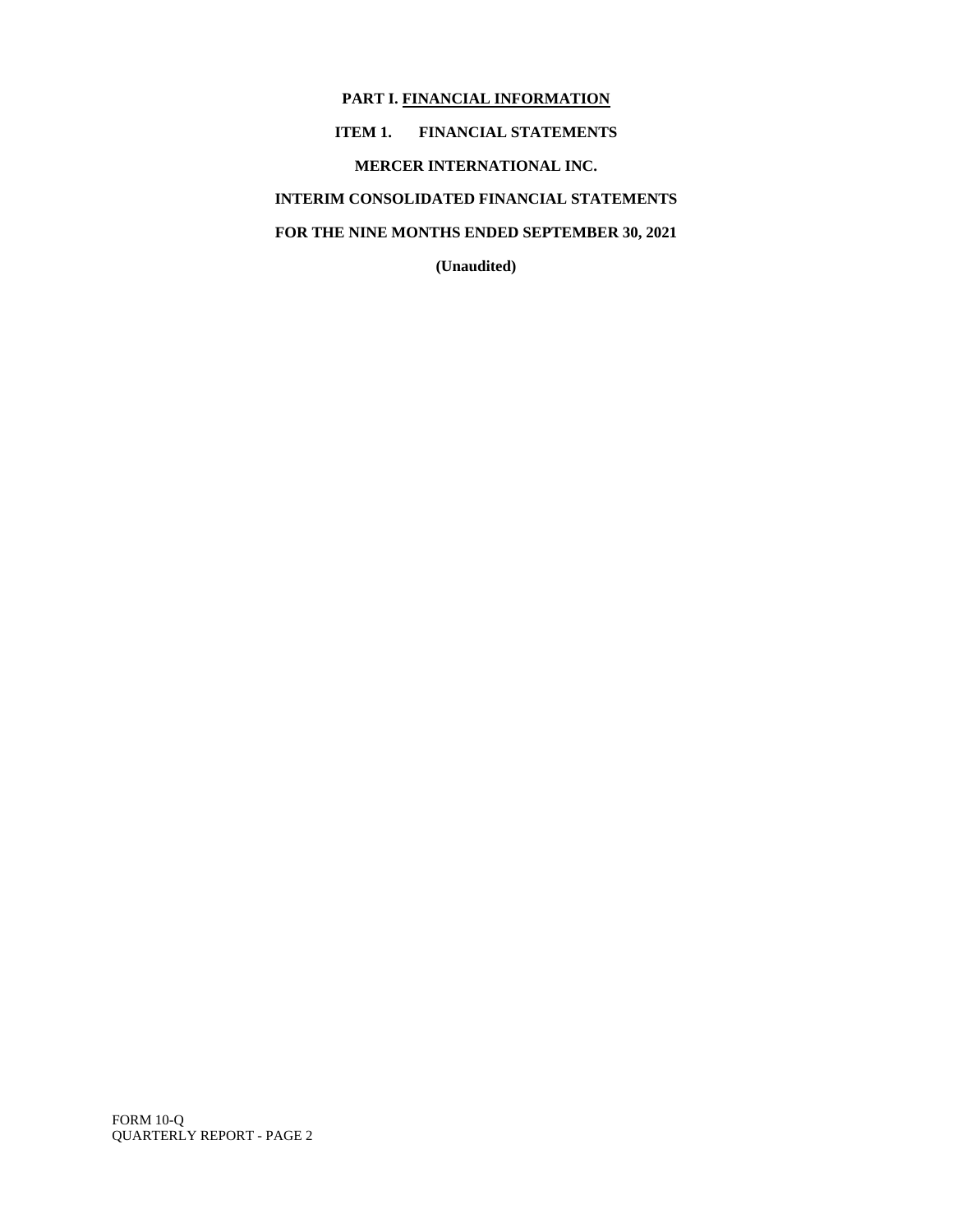# PART I. FINANCIAL INFORMATION

## ITEM 1. FINANCIAL STATEMENTS

**MERCER INTERNATIONAL INC.**

**INTERIM CONSOLIDATED FINANCIAL STATEMENTS**

**FOR THE NINE MONTHS ENDED SEPTEMBER 30, 2021**

**(Unaudited)**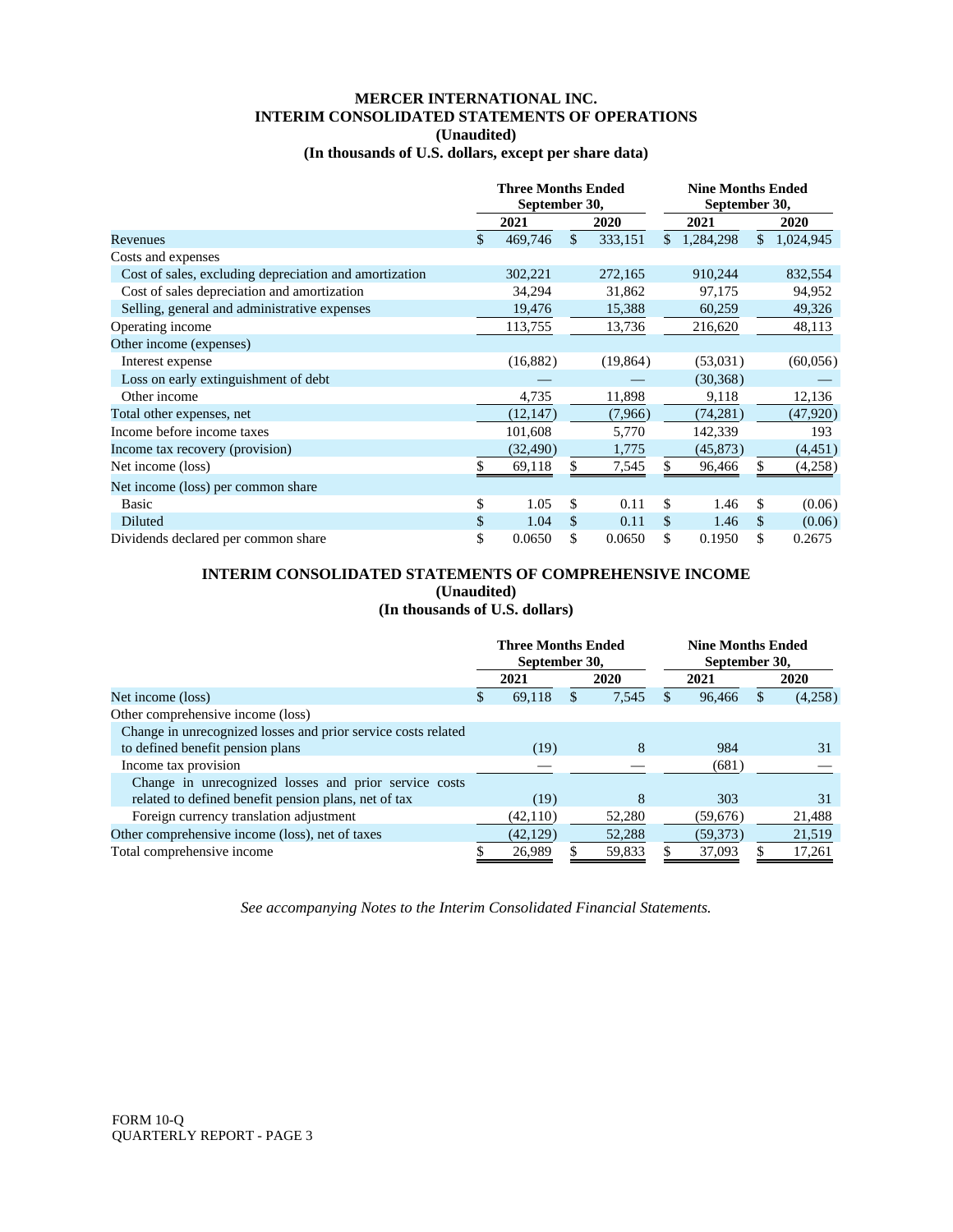# MERCER INTERNATIONAL INC.
## INTERIM CONSOLIDATED STATEMENTS OF OPERATIONS
### (Unaudited)
### (In thousands of U.S. dollars, except per share data)

| | Three Months Ended September 30, | | Nine Months Ended September 30, | |
|---|---|---|---|---|
| | 2021 | 2020 | 2021 | 2020 |
| Revenues | $ 469,746 | $ 333,151 | $ 1,284,298 | $ 1,024,945 |
| Costs and expenses | | | | |
| Cost of sales, excluding depreciation and amortization | 302,221 | 272,165 | 910,244 | 832,554 |
| Cost of sales depreciation and amortization | 34,294 | 31,862 | 97,175 | 94,952 |
| Selling, general and administrative expenses | 19,476 | 15,388 | 60,259 | 49,326 |
| Operating income | 113,755 | 13,736 | 216,620 | 48,113 |
| Other income (expenses) | | | | |
| Interest expense | (16,882) | (19,864) | (53,031) | (60,056) |
| Loss on early extinguishment of debt | — | — | (30,368) | — |
| Other income | 4,735 | 11,898 | 9,118 | 12,136 |
| Total other expenses, net | (12,147) | (7,966) | (74,281) | (47,920) |
| Income before income taxes | 101,608 | 5,770 | 142,339 | 193 |
| Income tax recovery (provision) | (32,490) | 1,775 | (45,873) | (4,451) |
| Net income (loss) | $ 69,118 | $ 7,545 | $ 96,466 | $ (4,258) |
| Net income (loss) per common share | | | | |
| Basic | $ 1.05 | $ 0.11 | $ 1.46 | $ (0.06) |
| Diluted | $ 1.04 | $ 0.11 | $ 1.46 | $ (0.06) |
| Dividends declared per common share | $ 0.0650 | $ 0.0650 | $ 0.1950 | $ 0.2675 |

## INTERIM CONSOLIDATED STATEMENTS OF COMPREHENSIVE INCOME
### (Unaudited)
### (In thousands of U.S. dollars)

| | Three Months Ended September 30, | | Nine Months Ended September 30, | |
|---|---|---|---|---|
| | 2021 | 2020 | 2021 | 2020 |
| Net income (loss) | $ 69,118 | $ 7,545 | $ 96,466 | $ (4,258) |
| Other comprehensive income (loss) | | | | |
| Change in unrecognized losses and prior service costs related to defined benefit pension plans | (19) | 8 | 984 | 31 |
| Income tax provision | — | — | (681) | — |
| Change in unrecognized losses and prior service costs related to defined benefit pension plans, net of tax | (19) | 8 | 303 | 31 |
| Foreign currency translation adjustment | (42,110) | 52,280 | (59,676) | 21,488 |
| Other comprehensive income (loss), net of taxes | (42,129) | 52,288 | (59,373) | 21,519 |
| Total comprehensive income | $ 26,989 | $ 59,833 | $ 37,093 | $ 17,261 |

*See accompanying Notes to the Interim Consolidated Financial Statements.*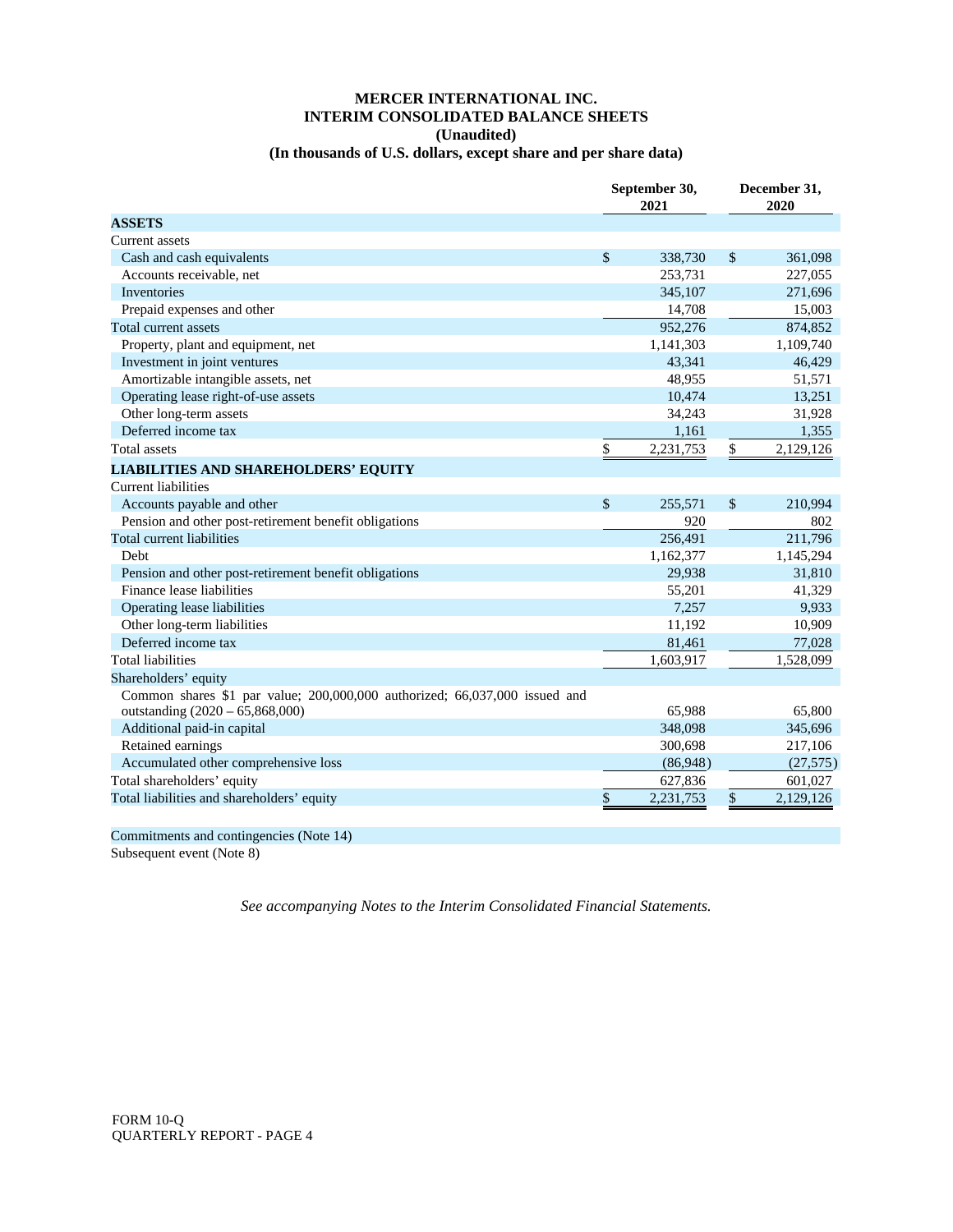# MERCER INTERNATIONAL INC.
## INTERIM CONSOLIDATED BALANCE SHEETS
### (Unaudited)
### (In thousands of U.S. dollars, except share and per share data)

| | September 30, 2021 | December 31, 2020 |
|---|---|---|
| **ASSETS** | | |
| Current assets | | |
| Cash and cash equivalents | $ 338,730 | $ 361,098 |
| Accounts receivable, net | 253,731 | 227,055 |
| Inventories | 345,107 | 271,696 |
| Prepaid expenses and other | 14,708 | 15,003 |
| Total current assets | 952,276 | 874,852 |
| Property, plant and equipment, net | 1,141,303 | 1,109,740 |
| Investment in joint ventures | 43,341 | 46,429 |
| Amortizable intangible assets, net | 48,955 | 51,571 |
| Operating lease right-of-use assets | 10,474 | 13,251 |
| Other long-term assets | 34,243 | 31,928 |
| Deferred income tax | 1,161 | 1,355 |
| Total assets | $ 2,231,753 | $ 2,129,126 |
| **LIABILITIES AND SHAREHOLDERS' EQUITY** | | |
| Current liabilities | | |
| Accounts payable and other | $ 255,571 | $ 210,994 |
| Pension and other post-retirement benefit obligations | 920 | 802 |
| Total current liabilities | 256,491 | 211,796 |
| Debt | 1,162,377 | 1,145,294 |
| Pension and other post-retirement benefit obligations | 29,938 | 31,810 |
| Finance lease liabilities | 55,201 | 41,329 |
| Operating lease liabilities | 7,257 | 9,933 |
| Other long-term liabilities | 11,192 | 10,909 |
| Deferred income tax | 81,461 | 77,028 |
| Total liabilities | 1,603,917 | 1,528,099 |
| Shareholders' equity | | |
| Common shares $1 par value; 200,000,000 authorized; 66,037,000 issued and outstanding (2020 – 65,868,000) | 65,988 | 65,800 |
| Additional paid-in capital | 348,098 | 345,696 |
| Retained earnings | 300,698 | 217,106 |
| Accumulated other comprehensive loss | (86,948) | (27,575) |
| Total shareholders' equity | 627,836 | 601,027 |
| Total liabilities and shareholders' equity | $ 2,231,753 | $ 2,129,126 |

Commitments and contingencies (Note 14)

Subsequent event (Note 8)

*See accompanying Notes to the Interim Consolidated Financial Statements.*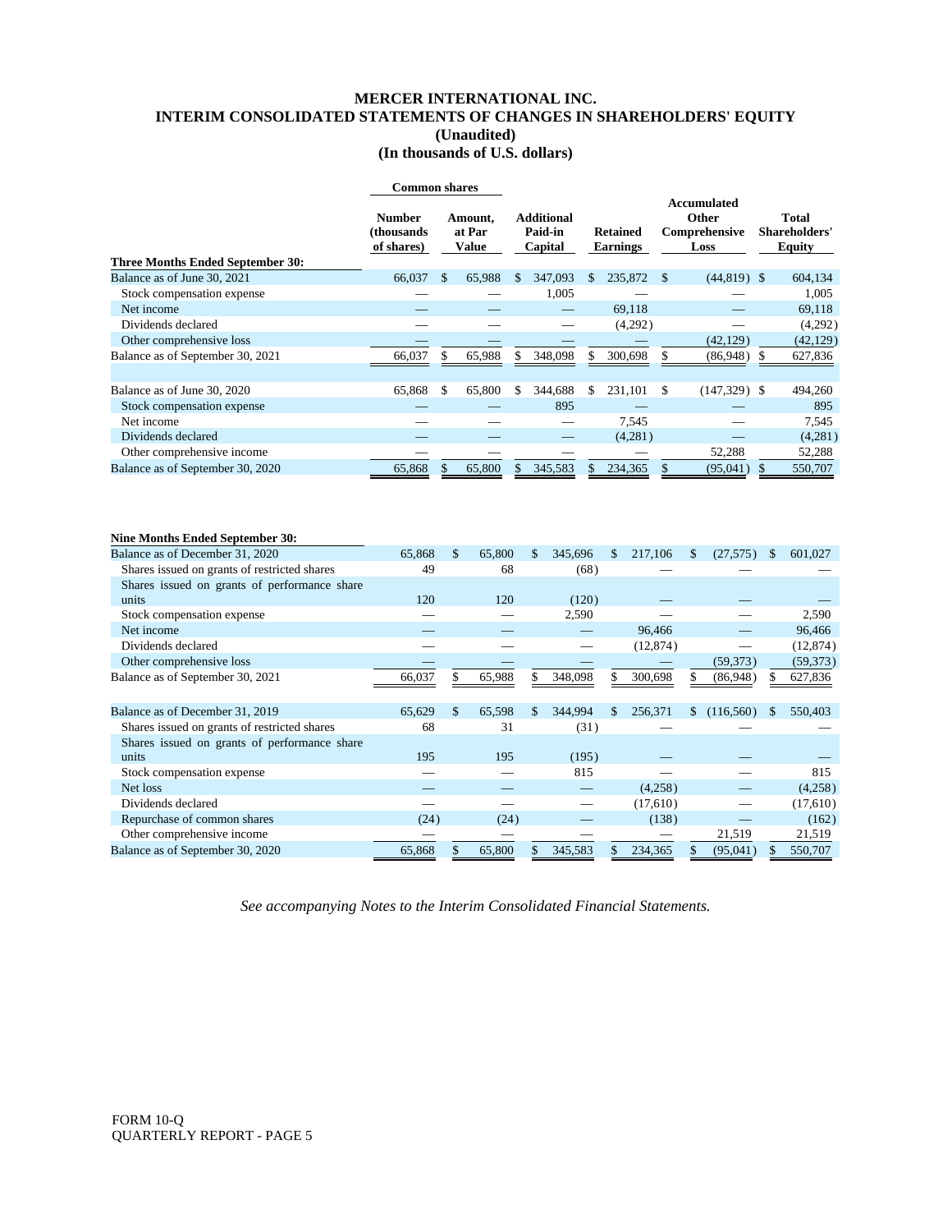# MERCER INTERNATIONAL INC.
## INTERIM CONSOLIDATED STATEMENTS OF CHANGES IN SHAREHOLDERS' EQUITY
### (Unaudited)
### (In thousands of U.S. dollars)

| | Common shares | | | | | |
|---|---|---|---|---|---|---|
| | Number (thousands of shares) | Amount, at Par Value | Additional Paid-in Capital | Retained Earnings | Accumulated Other Comprehensive Loss | Total Shareholders' Equity |
| **Three Months Ended September 30:** | | | | | | |
| Balance as of June 30, 2021 | 66,037 | $ 65,988 | $ 347,093 | $ 235,872 | $ (44,819) | $ 604,134 |
| Stock compensation expense | — | — | 1,005 | — | — | 1,005 |
| Net income | — | — | — | 69,118 | — | 69,118 |
| Dividends declared | — | — | — | (4,292) | — | (4,292) |
| Other comprehensive loss | — | — | — | — | (42,129) | (42,129) |
| Balance as of September 30, 2021 | 66,037 | $ 65,988 | $ 348,098 | $ 300,698 | $ (86,948) | $ 627,836 |
| | | | | | | |
| Balance as of June 30, 2020 | 65,868 | $ 65,800 | $ 344,688 | $ 231,101 | $ (147,329) | $ 494,260 |
| Stock compensation expense | — | — | 895 | — | — | 895 |
| Net income | — | — | — | 7,545 | — | 7,545 |
| Dividends declared | — | — | — | (4,281) | — | (4,281) |
| Other comprehensive income | — | — | — | — | 52,288 | 52,288 |
| Balance as of September 30, 2020 | 65,868 | $ 65,800 | $ 345,583 | $ 234,365 | $ (95,041) | $ 550,707 |
| | | | | | | |
| **Nine Months Ended September 30:** | | | | | | |
| Balance as of December 31, 2020 | 65,868 | $ 65,800 | $ 345,696 | $ 217,106 | $ (27,575) | $ 601,027 |
| Shares issued on grants of restricted shares | 49 | 68 | (68) | — | — | — |
| Shares issued on grants of performance share units | 120 | 120 | (120) | — | — | — |
| Stock compensation expense | — | — | 2,590 | — | — | 2,590 |
| Net income | — | — | — | 96,466 | — | 96,466 |
| Dividends declared | — | — | — | (12,874) | — | (12,874) |
| Other comprehensive loss | — | — | — | — | (59,373) | (59,373) |
| Balance as of September 30, 2021 | 66,037 | $ 65,988 | $ 348,098 | $ 300,698 | $ (86,948) | $ 627,836 |
| | | | | | | |
| Balance as of December 31, 2019 | 65,629 | $ 65,598 | $ 344,994 | $ 256,371 | $ (116,560) | $ 550,403 |
| Shares issued on grants of restricted shares | 68 | 31 | (31) | — | — | — |
| Shares issued on grants of performance share units | 195 | 195 | (195) | — | — | — |
| Stock compensation expense | — | — | 815 | — | — | 815 |
| Net loss | — | — | — | (4,258) | — | (4,258) |
| Dividends declared | — | — | — | (17,610) | — | (17,610) |
| Repurchase of common shares | (24) | (24) | — | (138) | — | (162) |
| Other comprehensive income | — | — | — | — | 21,519 | 21,519 |
| Balance as of September 30, 2020 | 65,868 | $ 65,800 | $ 345,583 | $ 234,365 | $ (95,041) | $ 550,707 |

*See accompanying Notes to the Interim Consolidated Financial Statements.*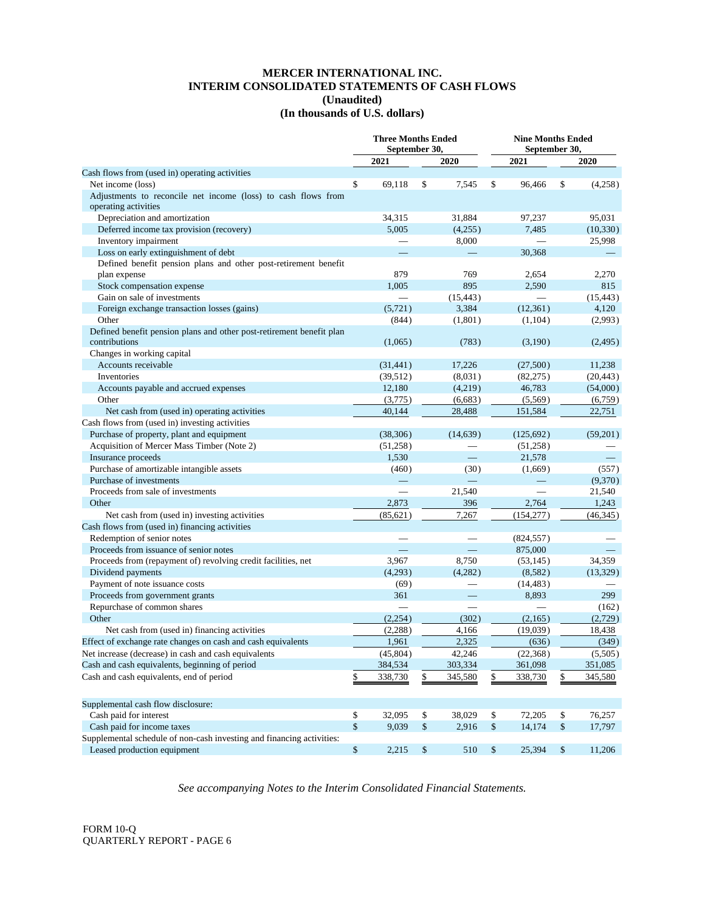# MERCER INTERNATIONAL INC.
# INTERIM CONSOLIDATED STATEMENTS OF CASH FLOWS
## (Unaudited)
## (In thousands of U.S. dollars)

| | Three Months Ended September 30, | | Nine Months Ended September 30, | |
|---|---|---|---|---|
| | 2021 | 2020 | 2021 | 2020 |
| Cash flows from (used in) operating activities | | | | |
| Net income (loss) | $ 69,118 | $ 7,545 | $ 96,466 | $ (4,258) |
| Adjustments to reconcile net income (loss) to cash flows from operating activities | | | | |
| Depreciation and amortization | 34,315 | 31,884 | 97,237 | 95,031 |
| Deferred income tax provision (recovery) | 5,005 | (4,255) | 7,485 | (10,330) |
| Inventory impairment | — | 8,000 | — | 25,998 |
| Loss on early extinguishment of debt | — | — | 30,368 | — |
| Defined benefit pension plans and other post-retirement benefit plan expense | 879 | 769 | 2,654 | 2,270 |
| Stock compensation expense | 1,005 | 895 | 2,590 | 815 |
| Gain on sale of investments | — | (15,443) | — | (15,443) |
| Foreign exchange transaction losses (gains) | (5,721) | 3,384 | (12,361) | 4,120 |
| Other | (844) | (1,801) | (1,104) | (2,993) |
| Defined benefit pension plans and other post-retirement benefit plan contributions | (1,065) | (783) | (3,190) | (2,495) |
| Changes in working capital | | | | |
| Accounts receivable | (31,441) | 17,226 | (27,500) | 11,238 |
| Inventories | (39,512) | (8,031) | (82,275) | (20,443) |
| Accounts payable and accrued expenses | 12,180 | (4,219) | 46,783 | (54,000) |
| Other | (3,775) | (6,683) | (5,569) | (6,759) |
| Net cash from (used in) operating activities | 40,144 | 28,488 | 151,584 | 22,751 |
| Cash flows from (used in) investing activities | | | | |
| Purchase of property, plant and equipment | (38,306) | (14,639) | (125,692) | (59,201) |
| Acquisition of Mercer Mass Timber (Note 2) | (51,258) | — | (51,258) | — |
| Insurance proceeds | 1,530 | — | 21,578 | — |
| Purchase of amortizable intangible assets | (460) | (30) | (1,669) | (557) |
| Purchase of investments | — | — | — | (9,370) |
| Proceeds from sale of investments | — | 21,540 | — | 21,540 |
| Other | 2,873 | 396 | 2,764 | 1,243 |
| Net cash from (used in) investing activities | (85,621) | 7,267 | (154,277) | (46,345) |
| Cash flows from (used in) financing activities | | | | |
| Redemption of senior notes | — | — | (824,557) | — |
| Proceeds from issuance of senior notes | — | — | 875,000 | — |
| Proceeds from (repayment of) revolving credit facilities, net | 3,967 | 8,750 | (53,145) | 34,359 |
| Dividend payments | (4,293) | (4,282) | (8,582) | (13,329) |
| Payment of note issuance costs | (69) | — | (14,483) | — |
| Proceeds from government grants | 361 | — | 8,893 | 299 |
| Repurchase of common shares | — | — | — | (162) |
| Other | (2,254) | (302) | (2,165) | (2,729) |
| Net cash from (used in) financing activities | (2,288) | 4,166 | (19,039) | 18,438 |
| Effect of exchange rate changes on cash and cash equivalents | 1,961 | 2,325 | (636) | (349) |
| Net increase (decrease) in cash and cash equivalents | (45,804) | 42,246 | (22,368) | (5,505) |
| Cash and cash equivalents, beginning of period | 384,534 | 303,334 | 361,098 | 351,085 |
| Cash and cash equivalents, end of period | $ 338,730 | $ 345,580 | $ 338,730 | $ 345,580 |
| | | | | |
| Supplemental cash flow disclosure: | | | | |
| Cash paid for interest | $ 32,095 | $ 38,029 | $ 72,205 | $ 76,257 |
| Cash paid for income taxes | $ 9,039 | $ 2,916 | $ 14,174 | $ 17,797 |
| Supplemental schedule of non-cash investing and financing activities: | | | | |
| Leased production equipment | $ 2,215 | $ 510 | $ 25,394 | $ 11,206 |

*See accompanying Notes to the Interim Consolidated Financial Statements.*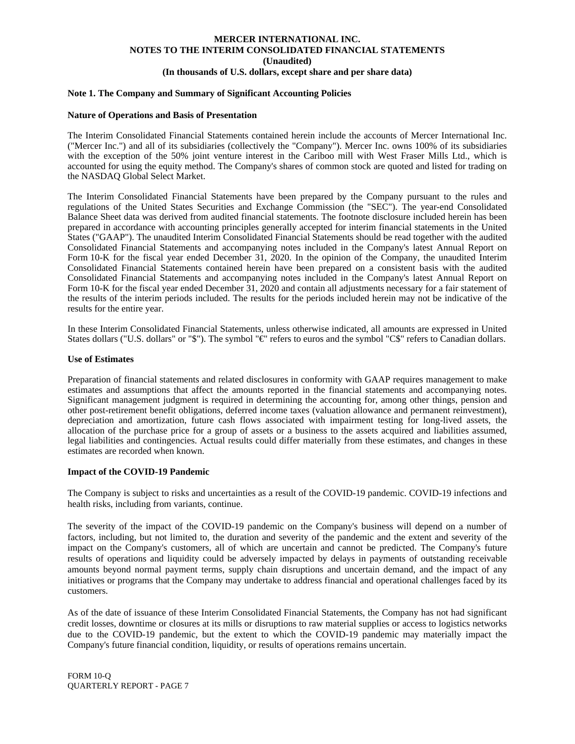**MERCER INTERNATIONAL INC.**
**NOTES TO THE INTERIM CONSOLIDATED FINANCIAL STATEMENTS**
**(Unaudited)**
**(In thousands of U.S. dollars, except share and per share data)**

### Note 1. The Company and Summary of Significant Accounting Policies

#### Nature of Operations and Basis of Presentation

The Interim Consolidated Financial Statements contained herein include the accounts of Mercer International Inc. ("Mercer Inc.") and all of its subsidiaries (collectively the "Company"). Mercer Inc. owns 100% of its subsidiaries with the exception of the 50% joint venture interest in the Cariboo mill with West Fraser Mills Ltd., which is accounted for using the equity method. The Company's shares of common stock are quoted and listed for trading on the NASDAQ Global Select Market.

The Interim Consolidated Financial Statements have been prepared by the Company pursuant to the rules and regulations of the United States Securities and Exchange Commission (the "SEC"). The year-end Consolidated Balance Sheet data was derived from audited financial statements. The footnote disclosure included herein has been prepared in accordance with accounting principles generally accepted for interim financial statements in the United States ("GAAP"). The unaudited Interim Consolidated Financial Statements should be read together with the audited Consolidated Financial Statements and accompanying notes included in the Company's latest Annual Report on Form 10-K for the fiscal year ended December 31, 2020. In the opinion of the Company, the unaudited Interim Consolidated Financial Statements contained herein have been prepared on a consistent basis with the audited Consolidated Financial Statements and accompanying notes included in the Company's latest Annual Report on Form 10-K for the fiscal year ended December 31, 2020 and contain all adjustments necessary for a fair statement of the results of the interim periods included. The results for the periods included herein may not be indicative of the results for the entire year.

In these Interim Consolidated Financial Statements, unless otherwise indicated, all amounts are expressed in United States dollars ("U.S. dollars" or "$"). The symbol "€" refers to euros and the symbol "C$" refers to Canadian dollars.

#### Use of Estimates

Preparation of financial statements and related disclosures in conformity with GAAP requires management to make estimates and assumptions that affect the amounts reported in the financial statements and accompanying notes. Significant management judgment is required in determining the accounting for, among other things, pension and other post-retirement benefit obligations, deferred income taxes (valuation allowance and permanent reinvestment), depreciation and amortization, future cash flows associated with impairment testing for long-lived assets, the allocation of the purchase price for a group of assets or a business to the assets acquired and liabilities assumed, legal liabilities and contingencies. Actual results could differ materially from these estimates, and changes in these estimates are recorded when known.

#### Impact of the COVID-19 Pandemic

The Company is subject to risks and uncertainties as a result of the COVID-19 pandemic. COVID-19 infections and health risks, including from variants, continue.

The severity of the impact of the COVID-19 pandemic on the Company's business will depend on a number of factors, including, but not limited to, the duration and severity of the pandemic and the extent and severity of the impact on the Company's customers, all of which are uncertain and cannot be predicted. The Company's future results of operations and liquidity could be adversely impacted by delays in payments of outstanding receivable amounts beyond normal payment terms, supply chain disruptions and uncertain demand, and the impact of any initiatives or programs that the Company may undertake to address financial and operational challenges faced by its customers.

As of the date of issuance of these Interim Consolidated Financial Statements, the Company has not had significant credit losses, downtime or closures at its mills or disruptions to raw material supplies or access to logistics networks due to the COVID-19 pandemic, but the extent to which the COVID-19 pandemic may materially impact the Company's future financial condition, liquidity, or results of operations remains uncertain.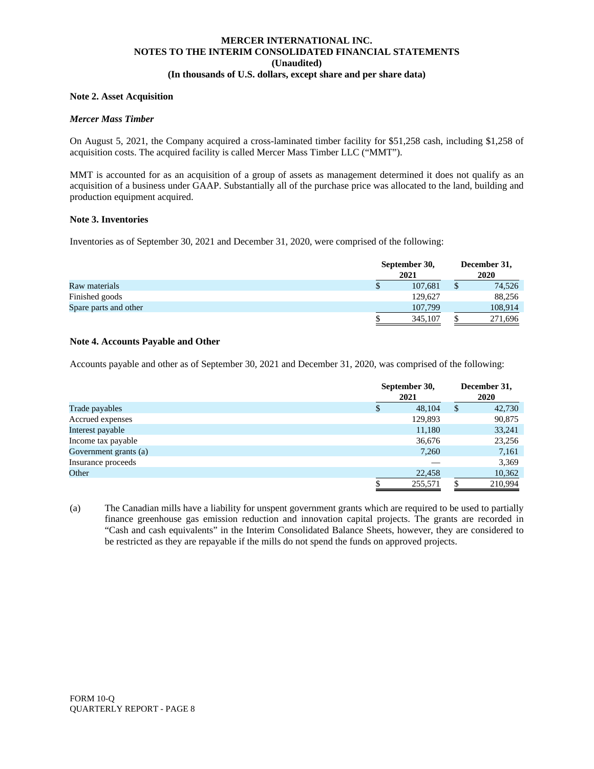**MERCER INTERNATIONAL INC.**
**NOTES TO THE INTERIM CONSOLIDATED FINANCIAL STATEMENTS**
**(Unaudited)**
**(In thousands of U.S. dollars, except share and per share data)**

**Note 2. Asset Acquisition**

***Mercer Mass Timber***

On August 5, 2021, the Company acquired a cross-laminated timber facility for $51,258 cash, including $1,258 of acquisition costs. The acquired facility is called Mercer Mass Timber LLC ("MMT").

MMT is accounted for as an acquisition of a group of assets as management determined it does not qualify as an acquisition of a business under GAAP. Substantially all of the purchase price was allocated to the land, building and production equipment acquired.

**Note 3. Inventories**

Inventories as of September 30, 2021 and December 31, 2020, were comprised of the following:

| | September 30, 2021 | December 31, 2020 |
|---|---|---|
| Raw materials | $ 107,681 | $ 74,526 |
| Finished goods | 129,627 | 88,256 |
| Spare parts and other | 107,799 | 108,914 |
| | $ 345,107 | $ 271,696 |

**Note 4. Accounts Payable and Other**

Accounts payable and other as of September 30, 2021 and December 31, 2020, was comprised of the following:

| | September 30, 2021 | December 31, 2020 |
|---|---|---|
| Trade payables | $ 48,104 | $ 42,730 |
| Accrued expenses | 129,893 | 90,875 |
| Interest payable | 11,180 | 33,241 |
| Income tax payable | 36,676 | 23,256 |
| Government grants (a) | 7,260 | 7,161 |
| Insurance proceeds | — | 3,369 |
| Other | 22,458 | 10,362 |
| | $ 255,571 | $ 210,994 |

(a) The Canadian mills have a liability for unspent government grants which are required to be used to partially finance greenhouse gas emission reduction and innovation capital projects. The grants are recorded in "Cash and cash equivalents" in the Interim Consolidated Balance Sheets, however, they are considered to be restricted as they are repayable if the mills do not spend the funds on approved projects.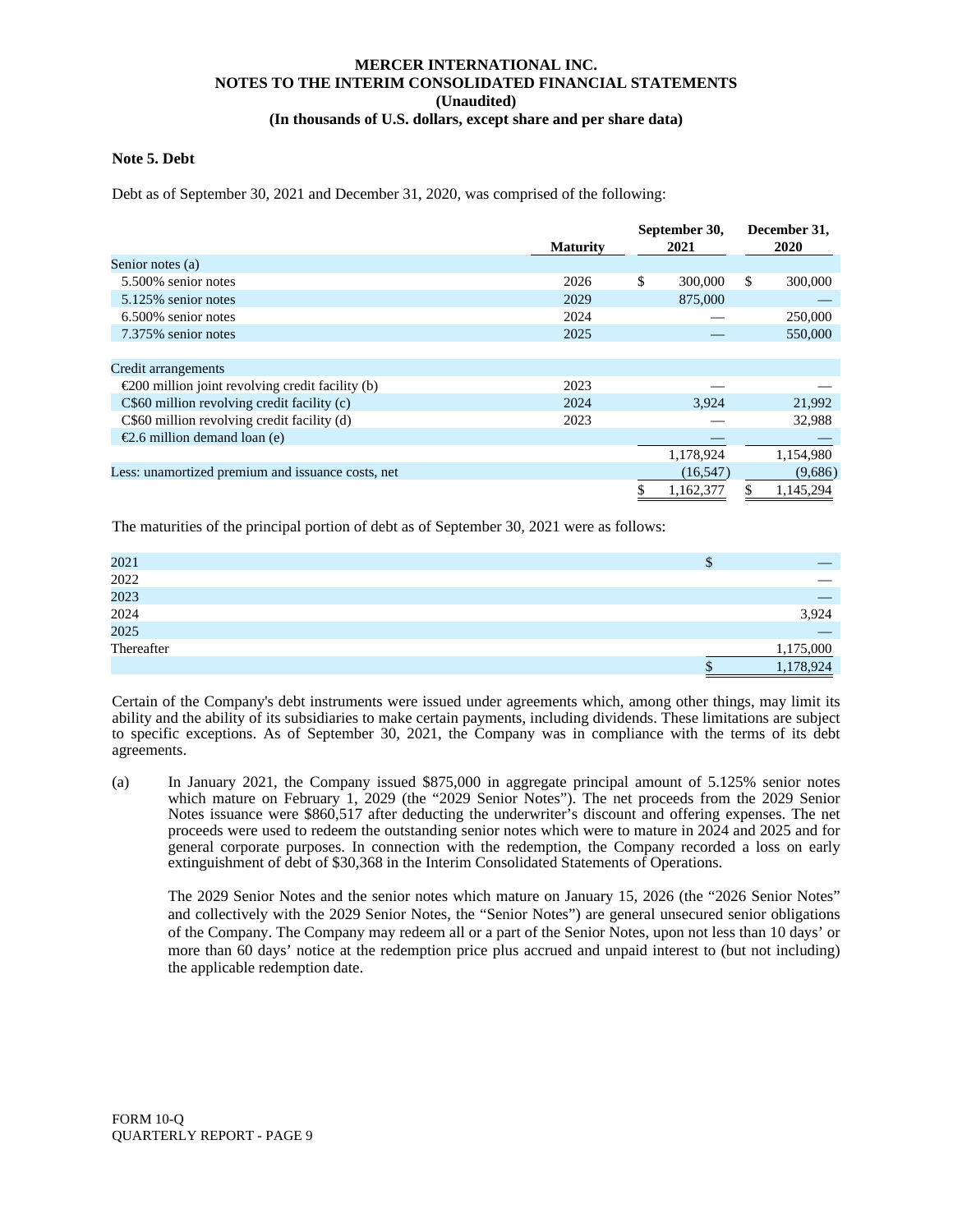**MERCER INTERNATIONAL INC.**
**NOTES TO THE INTERIM CONSOLIDATED FINANCIAL STATEMENTS**
**(Unaudited)**
**(In thousands of U.S. dollars, except share and per share data)**

## Note 5. Debt

Debt as of September 30, 2021 and December 31, 2020, was comprised of the following:

| | Maturity | September 30, 2021 | December 31, 2020 |
|---|---|---|---|
| Senior notes (a) | | | |
| 5.500% senior notes | 2026 | $ 300,000 | $ 300,000 |
| 5.125% senior notes | 2029 | 875,000 | — |
| 6.500% senior notes | 2024 | — | 250,000 |
| 7.375% senior notes | 2025 | — | 550,000 |
| | | | |
| Credit arrangements | | | |
| €200 million joint revolving credit facility (b) | 2023 | — | — |
| C$60 million revolving credit facility (c) | 2024 | 3,924 | 21,992 |
| C$60 million revolving credit facility (d) | 2023 | — | 32,988 |
| €2.6 million demand loan (e) | | — | — |
| | | 1,178,924 | 1,154,980 |
| Less: unamortized premium and issuance costs, net | | (16,547) | (9,686) |
| | | $ 1,162,377 | $ 1,145,294 |

The maturities of the principal portion of debt as of September 30, 2021 were as follows:

| | |
|---|---|
| 2021 | $ — |
| 2022 | — |
| 2023 | — |
| 2024 | 3,924 |
| 2025 | — |
| Thereafter | 1,175,000 |
| | $ 1,178,924 |

Certain of the Company's debt instruments were issued under agreements which, among other things, may limit its ability and the ability of its subsidiaries to make certain payments, including dividends. These limitations are subject to specific exceptions. As of September 30, 2021, the Company was in compliance with the terms of its debt agreements.

(a) In January 2021, the Company issued $875,000 in aggregate principal amount of 5.125% senior notes which mature on February 1, 2029 (the "2029 Senior Notes"). The net proceeds from the 2029 Senior Notes issuance were $860,517 after deducting the underwriter's discount and offering expenses. The net proceeds were used to redeem the outstanding senior notes which were to mature in 2024 and 2025 and for general corporate purposes. In connection with the redemption, the Company recorded a loss on early extinguishment of debt of $30,368 in the Interim Consolidated Statements of Operations.

The 2029 Senior Notes and the senior notes which mature on January 15, 2026 (the "2026 Senior Notes" and collectively with the 2029 Senior Notes, the "Senior Notes") are general unsecured senior obligations of the Company. The Company may redeem all or a part of the Senior Notes, upon not less than 10 days' or more than 60 days' notice at the redemption price plus accrued and unpaid interest to (but not including) the applicable redemption date.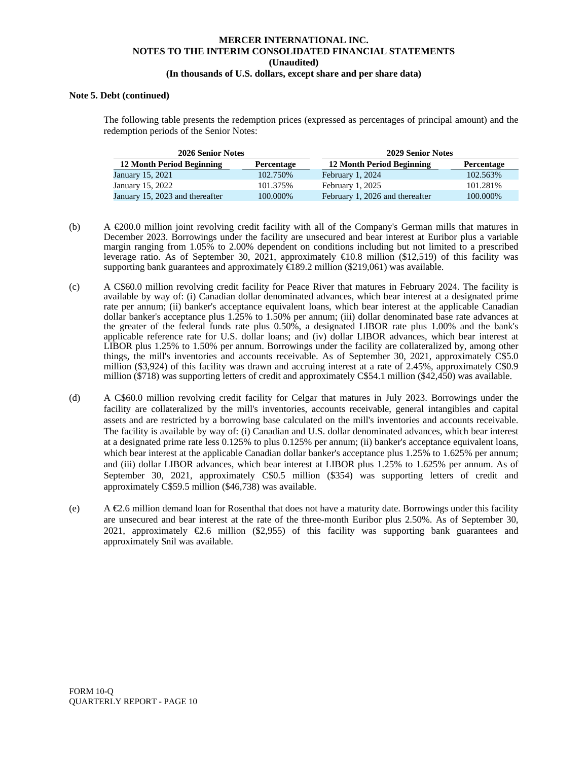**Note 5. Debt (continued)**

The following table presents the redemption prices (expressed as percentages of principal amount) and the redemption periods of the Senior Notes:

| 2026 Senior Notes | | 2029 Senior Notes | |
|---|---|---|---|
| 12 Month Period Beginning | Percentage | 12 Month Period Beginning | Percentage |
| January 15, 2021 | 102.750% | February 1, 2024 | 102.563% |
| January 15, 2022 | 101.375% | February 1, 2025 | 101.281% |
| January 15, 2023 and thereafter | 100.000% | February 1, 2026 and thereafter | 100.000% |

(b) A €200.0 million joint revolving credit facility with all of the Company's German mills that matures in December 2023. Borrowings under the facility are unsecured and bear interest at Euribor plus a variable margin ranging from 1.05% to 2.00% dependent on conditions including but not limited to a prescribed leverage ratio. As of September 30, 2021, approximately €10.8 million ($12,519) of this facility was supporting bank guarantees and approximately €189.2 million ($219,061) was available.

(c) A C$60.0 million revolving credit facility for Peace River that matures in February 2024. The facility is available by way of: (i) Canadian dollar denominated advances, which bear interest at a designated prime rate per annum; (ii) banker's acceptance equivalent loans, which bear interest at the applicable Canadian dollar banker's acceptance plus 1.25% to 1.50% per annum; (iii) dollar denominated base rate advances at the greater of the federal funds rate plus 0.50%, a designated LIBOR rate plus 1.00% and the bank's applicable reference rate for U.S. dollar loans; and (iv) dollar LIBOR advances, which bear interest at LIBOR plus 1.25% to 1.50% per annum. Borrowings under the facility are collateralized by, among other things, the mill's inventories and accounts receivable. As of September 30, 2021, approximately C$5.0 million ($3,924) of this facility was drawn and accruing interest at a rate of 2.45%, approximately C$0.9 million ($718) was supporting letters of credit and approximately C$54.1 million ($42,450) was available.

(d) A C$60.0 million revolving credit facility for Celgar that matures in July 2023. Borrowings under the facility are collateralized by the mill's inventories, accounts receivable, general intangibles and capital assets and are restricted by a borrowing base calculated on the mill's inventories and accounts receivable. The facility is available by way of: (i) Canadian and U.S. dollar denominated advances, which bear interest at a designated prime rate less 0.125% to plus 0.125% per annum; (ii) banker's acceptance equivalent loans, which bear interest at the applicable Canadian dollar banker's acceptance plus 1.25% to 1.625% per annum; and (iii) dollar LIBOR advances, which bear interest at LIBOR plus 1.25% to 1.625% per annum. As of September 30, 2021, approximately C$0.5 million ($354) was supporting letters of credit and approximately C$59.5 million ($46,738) was available.

(e) A €2.6 million demand loan for Rosenthal that does not have a maturity date. Borrowings under this facility are unsecured and bear interest at the rate of the three-month Euribor plus 2.50%. As of September 30, 2021, approximately €2.6 million ($2,955) of this facility was supporting bank guarantees and approximately $nil was available.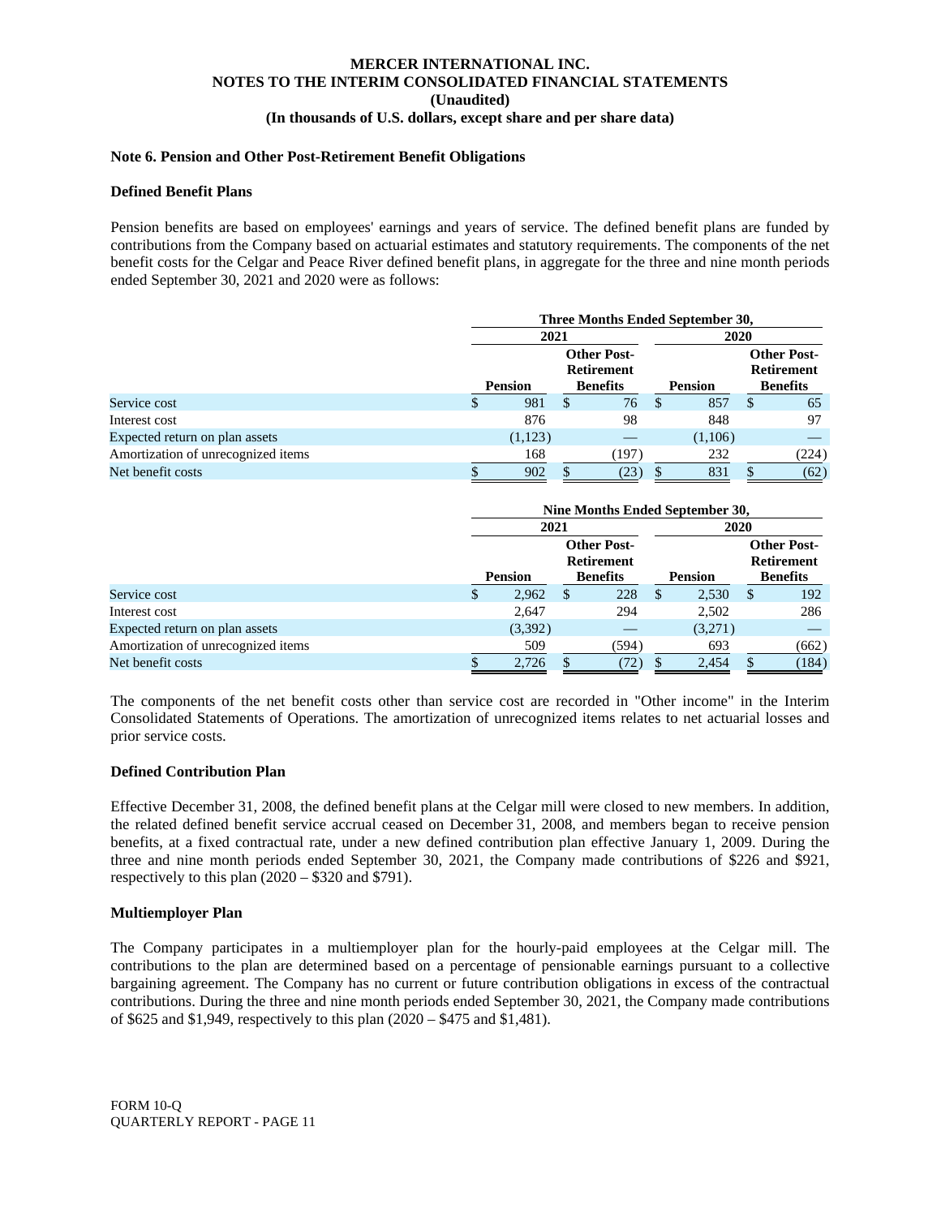**MERCER INTERNATIONAL INC.**
**NOTES TO THE INTERIM CONSOLIDATED FINANCIAL STATEMENTS**
**(Unaudited)**
**(In thousands of U.S. dollars, except share and per share data)**

### Note 6. Pension and Other Post-Retirement Benefit Obligations

#### Defined Benefit Plans

Pension benefits are based on employees' earnings and years of service. The defined benefit plans are funded by contributions from the Company based on actuarial estimates and statutory requirements. The components of the net benefit costs for the Celgar and Peace River defined benefit plans, in aggregate for the three and nine month periods ended September 30, 2021 and 2020 were as follows:

| | Three Months Ended September 30, | | | |
|---|---|---|---|---|
| | 2021 | | 2020 | |
| | Pension | Other Post-Retirement Benefits | Pension | Other Post-Retirement Benefits |
| Service cost | $ 981 | $ 76 | $ 857 | $ 65 |
| Interest cost | 876 | 98 | 848 | 97 |
| Expected return on plan assets | (1,123) | — | (1,106) | — |
| Amortization of unrecognized items | 168 | (197) | 232 | (224) |
| Net benefit costs | $ 902 | $ (23) | $ 831 | $ (62) |

| | Nine Months Ended September 30, | | | |
|---|---|---|---|---|
| | 2021 | | 2020 | |
| | Pension | Other Post-Retirement Benefits | Pension | Other Post-Retirement Benefits |
| Service cost | $ 2,962 | $ 228 | $ 2,530 | $ 192 |
| Interest cost | 2,647 | 294 | 2,502 | 286 |
| Expected return on plan assets | (3,392) | — | (3,271) | — |
| Amortization of unrecognized items | 509 | (594) | 693 | (662) |
| Net benefit costs | $ 2,726 | $ (72) | $ 2,454 | $ (184) |

The components of the net benefit costs other than service cost are recorded in "Other income" in the Interim Consolidated Statements of Operations. The amortization of unrecognized items relates to net actuarial losses and prior service costs.

#### Defined Contribution Plan

Effective December 31, 2008, the defined benefit plans at the Celgar mill were closed to new members. In addition, the related defined benefit service accrual ceased on December 31, 2008, and members began to receive pension benefits, at a fixed contractual rate, under a new defined contribution plan effective January 1, 2009. During the three and nine month periods ended September 30, 2021, the Company made contributions of $226 and $921, respectively to this plan (2020 – $320 and $791).

#### Multiemployer Plan

The Company participates in a multiemployer plan for the hourly-paid employees at the Celgar mill. The contributions to the plan are determined based on a percentage of pensionable earnings pursuant to a collective bargaining agreement. The Company has no current or future contribution obligations in excess of the contractual contributions. During the three and nine month periods ended September 30, 2021, the Company made contributions of $625 and $1,949, respectively to this plan (2020 – $475 and $1,481).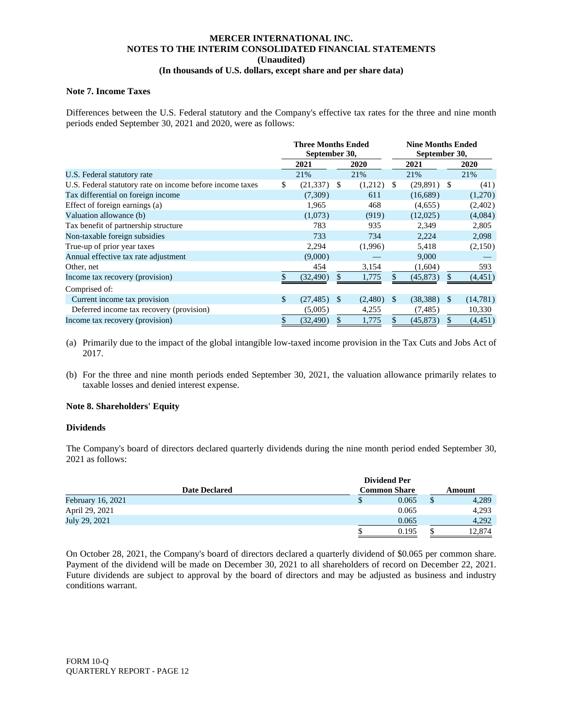**MERCER INTERNATIONAL INC.**
**NOTES TO THE INTERIM CONSOLIDATED FINANCIAL STATEMENTS**
**(Unaudited)**
**(In thousands of U.S. dollars, except share and per share data)**

### Note 7. Income Taxes

Differences between the U.S. Federal statutory and the Company's effective tax rates for the three and nine month periods ended September 30, 2021 and 2020, were as follows:

| | Three Months Ended September 30, | | Nine Months Ended September 30, | |
|---|---|---|---|---|
| | 2021 | 2020 | 2021 | 2020 |
| U.S. Federal statutory rate | 21% | 21% | 21% | 21% |
| U.S. Federal statutory rate on income before income taxes | $ (21,337) | $ (1,212) | $ (29,891) | $ (41) |
| Tax differential on foreign income | (7,309) | 611 | (16,689) | (1,270) |
| Effect of foreign earnings (a) | 1,965 | 468 | (4,655) | (2,402) |
| Valuation allowance (b) | (1,073) | (919) | (12,025) | (4,084) |
| Tax benefit of partnership structure | 783 | 935 | 2,349 | 2,805 |
| Non-taxable foreign subsidies | 733 | 734 | 2,224 | 2,098 |
| True-up of prior year taxes | 2,294 | (1,996) | 5,418 | (2,150) |
| Annual effective tax rate adjustment | (9,000) | — | 9,000 | — |
| Other, net | 454 | 3,154 | (1,604) | 593 |
| Income tax recovery (provision) | $ (32,490) | $ 1,775 | $ (45,873) | $ (4,451) |
| Comprised of: | | | | |
| Current income tax provision | $ (27,485) | $ (2,480) | $ (38,388) | $ (14,781) |
| Deferred income tax recovery (provision) | (5,005) | 4,255 | (7,485) | 10,330 |
| Income tax recovery (provision) | $ (32,490) | $ 1,775 | $ (45,873) | $ (4,451) |

(a) Primarily due to the impact of the global intangible low-taxed income provision in the Tax Cuts and Jobs Act of 2017.

(b) For the three and nine month periods ended September 30, 2021, the valuation allowance primarily relates to taxable losses and denied interest expense.

### Note 8. Shareholders' Equity

#### Dividends

The Company's board of directors declared quarterly dividends during the nine month period ended September 30, 2021 as follows:

| Date Declared | Dividend Per Common Share | Amount |
|---|---|---|
| February 16, 2021 | $ 0.065 | $ 4,289 |
| April 29, 2021 | 0.065 | 4,293 |
| July 29, 2021 | 0.065 | 4,292 |
| | $ 0.195 | $ 12,874 |

On October 28, 2021, the Company's board of directors declared a quarterly dividend of $0.065 per common share. Payment of the dividend will be made on December 30, 2021 to all shareholders of record on December 22, 2021. Future dividends are subject to approval by the board of directors and may be adjusted as business and industry conditions warrant.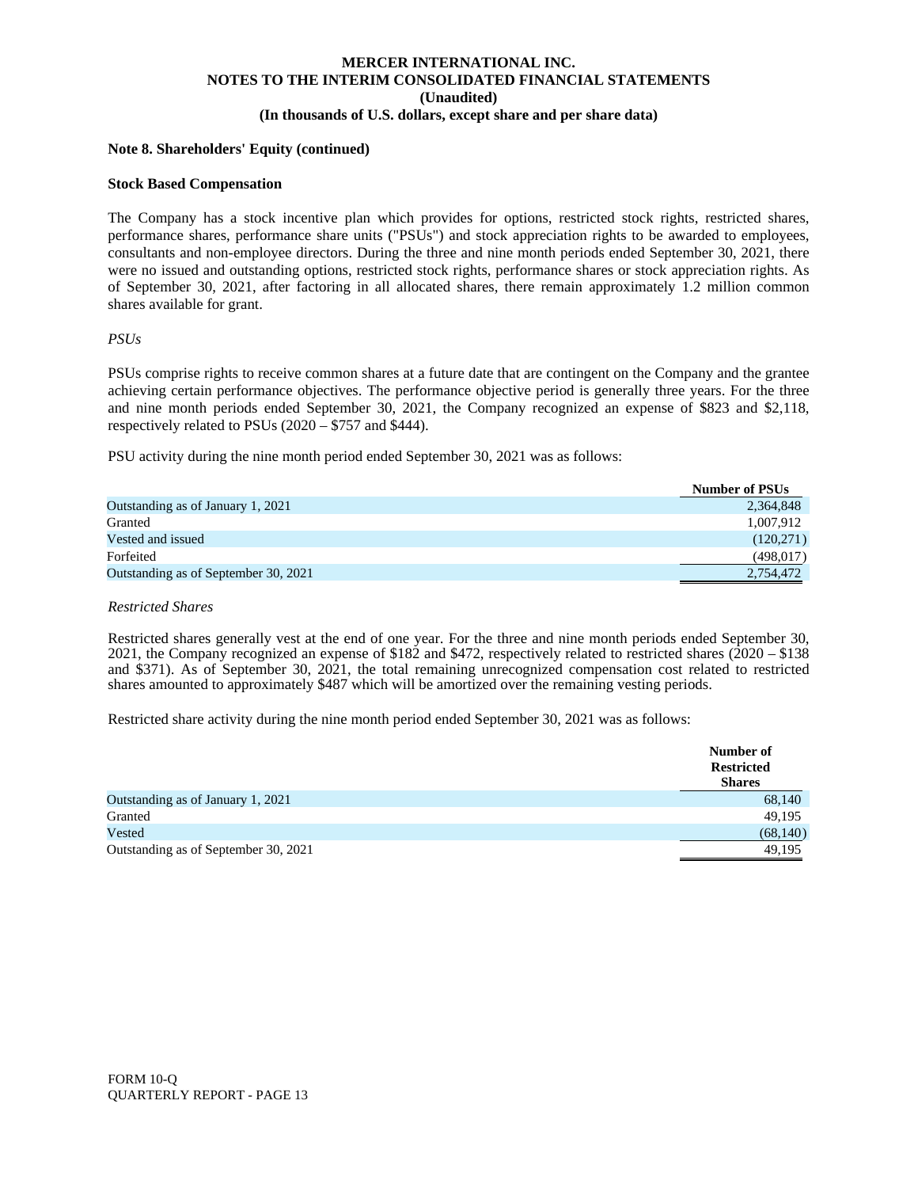**Note 8. Shareholders' Equity (continued)**

**Stock Based Compensation**

The Company has a stock incentive plan which provides for options, restricted stock rights, restricted shares, performance shares, performance share units ("PSUs") and stock appreciation rights to be awarded to employees, consultants and non-employee directors. During the three and nine month periods ended September 30, 2021, there were no issued and outstanding options, restricted stock rights, performance shares or stock appreciation rights. As of September 30, 2021, after factoring in all allocated shares, there remain approximately 1.2 million common shares available for grant.

*PSUs*

PSUs comprise rights to receive common shares at a future date that are contingent on the Company and the grantee achieving certain performance objectives. The performance objective period is generally three years. For the three and nine month periods ended September 30, 2021, the Company recognized an expense of $823 and $2,118, respectively related to PSUs (2020 – $757 and $444).

PSU activity during the nine month period ended September 30, 2021 was as follows:

| | Number of PSUs |
|---|---|
| Outstanding as of January 1, 2021 | 2,364,848 |
| Granted | 1,007,912 |
| Vested and issued | (120,271) |
| Forfeited | (498,017) |
| Outstanding as of September 30, 2021 | 2,754,472 |

*Restricted Shares*

Restricted shares generally vest at the end of one year. For the three and nine month periods ended September 30, 2021, the Company recognized an expense of $182 and $472, respectively related to restricted shares (2020 – $138 and $371). As of September 30, 2021, the total remaining unrecognized compensation cost related to restricted shares amounted to approximately $487 which will be amortized over the remaining vesting periods.

Restricted share activity during the nine month period ended September 30, 2021 was as follows:

| | Number of Restricted Shares |
|---|---|
| Outstanding as of January 1, 2021 | 68,140 |
| Granted | 49,195 |
| Vested | (68,140) |
| Outstanding as of September 30, 2021 | 49,195 |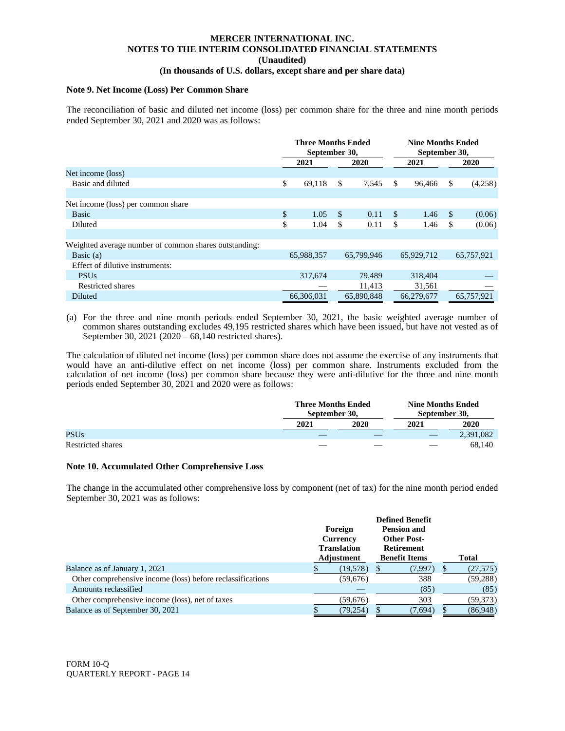**MERCER INTERNATIONAL INC.**
**NOTES TO THE INTERIM CONSOLIDATED FINANCIAL STATEMENTS**
**(Unaudited)**
**(In thousands of U.S. dollars, except share and per share data)**

### Note 9. Net Income (Loss) Per Common Share

The reconciliation of basic and diluted net income (loss) per common share for the three and nine month periods ended September 30, 2021 and 2020 was as follows:

| | Three Months Ended September 30, | | Nine Months Ended September 30, | |
|---|---|---|---|---|
| | 2021 | 2020 | 2021 | 2020 |
| Net income (loss) | | | | |
| Basic and diluted | $ 69,118 | $ 7,545 | $ 96,466 | $ (4,258) |
| | | | | |
| Net income (loss) per common share | | | | |
| Basic | $ 1.05 | $ 0.11 | $ 1.46 | $ (0.06) |
| Diluted | $ 1.04 | $ 0.11 | $ 1.46 | $ (0.06) |
| | | | | |
| Weighted average number of common shares outstanding: | | | | |
| Basic (a) | 65,988,357 | 65,799,946 | 65,929,712 | 65,757,921 |
| Effect of dilutive instruments: | | | | |
| PSUs | 317,674 | 79,489 | 318,404 | — |
| Restricted shares | — | 11,413 | 31,561 | — |
| Diluted | 66,306,031 | 65,890,848 | 66,279,677 | 65,757,921 |

(a) For the three and nine month periods ended September 30, 2021, the basic weighted average number of common shares outstanding excludes 49,195 restricted shares which have been issued, but have not vested as of September 30, 2021 (2020 – 68,140 restricted shares).

The calculation of diluted net income (loss) per common share does not assume the exercise of any instruments that would have an anti-dilutive effect on net income (loss) per common share. Instruments excluded from the calculation of net income (loss) per common share because they were anti-dilutive for the three and nine month periods ended September 30, 2021 and 2020 were as follows:

| | Three Months Ended September 30, | | Nine Months Ended September 30, | |
|---|---|---|---|---|
| | 2021 | 2020 | 2021 | 2020 |
| PSUs | — | — | — | 2,391,082 |
| Restricted shares | — | — | — | 68,140 |

### Note 10. Accumulated Other Comprehensive Loss

The change in the accumulated other comprehensive loss by component (net of tax) for the nine month period ended September 30, 2021 was as follows:

| | Foreign Currency Translation Adjustment | Defined Benefit Pension and Other Post-Retirement Benefit Items | Total |
|---|---|---|---|
| Balance as of January 1, 2021 | $ (19,578) | $ (7,997) | $ (27,575) |
| Other comprehensive income (loss) before reclassifications | (59,676) | 388 | (59,288) |
| Amounts reclassified | — | (85) | (85) |
| Other comprehensive income (loss), net of taxes | (59,676) | 303 | (59,373) |
| Balance as of September 30, 2021 | $ (79,254) | $ (7,694) | $ (86,948) |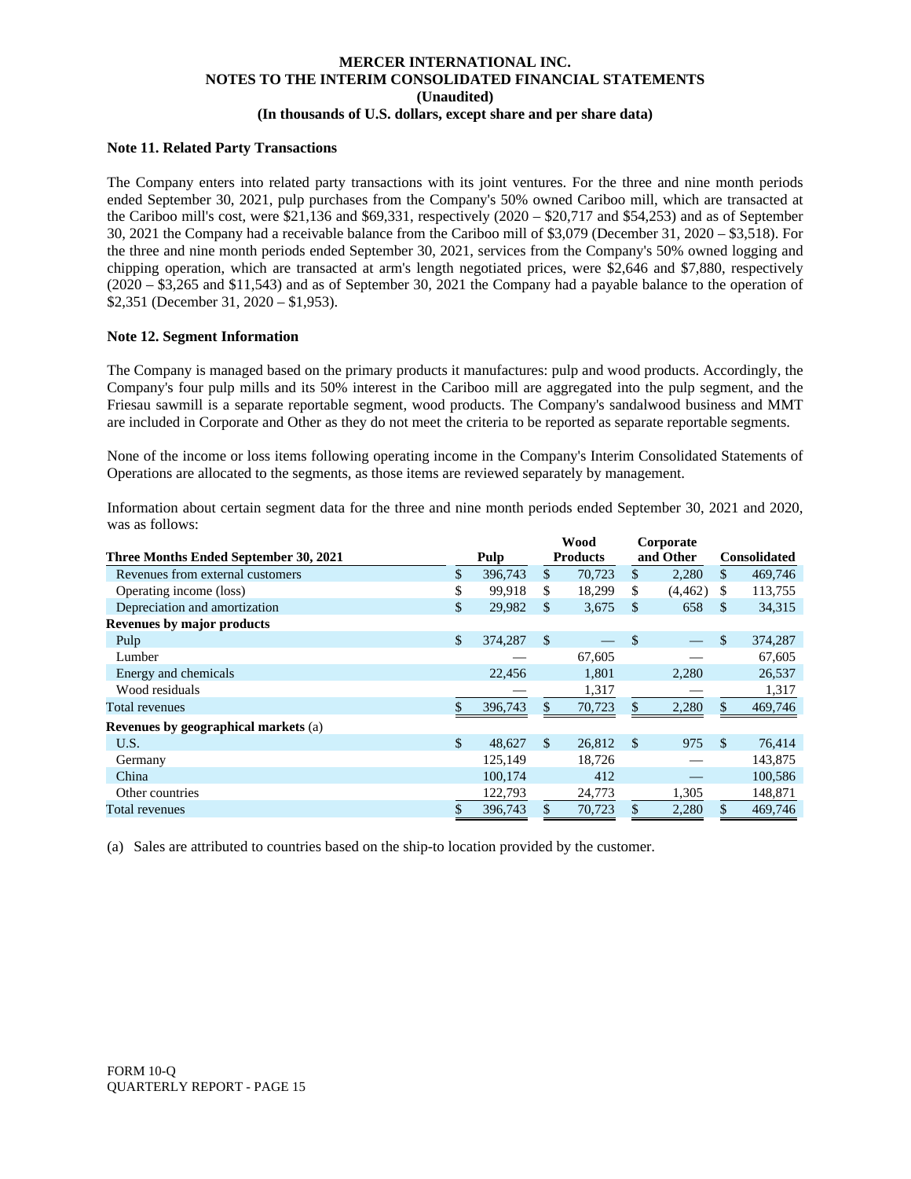### Note 11. Related Party Transactions

The Company enters into related party transactions with its joint ventures. For the three and nine month periods ended September 30, 2021, pulp purchases from the Company's 50% owned Cariboo mill, which are transacted at the Cariboo mill's cost, were $21,136 and $69,331, respectively (2020 – $20,717 and $54,253) and as of September 30, 2021 the Company had a receivable balance from the Cariboo mill of $3,079 (December 31, 2020 – $3,518). For the three and nine month periods ended September 30, 2021, services from the Company's 50% owned logging and chipping operation, which are transacted at arm's length negotiated prices, were $2,646 and $7,880, respectively (2020 – $3,265 and $11,543) and as of September 30, 2021 the Company had a payable balance to the operation of $2,351 (December 31, 2020 – $1,953).

### Note 12. Segment Information

The Company is managed based on the primary products it manufactures: pulp and wood products. Accordingly, the Company's four pulp mills and its 50% interest in the Cariboo mill are aggregated into the pulp segment, and the Friesau sawmill is a separate reportable segment, wood products. The Company's sandalwood business and MMT are included in Corporate and Other as they do not meet the criteria to be reported as separate reportable segments.

None of the income or loss items following operating income in the Company's Interim Consolidated Statements of Operations are allocated to the segments, as those items are reviewed separately by management.

Information about certain segment data for the three and nine month periods ended September 30, 2021 and 2020, was as follows:

| Three Months Ended September 30, 2021 | Pulp | Wood Products | Corporate and Other | Consolidated |
|---|---|---|---|---|
| Revenues from external customers | $ 396,743 | $ 70,723 | $ 2,280 | $ 469,746 |
| Operating income (loss) | $ 99,918 | $ 18,299 | $ (4,462) | $ 113,755 |
| Depreciation and amortization | $ 29,982 | $ 3,675 | $ 658 | $ 34,315 |
| **Revenues by major products** | | | | |
| Pulp | $ 374,287 | $ — | $ — | $ 374,287 |
| Lumber | — | 67,605 | — | 67,605 |
| Energy and chemicals | 22,456 | 1,801 | 2,280 | 26,537 |
| Wood residuals | — | 1,317 | — | 1,317 |
| Total revenues | $ 396,743 | $ 70,723 | $ 2,280 | $ 469,746 |
| **Revenues by geographical markets** (a) | | | | |
| U.S. | $ 48,627 | $ 26,812 | $ 975 | $ 76,414 |
| Germany | 125,149 | 18,726 | — | 143,875 |
| China | 100,174 | 412 | — | 100,586 |
| Other countries | 122,793 | 24,773 | 1,305 | 148,871 |
| Total revenues | $ 396,743 | $ 70,723 | $ 2,280 | $ 469,746 |

(a) Sales are attributed to countries based on the ship-to location provided by the customer.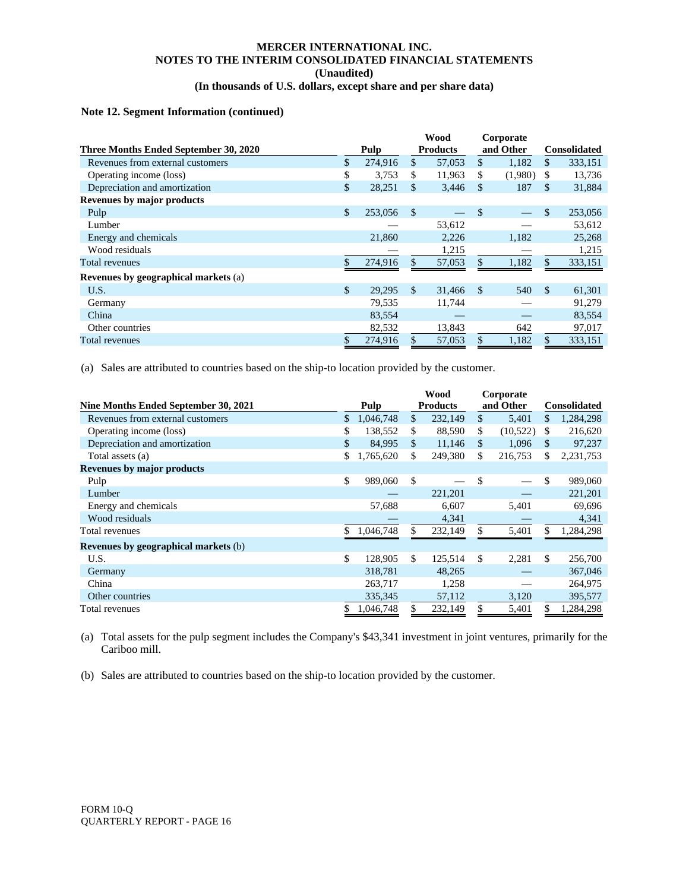**Note 12. Segment Information (continued)**

| Three Months Ended September 30, 2020 | Pulp | Wood Products | Corporate and Other | Consolidated |
|---|---|---|---|---|
| Revenues from external customers | $ 274,916 | $ 57,053 | $ 1,182 | $ 333,151 |
| Operating income (loss) | $ 3,753 | $ 11,963 | $ (1,980) | $ 13,736 |
| Depreciation and amortization | $ 28,251 | $ 3,446 | $ 187 | $ 31,884 |
| **Revenues by major products** | | | | |
| Pulp | $ 253,056 | $ — | $ — | $ 253,056 |
| Lumber | — | 53,612 | — | 53,612 |
| Energy and chemicals | 21,860 | 2,226 | 1,182 | 25,268 |
| Wood residuals | — | 1,215 | — | 1,215 |
| Total revenues | $ 274,916 | $ 57,053 | $ 1,182 | $ 333,151 |
| **Revenues by geographical markets** (a) | | | | |
| U.S. | $ 29,295 | $ 31,466 | $ 540 | $ 61,301 |
| Germany | 79,535 | 11,744 | — | 91,279 |
| China | 83,554 | — | — | 83,554 |
| Other countries | 82,532 | 13,843 | 642 | 97,017 |
| Total revenues | $ 274,916 | $ 57,053 | $ 1,182 | $ 333,151 |

(a) Sales are attributed to countries based on the ship-to location provided by the customer.

| Nine Months Ended September 30, 2021 | Pulp | Wood Products | Corporate and Other | Consolidated |
|---|---|---|---|---|
| Revenues from external customers | $ 1,046,748 | $ 232,149 | $ 5,401 | $ 1,284,298 |
| Operating income (loss) | $ 138,552 | $ 88,590 | $ (10,522) | $ 216,620 |
| Depreciation and amortization | $ 84,995 | $ 11,146 | $ 1,096 | $ 97,237 |
| Total assets (a) | $ 1,765,620 | $ 249,380 | $ 216,753 | $ 2,231,753 |
| **Revenues by major products** | | | | |
| Pulp | $ 989,060 | $ — | $ — | $ 989,060 |
| Lumber | — | 221,201 | — | 221,201 |
| Energy and chemicals | 57,688 | 6,607 | 5,401 | 69,696 |
| Wood residuals | — | 4,341 | — | 4,341 |
| Total revenues | $ 1,046,748 | $ 232,149 | $ 5,401 | $ 1,284,298 |
| **Revenues by geographical markets** (b) | | | | |
| U.S. | $ 128,905 | $ 125,514 | $ 2,281 | $ 256,700 |
| Germany | 318,781 | 48,265 | — | 367,046 |
| China | 263,717 | 1,258 | — | 264,975 |
| Other countries | 335,345 | 57,112 | 3,120 | 395,577 |
| Total revenues | $ 1,046,748 | $ 232,149 | $ 5,401 | $ 1,284,298 |

(a) Total assets for the pulp segment includes the Company's $43,341 investment in joint ventures, primarily for the Cariboo mill.

(b) Sales are attributed to countries based on the ship-to location provided by the customer.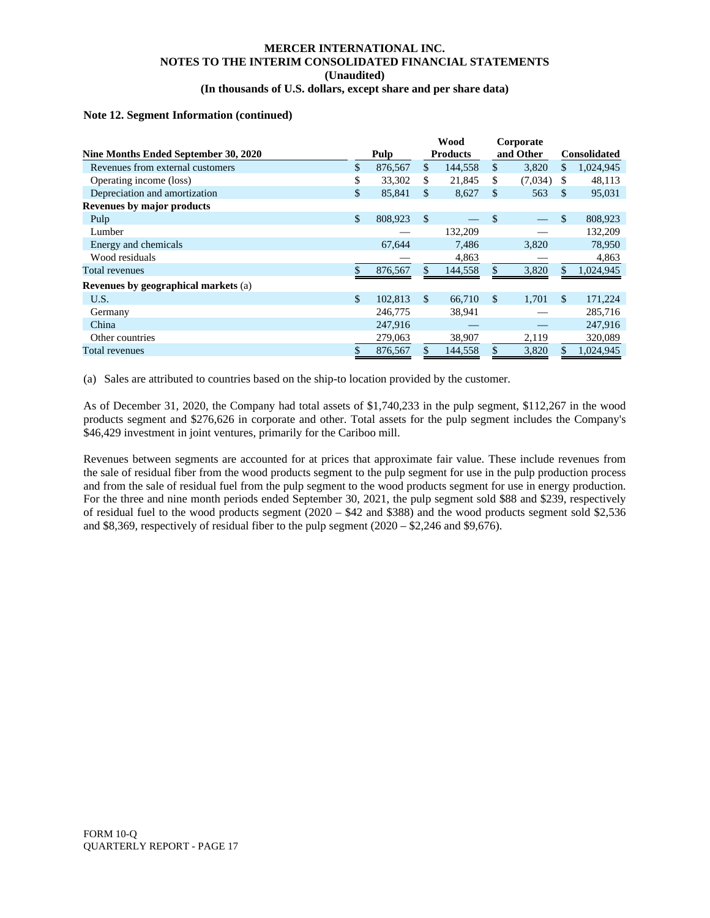### Note 12. Segment Information (continued)

| Nine Months Ended September 30, 2020 | Pulp | Wood Products | Corporate and Other | Consolidated |
|---|---|---|---|---|
| Revenues from external customers | $ 876,567 | $ 144,558 | $ 3,820 | $ 1,024,945 |
| Operating income (loss) | $ 33,302 | $ 21,845 | $ (7,034) | $ 48,113 |
| Depreciation and amortization | $ 85,841 | $ 8,627 | $ 563 | $ 95,031 |
| **Revenues by major products** | | | | |
| Pulp | $ 808,923 | $ — | $ — | $ 808,923 |
| Lumber | — | 132,209 | — | 132,209 |
| Energy and chemicals | 67,644 | 7,486 | 3,820 | 78,950 |
| Wood residuals | — | 4,863 | — | 4,863 |
| Total revenues | $ 876,567 | $ 144,558 | $ 3,820 | $ 1,024,945 |
| **Revenues by geographical markets** (a) | | | | |
| U.S. | $ 102,813 | $ 66,710 | $ 1,701 | $ 171,224 |
| Germany | 246,775 | 38,941 | — | 285,716 |
| China | 247,916 | — | — | 247,916 |
| Other countries | 279,063 | 38,907 | 2,119 | 320,089 |
| Total revenues | $ 876,567 | $ 144,558 | $ 3,820 | $ 1,024,945 |

(a) Sales are attributed to countries based on the ship-to location provided by the customer.

As of December 31, 2020, the Company had total assets of $1,740,233 in the pulp segment, $112,267 in the wood products segment and $276,626 in corporate and other. Total assets for the pulp segment includes the Company's $46,429 investment in joint ventures, primarily for the Cariboo mill.

Revenues between segments are accounted for at prices that approximate fair value. These include revenues from the sale of residual fiber from the wood products segment to the pulp segment for use in the pulp production process and from the sale of residual fuel from the pulp segment to the wood products segment for use in energy production. For the three and nine month periods ended September 30, 2021, the pulp segment sold $88 and $239, respectively of residual fuel to the wood products segment (2020 – $42 and $388) and the wood products segment sold $2,536 and $8,369, respectively of residual fiber to the pulp segment (2020 – $2,246 and $9,676).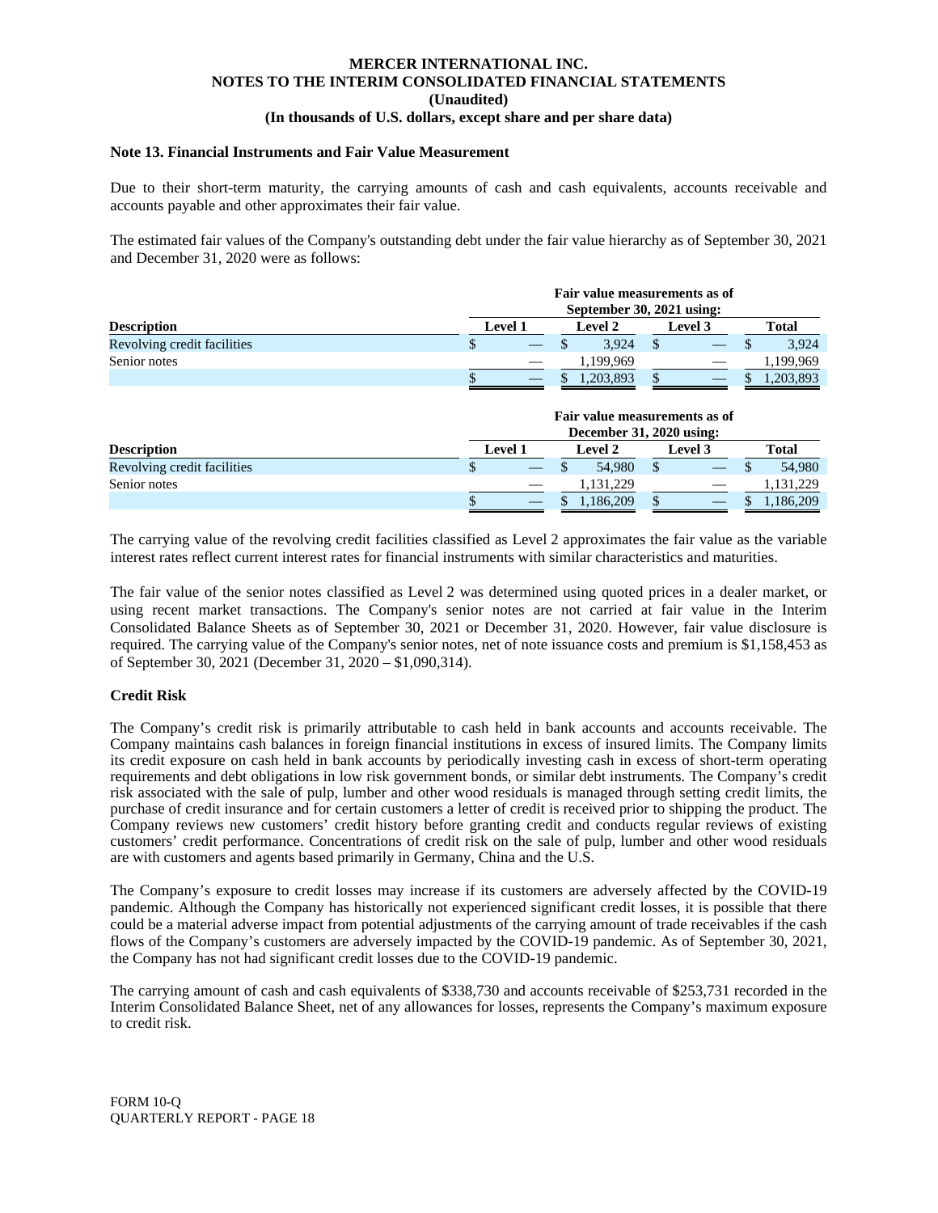### Note 13. Financial Instruments and Fair Value Measurement

Due to their short-term maturity, the carrying amounts of cash and cash equivalents, accounts receivable and accounts payable and other approximates their fair value.

The estimated fair values of the Company's outstanding debt under the fair value hierarchy as of September 30, 2021 and December 31, 2020 were as follows:

| | Fair value measurements as of September 30, 2021 using: | | | |
|---|---|---|---|---|
| **Description** | **Level 1** | **Level 2** | **Level 3** | **Total** |
| Revolving credit facilities | $ — | $ 3,924 | $ — | $ 3,924 |
| Senior notes | — | 1,199,969 | — | 1,199,969 |
| | $ — | $ 1,203,893 | $ — | $ 1,203,893 |

| | Fair value measurements as of December 31, 2020 using: | | | |
|---|---|---|---|---|
| **Description** | **Level 1** | **Level 2** | **Level 3** | **Total** |
| Revolving credit facilities | $ — | $ 54,980 | $ — | $ 54,980 |
| Senior notes | — | 1,131,229 | — | 1,131,229 |
| | $ — | $ 1,186,209 | $ — | $ 1,186,209 |

The carrying value of the revolving credit facilities classified as Level 2 approximates the fair value as the variable interest rates reflect current interest rates for financial instruments with similar characteristics and maturities.

The fair value of the senior notes classified as Level 2 was determined using quoted prices in a dealer market, or using recent market transactions. The Company's senior notes are not carried at fair value in the Interim Consolidated Balance Sheets as of September 30, 2021 or December 31, 2020. However, fair value disclosure is required. The carrying value of the Company's senior notes, net of note issuance costs and premium is $1,158,453 as of September 30, 2021 (December 31, 2020 – $1,090,314).

#### Credit Risk

The Company's credit risk is primarily attributable to cash held in bank accounts and accounts receivable. The Company maintains cash balances in foreign financial institutions in excess of insured limits. The Company limits its credit exposure on cash held in bank accounts by periodically investing cash in excess of short-term operating requirements and debt obligations in low risk government bonds, or similar debt instruments. The Company's credit risk associated with the sale of pulp, lumber and other wood residuals is managed through setting credit limits, the purchase of credit insurance and for certain customers a letter of credit is received prior to shipping the product. The Company reviews new customers' credit history before granting credit and conducts regular reviews of existing customers' credit performance. Concentrations of credit risk on the sale of pulp, lumber and other wood residuals are with customers and agents based primarily in Germany, China and the U.S.

The Company's exposure to credit losses may increase if its customers are adversely affected by the COVID-19 pandemic. Although the Company has historically not experienced significant credit losses, it is possible that there could be a material adverse impact from potential adjustments of the carrying amount of trade receivables if the cash flows of the Company's customers are adversely impacted by the COVID-19 pandemic. As of September 30, 2021, the Company has not had significant credit losses due to the COVID-19 pandemic.

The carrying amount of cash and cash equivalents of $338,730 and accounts receivable of $253,731 recorded in the Interim Consolidated Balance Sheet, net of any allowances for losses, represents the Company's maximum exposure to credit risk.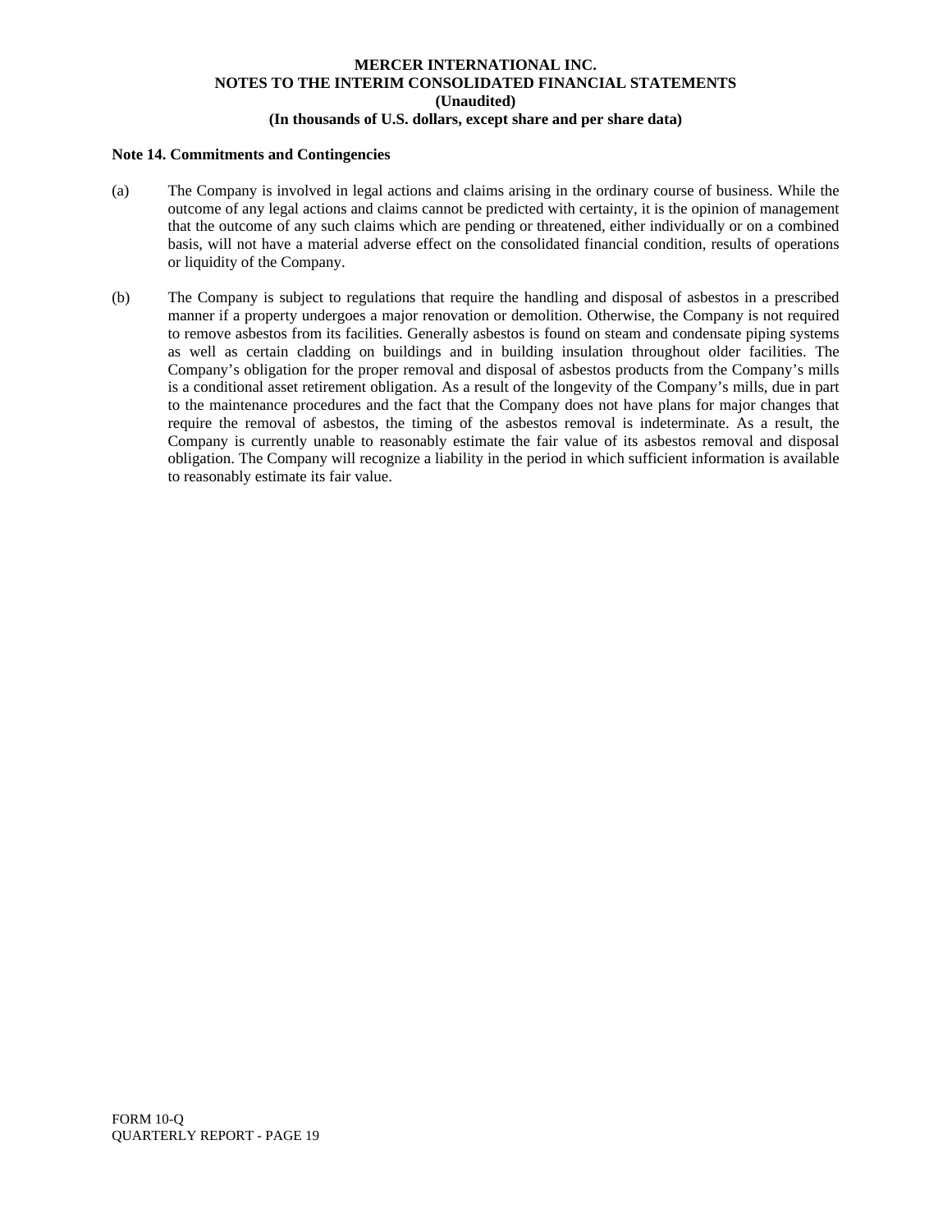**Note 14. Commitments and Contingencies**

(a) The Company is involved in legal actions and claims arising in the ordinary course of business. While the outcome of any legal actions and claims cannot be predicted with certainty, it is the opinion of management that the outcome of any such claims which are pending or threatened, either individually or on a combined basis, will not have a material adverse effect on the consolidated financial condition, results of operations or liquidity of the Company.

(b) The Company is subject to regulations that require the handling and disposal of asbestos in a prescribed manner if a property undergoes a major renovation or demolition. Otherwise, the Company is not required to remove asbestos from its facilities. Generally asbestos is found on steam and condensate piping systems as well as certain cladding on buildings and in building insulation throughout older facilities. The Company's obligation for the proper removal and disposal of asbestos products from the Company's mills is a conditional asset retirement obligation. As a result of the longevity of the Company's mills, due in part to the maintenance procedures and the fact that the Company does not have plans for major changes that require the removal of asbestos, the timing of the asbestos removal is indeterminate. As a result, the Company is currently unable to reasonably estimate the fair value of its asbestos removal and disposal obligation. The Company will recognize a liability in the period in which sufficient information is available to reasonably estimate its fair value.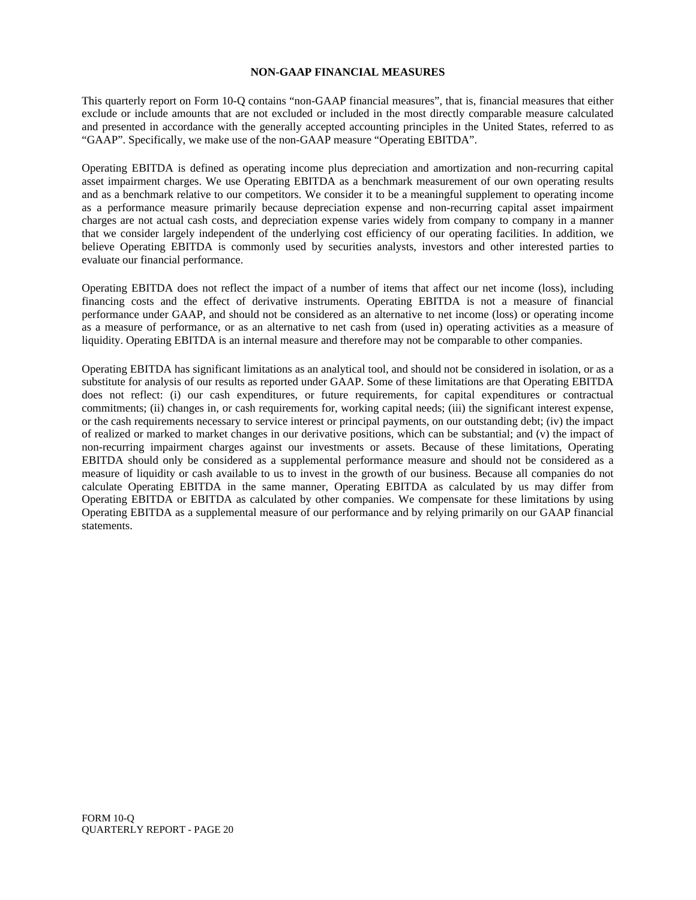## NON-GAAP FINANCIAL MEASURES

This quarterly report on Form 10-Q contains "non-GAAP financial measures", that is, financial measures that either exclude or include amounts that are not excluded or included in the most directly comparable measure calculated and presented in accordance with the generally accepted accounting principles in the United States, referred to as "GAAP". Specifically, we make use of the non-GAAP measure "Operating EBITDA".

Operating EBITDA is defined as operating income plus depreciation and amortization and non-recurring capital asset impairment charges. We use Operating EBITDA as a benchmark measurement of our own operating results and as a benchmark relative to our competitors. We consider it to be a meaningful supplement to operating income as a performance measure primarily because depreciation expense and non-recurring capital asset impairment charges are not actual cash costs, and depreciation expense varies widely from company to company in a manner that we consider largely independent of the underlying cost efficiency of our operating facilities. In addition, we believe Operating EBITDA is commonly used by securities analysts, investors and other interested parties to evaluate our financial performance.

Operating EBITDA does not reflect the impact of a number of items that affect our net income (loss), including financing costs and the effect of derivative instruments. Operating EBITDA is not a measure of financial performance under GAAP, and should not be considered as an alternative to net income (loss) or operating income as a measure of performance, or as an alternative to net cash from (used in) operating activities as a measure of liquidity. Operating EBITDA is an internal measure and therefore may not be comparable to other companies.

Operating EBITDA has significant limitations as an analytical tool, and should not be considered in isolation, or as a substitute for analysis of our results as reported under GAAP. Some of these limitations are that Operating EBITDA does not reflect: (i) our cash expenditures, or future requirements, for capital expenditures or contractual commitments; (ii) changes in, or cash requirements for, working capital needs; (iii) the significant interest expense, or the cash requirements necessary to service interest or principal payments, on our outstanding debt; (iv) the impact of realized or marked to market changes in our derivative positions, which can be substantial; and (v) the impact of non-recurring impairment charges against our investments or assets. Because of these limitations, Operating EBITDA should only be considered as a supplemental performance measure and should not be considered as a measure of liquidity or cash available to us to invest in the growth of our business. Because all companies do not calculate Operating EBITDA in the same manner, Operating EBITDA as calculated by us may differ from Operating EBITDA or EBITDA as calculated by other companies. We compensate for these limitations by using Operating EBITDA as a supplemental measure of our performance and by relying primarily on our GAAP financial statements.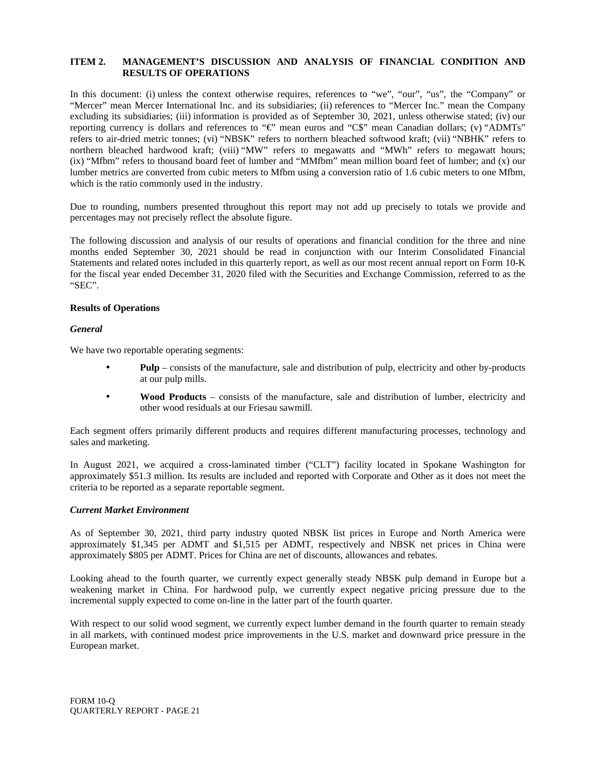# ITEM 2. MANAGEMENT'S DISCUSSION AND ANALYSIS OF FINANCIAL CONDITION AND RESULTS OF OPERATIONS

In this document: (i) unless the context otherwise requires, references to "we", "our", "us", the "Company" or "Mercer" mean Mercer International Inc. and its subsidiaries; (ii) references to "Mercer Inc." mean the Company excluding its subsidiaries; (iii) information is provided as of September 30, 2021, unless otherwise stated; (iv) our reporting currency is dollars and references to "€" mean euros and "C$" mean Canadian dollars; (v) "ADMTs" refers to air-dried metric tonnes; (vi) "NBSK" refers to northern bleached softwood kraft; (vii) "NBHK" refers to northern bleached hardwood kraft; (viii) "MW" refers to megawatts and "MWh" refers to megawatt hours; (ix) "Mfbm" refers to thousand board feet of lumber and "MMfbm" mean million board feet of lumber; and (x) our lumber metrics are converted from cubic meters to Mfbm using a conversion ratio of 1.6 cubic meters to one Mfbm, which is the ratio commonly used in the industry.

Due to rounding, numbers presented throughout this report may not add up precisely to totals we provide and percentages may not precisely reflect the absolute figure.

The following discussion and analysis of our results of operations and financial condition for the three and nine months ended September 30, 2021 should be read in conjunction with our Interim Consolidated Financial Statements and related notes included in this quarterly report, as well as our most recent annual report on Form 10-K for the fiscal year ended December 31, 2020 filed with the Securities and Exchange Commission, referred to as the "SEC".

## Results of Operations

### *General*

We have two reportable operating segments:

- **Pulp** – consists of the manufacture, sale and distribution of pulp, electricity and other by-products at our pulp mills.
- **Wood Products** – consists of the manufacture, sale and distribution of lumber, electricity and other wood residuals at our Friesau sawmill.

Each segment offers primarily different products and requires different manufacturing processes, technology and sales and marketing.

In August 2021, we acquired a cross-laminated timber ("CLT") facility located in Spokane Washington for approximately $51.3 million. Its results are included and reported with Corporate and Other as it does not meet the criteria to be reported as a separate reportable segment.

### *Current Market Environment*

As of September 30, 2021, third party industry quoted NBSK list prices in Europe and North America were approximately $1,345 per ADMT and $1,515 per ADMT, respectively and NBSK net prices in China were approximately $805 per ADMT. Prices for China are net of discounts, allowances and rebates.

Looking ahead to the fourth quarter, we currently expect generally steady NBSK pulp demand in Europe but a weakening market in China. For hardwood pulp, we currently expect negative pricing pressure due to the incremental supply expected to come on-line in the latter part of the fourth quarter.

With respect to our solid wood segment, we currently expect lumber demand in the fourth quarter to remain steady in all markets, with continued modest price improvements in the U.S. market and downward price pressure in the European market.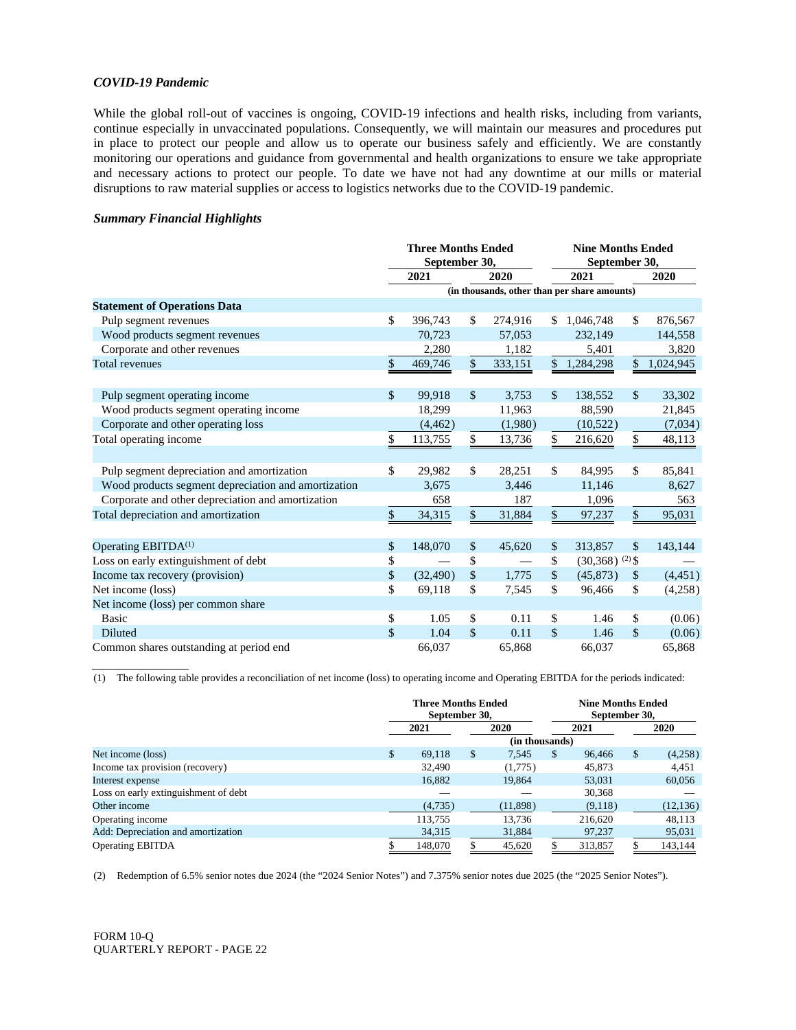### *COVID-19 Pandemic*

While the global roll-out of vaccines is ongoing, COVID-19 infections and health risks, including from variants, continue especially in unvaccinated populations. Consequently, we will maintain our measures and procedures put in place to protect our people and allow us to operate our business safely and efficiently. We are constantly monitoring our operations and guidance from governmental and health organizations to ensure we take appropriate and necessary actions to protect our people. To date we have not had any downtime at our mills or material disruptions to raw material supplies or access to logistics networks due to the COVID-19 pandemic.

### *Summary Financial Highlights*

| | Three Months Ended September 30, | | Nine Months Ended September 30, | |
|---|---|---|---|---|
| | 2021 | 2020 | 2021 | 2020 |
| | (in thousands, other than per share amounts) | | | |
| **Statement of Operations Data** | | | | |
| Pulp segment revenues | $ 396,743 | $ 274,916 | $ 1,046,748 | $ 876,567 |
| Wood products segment revenues | 70,723 | 57,053 | 232,149 | 144,558 |
| Corporate and other revenues | 2,280 | 1,182 | 5,401 | 3,820 |
| Total revenues | $ 469,746 | $ 333,151 | $ 1,284,298 | $ 1,024,945 |
| | | | | |
| Pulp segment operating income | $ 99,918 | $ 3,753 | $ 138,552 | $ 33,302 |
| Wood products segment operating income | 18,299 | 11,963 | 88,590 | 21,845 |
| Corporate and other operating loss | (4,462) | (1,980) | (10,522) | (7,034) |
| Total operating income | $ 113,755 | $ 13,736 | $ 216,620 | $ 48,113 |
| | | | | |
| Pulp segment depreciation and amortization | $ 29,982 | $ 28,251 | $ 84,995 | $ 85,841 |
| Wood products segment depreciation and amortization | 3,675 | 3,446 | 11,146 | 8,627 |
| Corporate and other depreciation and amortization | 658 | 187 | 1,096 | 563 |
| Total depreciation and amortization | $ 34,315 | $ 31,884 | $ 97,237 | $ 95,031 |
| | | | | |
| Operating EBITDA[(1)] | $ 148,070 | $ 45,620 | $ 313,857 | $ 143,144 |
| Loss on early extinguishment of debt | $ — | $ — | $ (30,368) [(2)] | $ — |
| Income tax recovery (provision) | $ (32,490) | $ 1,775 | $ (45,873) | $ (4,451) |
| Net income (loss) | $ 69,118 | $ 7,545 | $ 96,466 | $ (4,258) |
| Net income (loss) per common share | | | | |
| Basic | $ 1.05 | $ 0.11 | $ 1.46 | $ (0.06) |
| Diluted | $ 1.04 | $ 0.11 | $ 1.46 | $ (0.06) |
| Common shares outstanding at period end | 66,037 | 65,868 | 66,037 | 65,868 |

(1) The following table provides a reconciliation of net income (loss) to operating income and Operating EBITDA for the periods indicated:

| | Three Months Ended September 30, | | Nine Months Ended September 30, | |
|---|---|---|---|---|
| | 2021 | 2020 | 2021 | 2020 |
| | (in thousands) | | | |
| Net income (loss) | $ 69,118 | $ 7,545 | $ 96,466 | $ (4,258) |
| Income tax provision (recovery) | 32,490 | (1,775) | 45,873 | 4,451 |
| Interest expense | 16,882 | 19,864 | 53,031 | 60,056 |
| Loss on early extinguishment of debt | — | — | 30,368 | — |
| Other income | (4,735) | (11,898) | (9,118) | (12,136) |
| Operating income | 113,755 | 13,736 | 216,620 | 48,113 |
| Add: Depreciation and amortization | 34,315 | 31,884 | 97,237 | 95,031 |
| Operating EBITDA | $ 148,070 | $ 45,620 | $ 313,857 | $ 143,144 |

(2) Redemption of 6.5% senior notes due 2024 (the "2024 Senior Notes") and 7.375% senior notes due 2025 (the "2025 Senior Notes").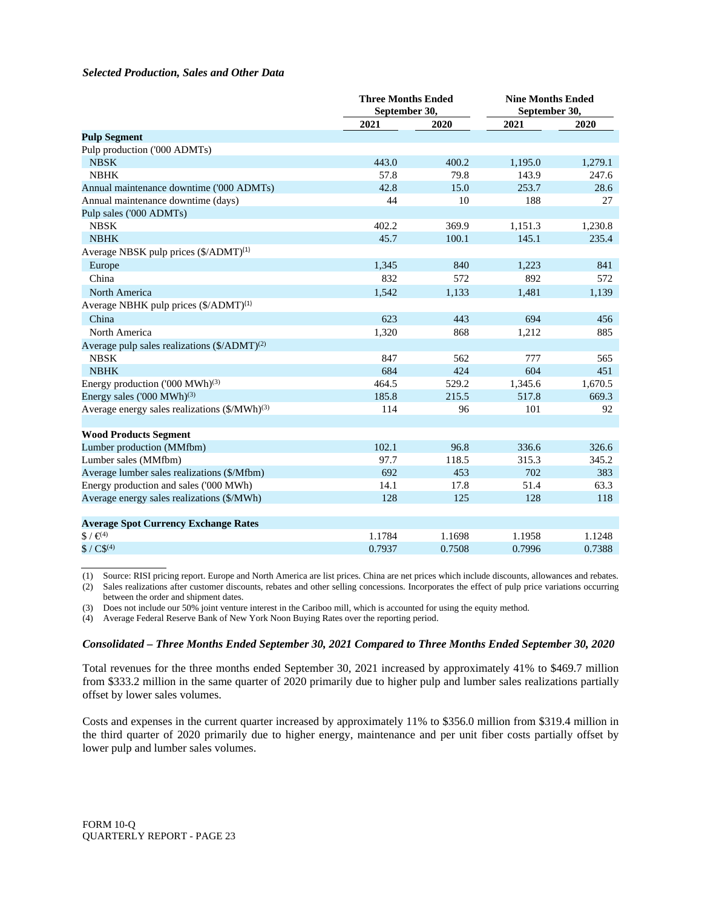***Selected Production, Sales and Other Data***

| | Three Months Ended September 30, | | Nine Months Ended September 30, | |
|---|---|---|---|---|
| | 2021 | 2020 | 2021 | 2020 |
| **Pulp Segment** | | | | |
| Pulp production ('000 ADMTs) | | | | |
| NBSK | 443.0 | 400.2 | 1,195.0 | 1,279.1 |
| NBHK | 57.8 | 79.8 | 143.9 | 247.6 |
| Annual maintenance downtime ('000 ADMTs) | 42.8 | 15.0 | 253.7 | 28.6 |
| Annual maintenance downtime (days) | 44 | 10 | 188 | 27 |
| Pulp sales ('000 ADMTs) | | | | |
| NBSK | 402.2 | 369.9 | 1,151.3 | 1,230.8 |
| NBHK | 45.7 | 100.1 | 145.1 | 235.4 |
| Average NBSK pulp prices ($/ADMT)[1] | | | | |
| Europe | 1,345 | 840 | 1,223 | 841 |
| China | 832 | 572 | 892 | 572 |
| North America | 1,542 | 1,133 | 1,481 | 1,139 |
| Average NBHK pulp prices ($/ADMT)[1] | | | | |
| China | 623 | 443 | 694 | 456 |
| North America | 1,320 | 868 | 1,212 | 885 |
| Average pulp sales realizations ($/ADMT)[2] | | | | |
| NBSK | 847 | 562 | 777 | 565 |
| NBHK | 684 | 424 | 604 | 451 |
| Energy production ('000 MWh)[3] | 464.5 | 529.2 | 1,345.6 | 1,670.5 |
| Energy sales ('000 MWh)[3] | 185.8 | 215.5 | 517.8 | 669.3 |
| Average energy sales realizations ($/MWh)[3] | 114 | 96 | 101 | 92 |
| | | | | |
| **Wood Products Segment** | | | | |
| Lumber production (MMfbm) | 102.1 | 96.8 | 336.6 | 326.6 |
| Lumber sales (MMfbm) | 97.7 | 118.5 | 315.3 | 345.2 |
| Average lumber sales realizations ($/Mfbm) | 692 | 453 | 702 | 383 |
| Energy production and sales ('000 MWh) | 14.1 | 17.8 | 51.4 | 63.3 |
| Average energy sales realizations ($/MWh) | 128 | 125 | 128 | 118 |
| | | | | |
| **Average Spot Currency Exchange Rates** | | | | |
| $ / €[4] | 1.1784 | 1.1698 | 1.1958 | 1.1248 |
| $ / C$[4] | 0.7937 | 0.7508 | 0.7996 | 0.7388 |

(1) Source: RISI pricing report. Europe and North America are list prices. China are net prices which include discounts, allowances and rebates.
(2) Sales realizations after customer discounts, rebates and other selling concessions. Incorporates the effect of pulp price variations occurring between the order and shipment dates.
(3) Does not include our 50% joint venture interest in the Cariboo mill, which is accounted for using the equity method.
(4) Average Federal Reserve Bank of New York Noon Buying Rates over the reporting period.

***Consolidated – Three Months Ended September 30, 2021 Compared to Three Months Ended September 30, 2020***

Total revenues for the three months ended September 30, 2021 increased by approximately 41% to $469.7 million from $333.2 million in the same quarter of 2020 primarily due to higher pulp and lumber sales realizations partially offset by lower sales volumes.

Costs and expenses in the current quarter increased by approximately 11% to $356.0 million from $319.4 million in the third quarter of 2020 primarily due to higher energy, maintenance and per unit fiber costs partially offset by lower pulp and lumber sales volumes.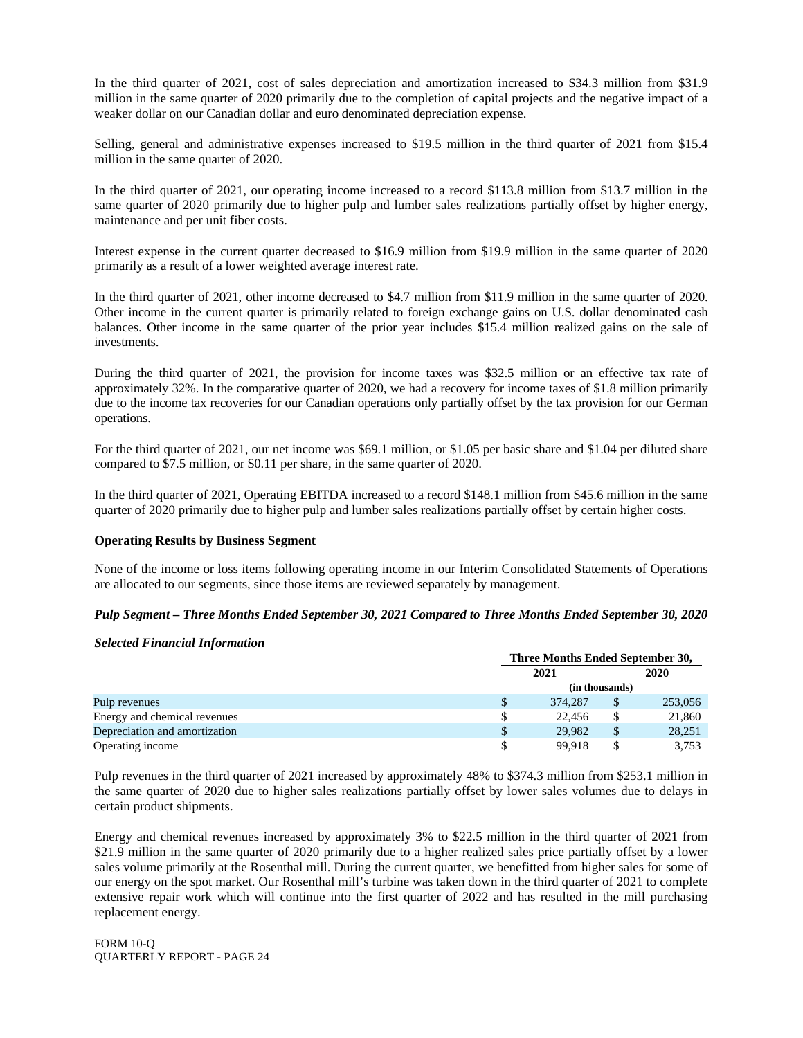In the third quarter of 2021, cost of sales depreciation and amortization increased to $34.3 million from $31.9 million in the same quarter of 2020 primarily due to the completion of capital projects and the negative impact of a weaker dollar on our Canadian dollar and euro denominated depreciation expense.

Selling, general and administrative expenses increased to $19.5 million in the third quarter of 2021 from $15.4 million in the same quarter of 2020.

In the third quarter of 2021, our operating income increased to a record $113.8 million from $13.7 million in the same quarter of 2020 primarily due to higher pulp and lumber sales realizations partially offset by higher energy, maintenance and per unit fiber costs.

Interest expense in the current quarter decreased to $16.9 million from $19.9 million in the same quarter of 2020 primarily as a result of a lower weighted average interest rate.

In the third quarter of 2021, other income decreased to $4.7 million from $11.9 million in the same quarter of 2020. Other income in the current quarter is primarily related to foreign exchange gains on U.S. dollar denominated cash balances. Other income in the same quarter of the prior year includes $15.4 million realized gains on the sale of investments.

During the third quarter of 2021, the provision for income taxes was $32.5 million or an effective tax rate of approximately 32%. In the comparative quarter of 2020, we had a recovery for income taxes of $1.8 million primarily due to the income tax recoveries for our Canadian operations only partially offset by the tax provision for our German operations.

For the third quarter of 2021, our net income was $69.1 million, or $1.05 per basic share and $1.04 per diluted share compared to $7.5 million, or $0.11 per share, in the same quarter of 2020.

In the third quarter of 2021, Operating EBITDA increased to a record $148.1 million from $45.6 million in the same quarter of 2020 primarily due to higher pulp and lumber sales realizations partially offset by certain higher costs.

**Operating Results by Business Segment**

None of the income or loss items following operating income in our Interim Consolidated Statements of Operations are allocated to our segments, since those items are reviewed separately by management.

***Pulp Segment – Three Months Ended September 30, 2021 Compared to Three Months Ended September 30, 2020***

***Selected Financial Information***

| | Three Months Ended September 30, | |
|---|---|---|
| | 2021 | 2020 |
| | (in thousands) | |
| Pulp revenues | $ 374,287 | $ 253,056 |
| Energy and chemical revenues | $ 22,456 | $ 21,860 |
| Depreciation and amortization | $ 29,982 | $ 28,251 |
| Operating income | $ 99,918 | $ 3,753 |

Pulp revenues in the third quarter of 2021 increased by approximately 48% to $374.3 million from $253.1 million in the same quarter of 2020 due to higher sales realizations partially offset by lower sales volumes due to delays in certain product shipments.

Energy and chemical revenues increased by approximately 3% to $22.5 million in the third quarter of 2021 from $21.9 million in the same quarter of 2020 primarily due to a higher realized sales price partially offset by a lower sales volume primarily at the Rosenthal mill. During the current quarter, we benefitted from higher sales for some of our energy on the spot market. Our Rosenthal mill's turbine was taken down in the third quarter of 2021 to complete extensive repair work which will continue into the first quarter of 2022 and has resulted in the mill purchasing replacement energy.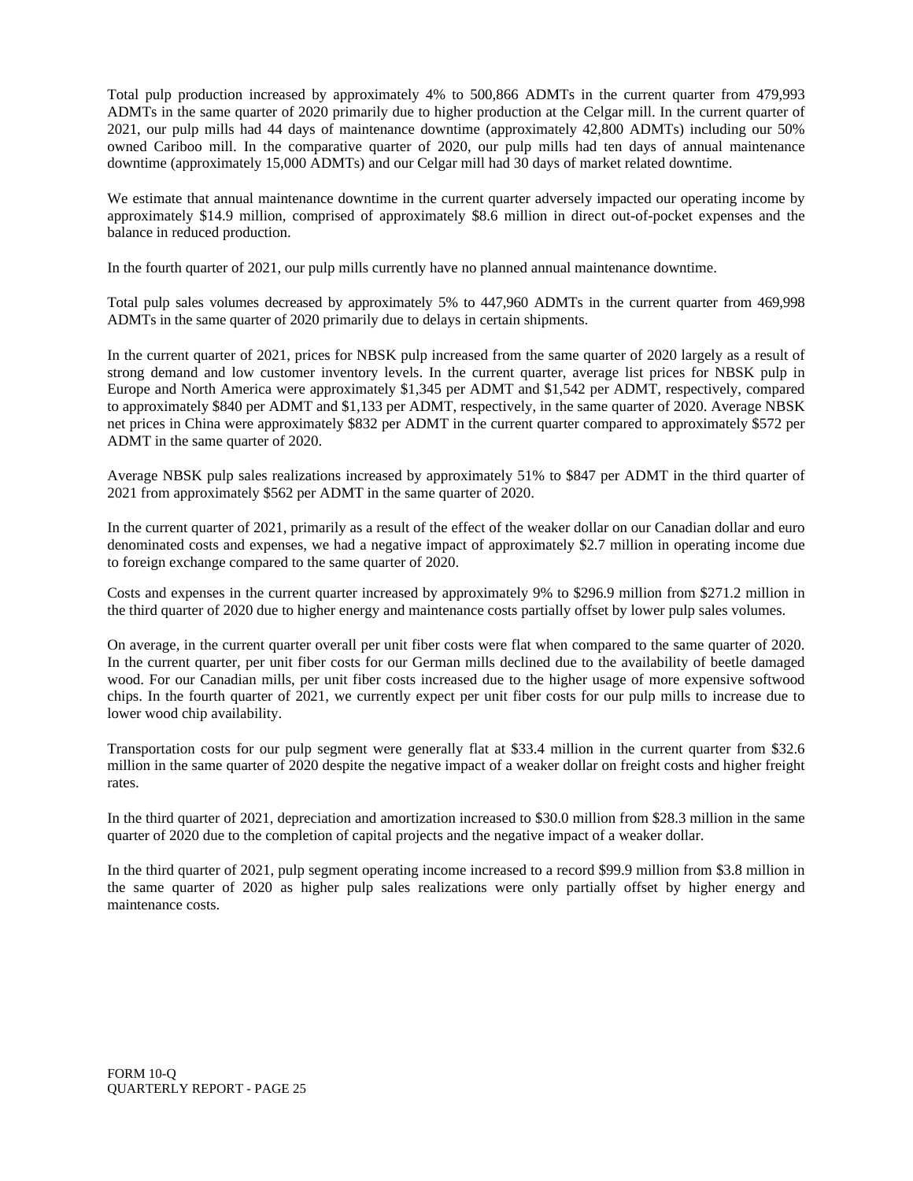Total pulp production increased by approximately 4% to 500,866 ADMTs in the current quarter from 479,993 ADMTs in the same quarter of 2020 primarily due to higher production at the Celgar mill. In the current quarter of 2021, our pulp mills had 44 days of maintenance downtime (approximately 42,800 ADMTs) including our 50% owned Cariboo mill. In the comparative quarter of 2020, our pulp mills had ten days of annual maintenance downtime (approximately 15,000 ADMTs) and our Celgar mill had 30 days of market related downtime.

We estimate that annual maintenance downtime in the current quarter adversely impacted our operating income by approximately $14.9 million, comprised of approximately $8.6 million in direct out-of-pocket expenses and the balance in reduced production.

In the fourth quarter of 2021, our pulp mills currently have no planned annual maintenance downtime.

Total pulp sales volumes decreased by approximately 5% to 447,960 ADMTs in the current quarter from 469,998 ADMTs in the same quarter of 2020 primarily due to delays in certain shipments.

In the current quarter of 2021, prices for NBSK pulp increased from the same quarter of 2020 largely as a result of strong demand and low customer inventory levels. In the current quarter, average list prices for NBSK pulp in Europe and North America were approximately $1,345 per ADMT and $1,542 per ADMT, respectively, compared to approximately $840 per ADMT and $1,133 per ADMT, respectively, in the same quarter of 2020. Average NBSK net prices in China were approximately $832 per ADMT in the current quarter compared to approximately $572 per ADMT in the same quarter of 2020.

Average NBSK pulp sales realizations increased by approximately 51% to $847 per ADMT in the third quarter of 2021 from approximately $562 per ADMT in the same quarter of 2020.

In the current quarter of 2021, primarily as a result of the effect of the weaker dollar on our Canadian dollar and euro denominated costs and expenses, we had a negative impact of approximately $2.7 million in operating income due to foreign exchange compared to the same quarter of 2020.

Costs and expenses in the current quarter increased by approximately 9% to $296.9 million from $271.2 million in the third quarter of 2020 due to higher energy and maintenance costs partially offset by lower pulp sales volumes.

On average, in the current quarter overall per unit fiber costs were flat when compared to the same quarter of 2020. In the current quarter, per unit fiber costs for our German mills declined due to the availability of beetle damaged wood. For our Canadian mills, per unit fiber costs increased due to the higher usage of more expensive softwood chips. In the fourth quarter of 2021, we currently expect per unit fiber costs for our pulp mills to increase due to lower wood chip availability.

Transportation costs for our pulp segment were generally flat at $33.4 million in the current quarter from $32.6 million in the same quarter of 2020 despite the negative impact of a weaker dollar on freight costs and higher freight rates.

In the third quarter of 2021, depreciation and amortization increased to $30.0 million from $28.3 million in the same quarter of 2020 due to the completion of capital projects and the negative impact of a weaker dollar.

In the third quarter of 2021, pulp segment operating income increased to a record $99.9 million from $3.8 million in the same quarter of 2020 as higher pulp sales realizations were only partially offset by higher energy and maintenance costs.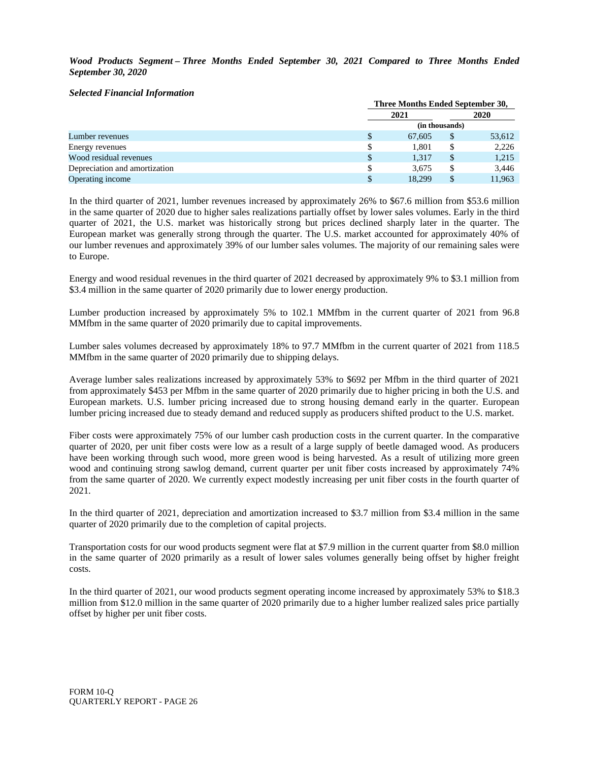***Wood Products Segment – Three Months Ended September 30, 2021 Compared to Three Months Ended September 30, 2020***

***Selected Financial Information***

| | Three Months Ended September 30, | |
|---|---|---|
| | 2021 | 2020 |
| | (in thousands) | |
| Lumber revenues | $ 67,605 | $ 53,612 |
| Energy revenues | $ 1,801 | $ 2,226 |
| Wood residual revenues | $ 1,317 | $ 1,215 |
| Depreciation and amortization | $ 3,675 | $ 3,446 |
| Operating income | $ 18,299 | $ 11,963 |

In the third quarter of 2021, lumber revenues increased by approximately 26% to $67.6 million from $53.6 million in the same quarter of 2020 due to higher sales realizations partially offset by lower sales volumes. Early in the third quarter of 2021, the U.S. market was historically strong but prices declined sharply later in the quarter. The European market was generally strong through the quarter. The U.S. market accounted for approximately 40% of our lumber revenues and approximately 39% of our lumber sales volumes. The majority of our remaining sales were to Europe.

Energy and wood residual revenues in the third quarter of 2021 decreased by approximately 9% to $3.1 million from $3.4 million in the same quarter of 2020 primarily due to lower energy production.

Lumber production increased by approximately 5% to 102.1 MMfbm in the current quarter of 2021 from 96.8 MMfbm in the same quarter of 2020 primarily due to capital improvements.

Lumber sales volumes decreased by approximately 18% to 97.7 MMfbm in the current quarter of 2021 from 118.5 MMfbm in the same quarter of 2020 primarily due to shipping delays.

Average lumber sales realizations increased by approximately 53% to $692 per Mfbm in the third quarter of 2021 from approximately $453 per Mfbm in the same quarter of 2020 primarily due to higher pricing in both the U.S. and European markets. U.S. lumber pricing increased due to strong housing demand early in the quarter. European lumber pricing increased due to steady demand and reduced supply as producers shifted product to the U.S. market.

Fiber costs were approximately 75% of our lumber cash production costs in the current quarter. In the comparative quarter of 2020, per unit fiber costs were low as a result of a large supply of beetle damaged wood. As producers have been working through such wood, more green wood is being harvested. As a result of utilizing more green wood and continuing strong sawlog demand, current quarter per unit fiber costs increased by approximately 74% from the same quarter of 2020. We currently expect modestly increasing per unit fiber costs in the fourth quarter of 2021.

In the third quarter of 2021, depreciation and amortization increased to $3.7 million from $3.4 million in the same quarter of 2020 primarily due to the completion of capital projects.

Transportation costs for our wood products segment were flat at $7.9 million in the current quarter from $8.0 million in the same quarter of 2020 primarily as a result of lower sales volumes generally being offset by higher freight costs.

In the third quarter of 2021, our wood products segment operating income increased by approximately 53% to $18.3 million from $12.0 million in the same quarter of 2020 primarily due to a higher lumber realized sales price partially offset by higher per unit fiber costs.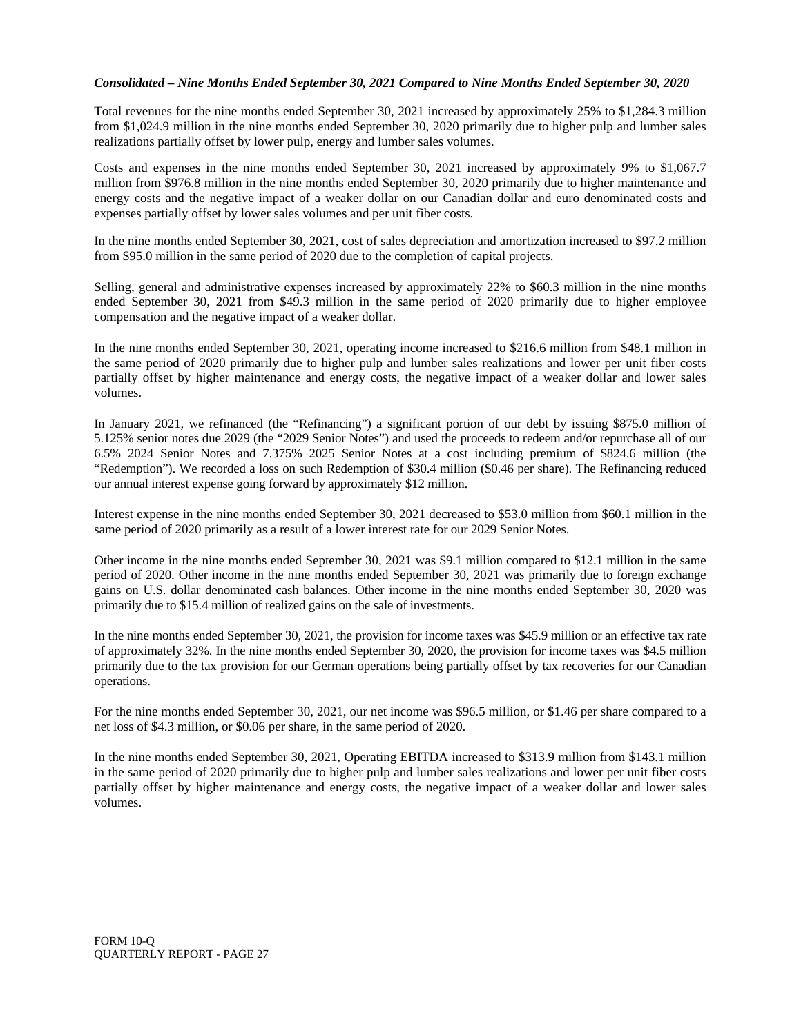***Consolidated – Nine Months Ended September 30, 2021 Compared to Nine Months Ended September 30, 2020***

Total revenues for the nine months ended September 30, 2021 increased by approximately 25% to $1,284.3 million from $1,024.9 million in the nine months ended September 30, 2020 primarily due to higher pulp and lumber sales realizations partially offset by lower pulp, energy and lumber sales volumes.

Costs and expenses in the nine months ended September 30, 2021 increased by approximately 9% to $1,067.7 million from $976.8 million in the nine months ended September 30, 2020 primarily due to higher maintenance and energy costs and the negative impact of a weaker dollar on our Canadian dollar and euro denominated costs and expenses partially offset by lower sales volumes and per unit fiber costs.

In the nine months ended September 30, 2021, cost of sales depreciation and amortization increased to $97.2 million from $95.0 million in the same period of 2020 due to the completion of capital projects.

Selling, general and administrative expenses increased by approximately 22% to $60.3 million in the nine months ended September 30, 2021 from $49.3 million in the same period of 2020 primarily due to higher employee compensation and the negative impact of a weaker dollar.

In the nine months ended September 30, 2021, operating income increased to $216.6 million from $48.1 million in the same period of 2020 primarily due to higher pulp and lumber sales realizations and lower per unit fiber costs partially offset by higher maintenance and energy costs, the negative impact of a weaker dollar and lower sales volumes.

In January 2021, we refinanced (the "Refinancing") a significant portion of our debt by issuing $875.0 million of 5.125% senior notes due 2029 (the "2029 Senior Notes") and used the proceeds to redeem and/or repurchase all of our 6.5% 2024 Senior Notes and 7.375% 2025 Senior Notes at a cost including premium of $824.6 million (the "Redemption"). We recorded a loss on such Redemption of $30.4 million ($0.46 per share). The Refinancing reduced our annual interest expense going forward by approximately $12 million.

Interest expense in the nine months ended September 30, 2021 decreased to $53.0 million from $60.1 million in the same period of 2020 primarily as a result of a lower interest rate for our 2029 Senior Notes.

Other income in the nine months ended September 30, 2021 was $9.1 million compared to $12.1 million in the same period of 2020. Other income in the nine months ended September 30, 2021 was primarily due to foreign exchange gains on U.S. dollar denominated cash balances. Other income in the nine months ended September 30, 2020 was primarily due to $15.4 million of realized gains on the sale of investments.

In the nine months ended September 30, 2021, the provision for income taxes was $45.9 million or an effective tax rate of approximately 32%. In the nine months ended September 30, 2020, the provision for income taxes was $4.5 million primarily due to the tax provision for our German operations being partially offset by tax recoveries for our Canadian operations.

For the nine months ended September 30, 2021, our net income was $96.5 million, or $1.46 per share compared to a net loss of $4.3 million, or $0.06 per share, in the same period of 2020.

In the nine months ended September 30, 2021, Operating EBITDA increased to $313.9 million from $143.1 million in the same period of 2020 primarily due to higher pulp and lumber sales realizations and lower per unit fiber costs partially offset by higher maintenance and energy costs, the negative impact of a weaker dollar and lower sales volumes.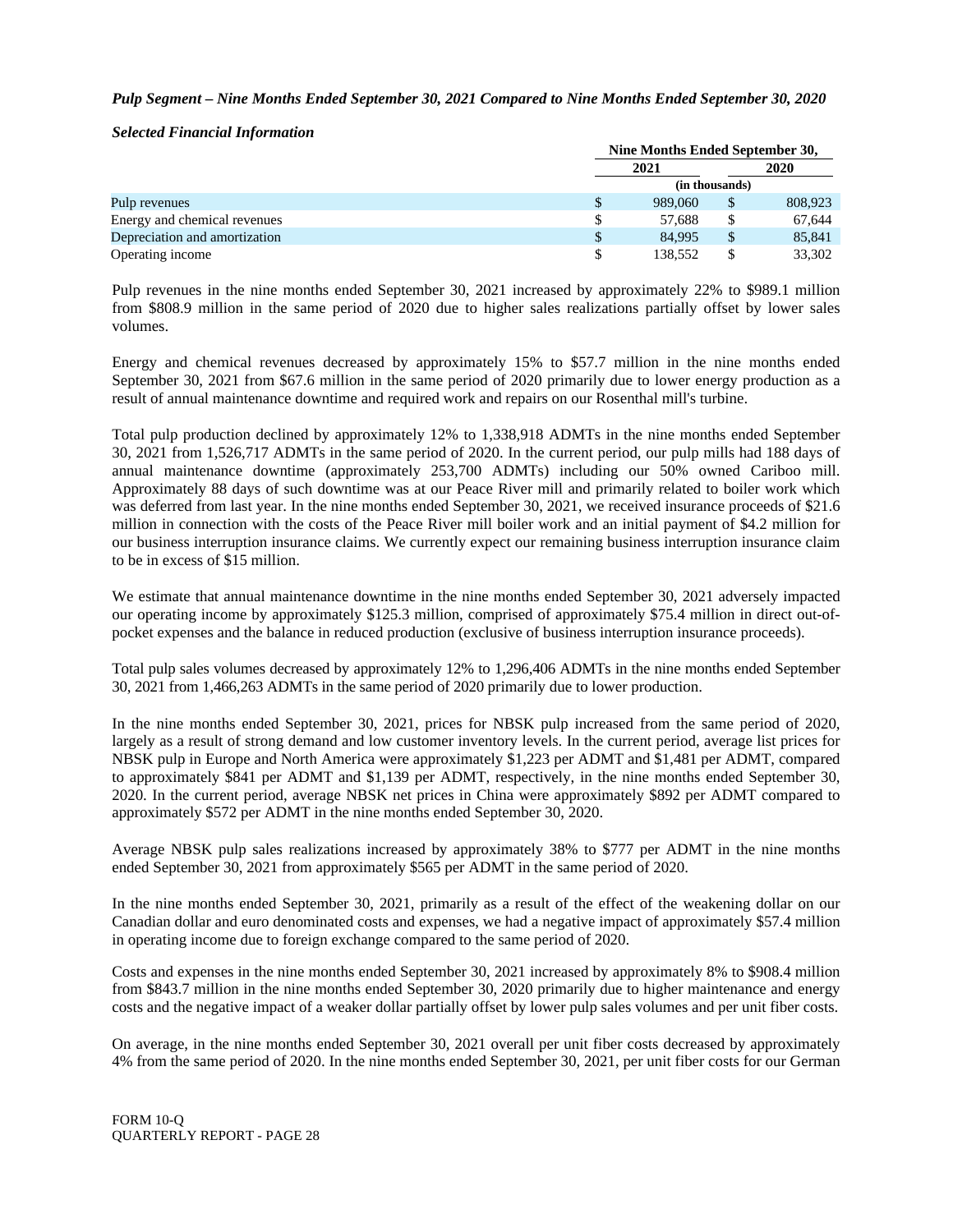***Pulp Segment – Nine Months Ended September 30, 2021 Compared to Nine Months Ended September 30, 2020***

***Selected Financial Information***

| | Nine Months Ended September 30, | |
|---|---|---|
| | 2021 | 2020 |
| | (in thousands) | |
| Pulp revenues | $ 989,060 | $ 808,923 |
| Energy and chemical revenues | $ 57,688 | $ 67,644 |
| Depreciation and amortization | $ 84,995 | $ 85,841 |
| Operating income | $ 138,552 | $ 33,302 |

Pulp revenues in the nine months ended September 30, 2021 increased by approximately 22% to $989.1 million from $808.9 million in the same period of 2020 due to higher sales realizations partially offset by lower sales volumes.

Energy and chemical revenues decreased by approximately 15% to $57.7 million in the nine months ended September 30, 2021 from $67.6 million in the same period of 2020 primarily due to lower energy production as a result of annual maintenance downtime and required work and repairs on our Rosenthal mill's turbine.

Total pulp production declined by approximately 12% to 1,338,918 ADMTs in the nine months ended September 30, 2021 from 1,526,717 ADMTs in the same period of 2020. In the current period, our pulp mills had 188 days of annual maintenance downtime (approximately 253,700 ADMTs) including our 50% owned Cariboo mill. Approximately 88 days of such downtime was at our Peace River mill and primarily related to boiler work which was deferred from last year. In the nine months ended September 30, 2021, we received insurance proceeds of $21.6 million in connection with the costs of the Peace River mill boiler work and an initial payment of $4.2 million for our business interruption insurance claims. We currently expect our remaining business interruption insurance claim to be in excess of $15 million.

We estimate that annual maintenance downtime in the nine months ended September 30, 2021 adversely impacted our operating income by approximately $125.3 million, comprised of approximately $75.4 million in direct out-of-pocket expenses and the balance in reduced production (exclusive of business interruption insurance proceeds).

Total pulp sales volumes decreased by approximately 12% to 1,296,406 ADMTs in the nine months ended September 30, 2021 from 1,466,263 ADMTs in the same period of 2020 primarily due to lower production.

In the nine months ended September 30, 2021, prices for NBSK pulp increased from the same period of 2020, largely as a result of strong demand and low customer inventory levels. In the current period, average list prices for NBSK pulp in Europe and North America were approximately $1,223 per ADMT and $1,481 per ADMT, compared to approximately $841 per ADMT and $1,139 per ADMT, respectively, in the nine months ended September 30, 2020. In the current period, average NBSK net prices in China were approximately $892 per ADMT compared to approximately $572 per ADMT in the nine months ended September 30, 2020.

Average NBSK pulp sales realizations increased by approximately 38% to $777 per ADMT in the nine months ended September 30, 2021 from approximately $565 per ADMT in the same period of 2020.

In the nine months ended September 30, 2021, primarily as a result of the effect of the weakening dollar on our Canadian dollar and euro denominated costs and expenses, we had a negative impact of approximately $57.4 million in operating income due to foreign exchange compared to the same period of 2020.

Costs and expenses in the nine months ended September 30, 2021 increased by approximately 8% to $908.4 million from $843.7 million in the nine months ended September 30, 2020 primarily due to higher maintenance and energy costs and the negative impact of a weaker dollar partially offset by lower pulp sales volumes and per unit fiber costs.

On average, in the nine months ended September 30, 2021 overall per unit fiber costs decreased by approximately 4% from the same period of 2020. In the nine months ended September 30, 2021, per unit fiber costs for our German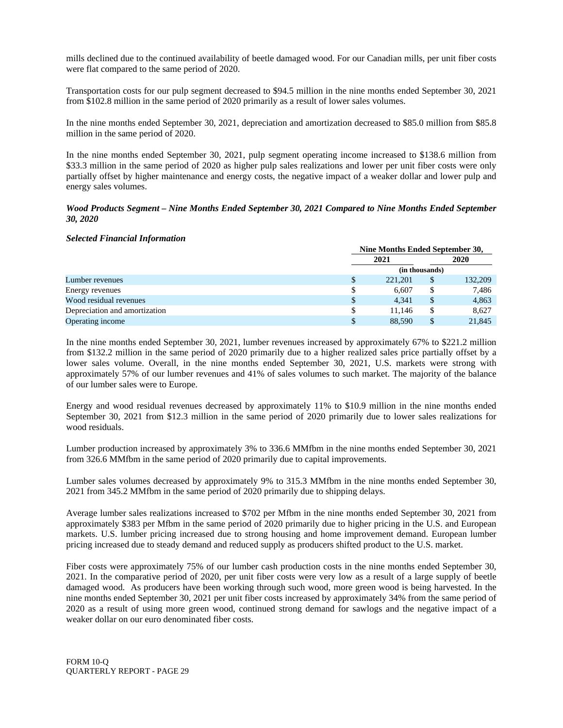mills declined due to the continued availability of beetle damaged wood. For our Canadian mills, per unit fiber costs were flat compared to the same period of 2020.

Transportation costs for our pulp segment decreased to $94.5 million in the nine months ended September 30, 2021 from $102.8 million in the same period of 2020 primarily as a result of lower sales volumes.

In the nine months ended September 30, 2021, depreciation and amortization decreased to $85.0 million from $85.8 million in the same period of 2020.

In the nine months ended September 30, 2021, pulp segment operating income increased to $138.6 million from $33.3 million in the same period of 2020 as higher pulp sales realizations and lower per unit fiber costs were only partially offset by higher maintenance and energy costs, the negative impact of a weaker dollar and lower pulp and energy sales volumes.

***Wood Products Segment – Nine Months Ended September 30, 2021 Compared to Nine Months Ended September 30, 2020***

***Selected Financial Information***

| | Nine Months Ended September 30, | |
|---|---|---|
| | 2021 | 2020 |
| | (in thousands) | |
| Lumber revenues | $ 221,201 | $ 132,209 |
| Energy revenues | $ 6,607 | $ 7,486 |
| Wood residual revenues | $ 4,341 | $ 4,863 |
| Depreciation and amortization | $ 11,146 | $ 8,627 |
| Operating income | $ 88,590 | $ 21,845 |

In the nine months ended September 30, 2021, lumber revenues increased by approximately 67% to $221.2 million from $132.2 million in the same period of 2020 primarily due to a higher realized sales price partially offset by a lower sales volume. Overall, in the nine months ended September 30, 2021, U.S. markets were strong with approximately 57% of our lumber revenues and 41% of sales volumes to such market. The majority of the balance of our lumber sales were to Europe.

Energy and wood residual revenues decreased by approximately 11% to $10.9 million in the nine months ended September 30, 2021 from $12.3 million in the same period of 2020 primarily due to lower sales realizations for wood residuals.

Lumber production increased by approximately 3% to 336.6 MMfbm in the nine months ended September 30, 2021 from 326.6 MMfbm in the same period of 2020 primarily due to capital improvements.

Lumber sales volumes decreased by approximately 9% to 315.3 MMfbm in the nine months ended September 30, 2021 from 345.2 MMfbm in the same period of 2020 primarily due to shipping delays.

Average lumber sales realizations increased to $702 per Mfbm in the nine months ended September 30, 2021 from approximately $383 per Mfbm in the same period of 2020 primarily due to higher pricing in the U.S. and European markets. U.S. lumber pricing increased due to strong housing and home improvement demand. European lumber pricing increased due to steady demand and reduced supply as producers shifted product to the U.S. market.

Fiber costs were approximately 75% of our lumber cash production costs in the nine months ended September 30, 2021. In the comparative period of 2020, per unit fiber costs were very low as a result of a large supply of beetle damaged wood. As producers have been working through such wood, more green wood is being harvested. In the nine months ended September 30, 2021 per unit fiber costs increased by approximately 34% from the same period of 2020 as a result of using more green wood, continued strong demand for sawlogs and the negative impact of a weaker dollar on our euro denominated fiber costs.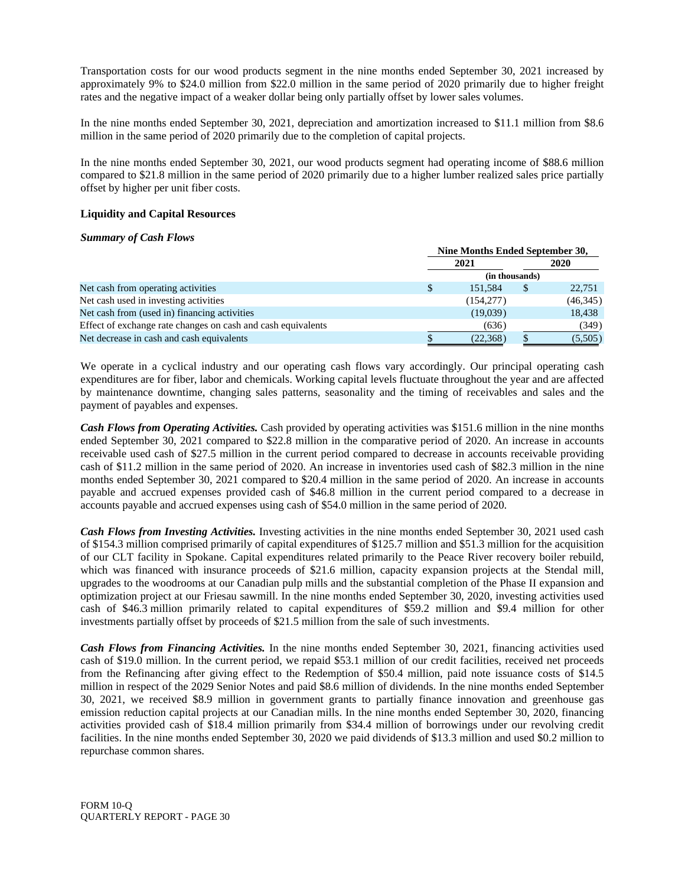Transportation costs for our wood products segment in the nine months ended September 30, 2021 increased by approximately 9% to $24.0 million from $22.0 million in the same period of 2020 primarily due to higher freight rates and the negative impact of a weaker dollar being only partially offset by lower sales volumes.

In the nine months ended September 30, 2021, depreciation and amortization increased to $11.1 million from $8.6 million in the same period of 2020 primarily due to the completion of capital projects.

In the nine months ended September 30, 2021, our wood products segment had operating income of $88.6 million compared to $21.8 million in the same period of 2020 primarily due to a higher lumber realized sales price partially offset by higher per unit fiber costs.

## Liquidity and Capital Resources

***Summary of Cash Flows***

| | Nine Months Ended September 30, | |
|---|---|---|
| | 2021 | 2020 |
| | (in thousands) | |
| Net cash from operating activities | $ 151,584 | $ 22,751 |
| Net cash used in investing activities | (154,277) | (46,345) |
| Net cash from (used in) financing activities | (19,039) | 18,438 |
| Effect of exchange rate changes on cash and cash equivalents | (636) | (349) |
| Net decrease in cash and cash equivalents | $ (22,368) | $ (5,505) |

We operate in a cyclical industry and our operating cash flows vary accordingly. Our principal operating cash expenditures are for fiber, labor and chemicals. Working capital levels fluctuate throughout the year and are affected by maintenance downtime, changing sales patterns, seasonality and the timing of receivables and sales and the payment of payables and expenses.

***Cash Flows from Operating Activities.*** Cash provided by operating activities was $151.6 million in the nine months ended September 30, 2021 compared to $22.8 million in the comparative period of 2020. An increase in accounts receivable used cash of $27.5 million in the current period compared to decrease in accounts receivable providing cash of $11.2 million in the same period of 2020. An increase in inventories used cash of $82.3 million in the nine months ended September 30, 2021 compared to $20.4 million in the same period of 2020. An increase in accounts payable and accrued expenses provided cash of $46.8 million in the current period compared to a decrease in accounts payable and accrued expenses using cash of $54.0 million in the same period of 2020.

***Cash Flows from Investing Activities.*** Investing activities in the nine months ended September 30, 2021 used cash of $154.3 million comprised primarily of capital expenditures of $125.7 million and $51.3 million for the acquisition of our CLT facility in Spokane. Capital expenditures related primarily to the Peace River recovery boiler rebuild, which was financed with insurance proceeds of $21.6 million, capacity expansion projects at the Stendal mill, upgrades to the woodrooms at our Canadian pulp mills and the substantial completion of the Phase II expansion and optimization project at our Friesau sawmill. In the nine months ended September 30, 2020, investing activities used cash of $46.3 million primarily related to capital expenditures of $59.2 million and $9.4 million for other investments partially offset by proceeds of $21.5 million from the sale of such investments.

***Cash Flows from Financing Activities.*** In the nine months ended September 30, 2021, financing activities used cash of $19.0 million. In the current period, we repaid $53.1 million of our credit facilities, received net proceeds from the Refinancing after giving effect to the Redemption of $50.4 million, paid note issuance costs of $14.5 million in respect of the 2029 Senior Notes and paid $8.6 million of dividends. In the nine months ended September 30, 2021, we received $8.9 million in government grants to partially finance innovation and greenhouse gas emission reduction capital projects at our Canadian mills. In the nine months ended September 30, 2020, financing activities provided cash of $18.4 million primarily from $34.4 million of borrowings under our revolving credit facilities. In the nine months ended September 30, 2020 we paid dividends of $13.3 million and used $0.2 million to repurchase common shares.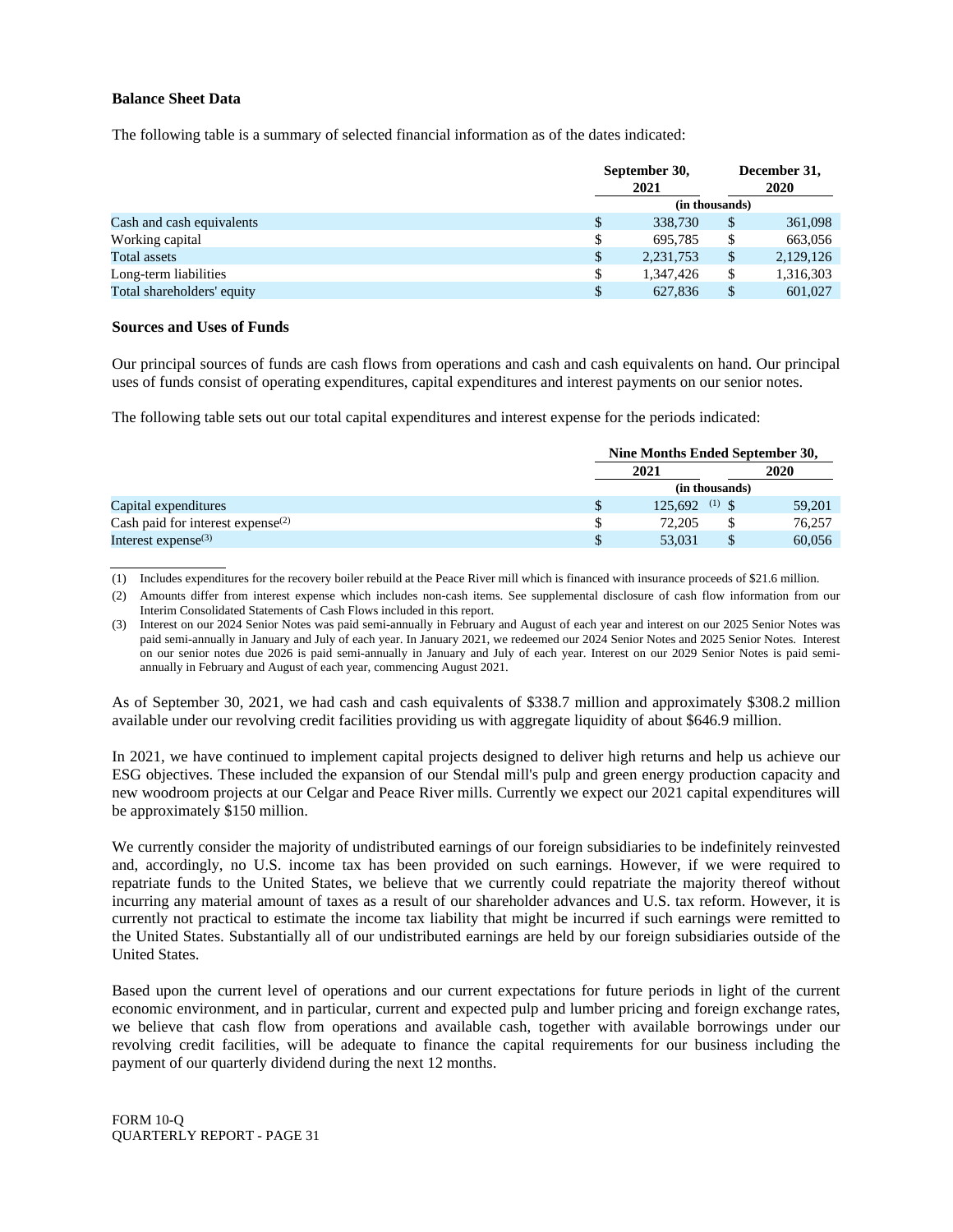**Balance Sheet Data**

The following table is a summary of selected financial information as of the dates indicated:

| | September 30, 2021 | December 31, 2020 |
|---|---|---|
| | (in thousands) | |
| Cash and cash equivalents | $ 338,730 | $ 361,098 |
| Working capital | $ 695,785 | $ 663,056 |
| Total assets | $ 2,231,753 | $ 2,129,126 |
| Long-term liabilities | $ 1,347,426 | $ 1,316,303 |
| Total shareholders' equity | $ 627,836 | $ 601,027 |

**Sources and Uses of Funds**

Our principal sources of funds are cash flows from operations and cash and cash equivalents on hand. Our principal uses of funds consist of operating expenditures, capital expenditures and interest payments on our senior notes.

The following table sets out our total capital expenditures and interest expense for the periods indicated:

| | Nine Months Ended September 30, | |
|---|---|---|
| | 2021 | 2020 |
| | (in thousands) | |
| Capital expenditures | $ 125,692 [(1)] | $ 59,201 |
| Cash paid for interest expense[(2)] | $ 72,205 | $ 76,257 |
| Interest expense[(3)] | $ 53,031 | $ 60,056 |

(1) Includes expenditures for the recovery boiler rebuild at the Peace River mill which is financed with insurance proceeds of $21.6 million.

(2) Amounts differ from interest expense which includes non-cash items. See supplemental disclosure of cash flow information from our Interim Consolidated Statements of Cash Flows included in this report.

(3) Interest on our 2024 Senior Notes was paid semi-annually in February and August of each year and interest on our 2025 Senior Notes was paid semi-annually in January and July of each year. In January 2021, we redeemed our 2024 Senior Notes and 2025 Senior Notes. Interest on our senior notes due 2026 is paid semi-annually in January and July of each year. Interest on our 2029 Senior Notes is paid semi-annually in February and August of each year, commencing August 2021.

As of September 30, 2021, we had cash and cash equivalents of $338.7 million and approximately $308.2 million available under our revolving credit facilities providing us with aggregate liquidity of about $646.9 million.

In 2021, we have continued to implement capital projects designed to deliver high returns and help us achieve our ESG objectives. These included the expansion of our Stendal mill's pulp and green energy production capacity and new woodroom projects at our Celgar and Peace River mills. Currently we expect our 2021 capital expenditures will be approximately $150 million.

We currently consider the majority of undistributed earnings of our foreign subsidiaries to be indefinitely reinvested and, accordingly, no U.S. income tax has been provided on such earnings. However, if we were required to repatriate funds to the United States, we believe that we currently could repatriate the majority thereof without incurring any material amount of taxes as a result of our shareholder advances and U.S. tax reform. However, it is currently not practical to estimate the income tax liability that might be incurred if such earnings were remitted to the United States. Substantially all of our undistributed earnings are held by our foreign subsidiaries outside of the United States.

Based upon the current level of operations and our current expectations for future periods in light of the current economic environment, and in particular, current and expected pulp and lumber pricing and foreign exchange rates, we believe that cash flow from operations and available cash, together with available borrowings under our revolving credit facilities, will be adequate to finance the capital requirements for our business including the payment of our quarterly dividend during the next 12 months.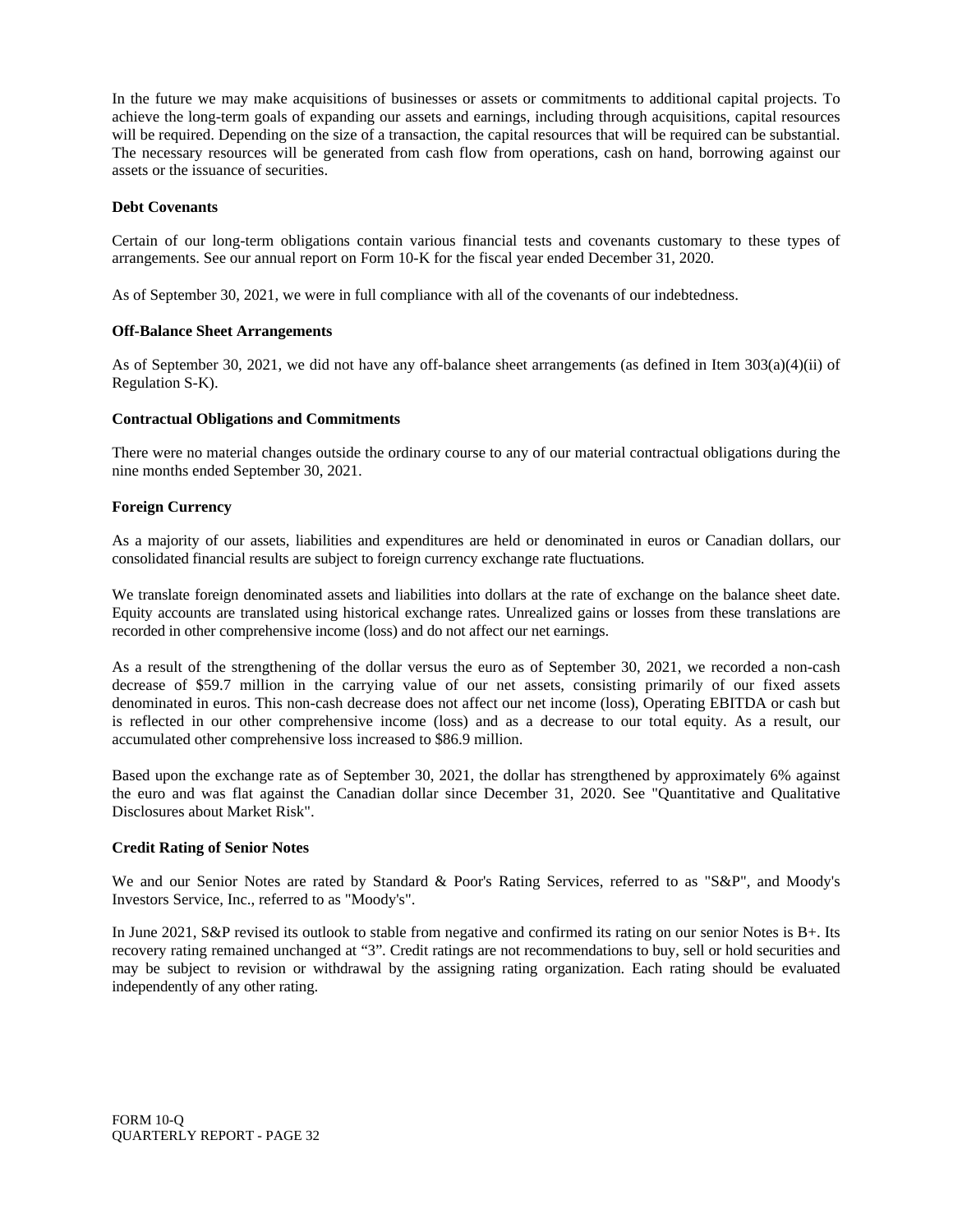In the future we may make acquisitions of businesses or assets or commitments to additional capital projects. To achieve the long-term goals of expanding our assets and earnings, including through acquisitions, capital resources will be required. Depending on the size of a transaction, the capital resources that will be required can be substantial. The necessary resources will be generated from cash flow from operations, cash on hand, borrowing against our assets or the issuance of securities.

**Debt Covenants**

Certain of our long-term obligations contain various financial tests and covenants customary to these types of arrangements. See our annual report on Form 10-K for the fiscal year ended December 31, 2020.

As of September 30, 2021, we were in full compliance with all of the covenants of our indebtedness.

**Off-Balance Sheet Arrangements**

As of September 30, 2021, we did not have any off-balance sheet arrangements (as defined in Item 303(a)(4)(ii) of Regulation S-K).

**Contractual Obligations and Commitments**

There were no material changes outside the ordinary course to any of our material contractual obligations during the nine months ended September 30, 2021.

**Foreign Currency**

As a majority of our assets, liabilities and expenditures are held or denominated in euros or Canadian dollars, our consolidated financial results are subject to foreign currency exchange rate fluctuations.

We translate foreign denominated assets and liabilities into dollars at the rate of exchange on the balance sheet date. Equity accounts are translated using historical exchange rates. Unrealized gains or losses from these translations are recorded in other comprehensive income (loss) and do not affect our net earnings.

As a result of the strengthening of the dollar versus the euro as of September 30, 2021, we recorded a non-cash decrease of $59.7 million in the carrying value of our net assets, consisting primarily of our fixed assets denominated in euros. This non-cash decrease does not affect our net income (loss), Operating EBITDA or cash but is reflected in our other comprehensive income (loss) and as a decrease to our total equity. As a result, our accumulated other comprehensive loss increased to $86.9 million.

Based upon the exchange rate as of September 30, 2021, the dollar has strengthened by approximately 6% against the euro and was flat against the Canadian dollar since December 31, 2020. See "Quantitative and Qualitative Disclosures about Market Risk".

**Credit Rating of Senior Notes**

We and our Senior Notes are rated by Standard & Poor's Rating Services, referred to as "S&P", and Moody's Investors Service, Inc., referred to as "Moody's".

In June 2021, S&P revised its outlook to stable from negative and confirmed its rating on our senior Notes is B+. Its recovery rating remained unchanged at "3". Credit ratings are not recommendations to buy, sell or hold securities and may be subject to revision or withdrawal by the assigning rating organization. Each rating should be evaluated independently of any other rating.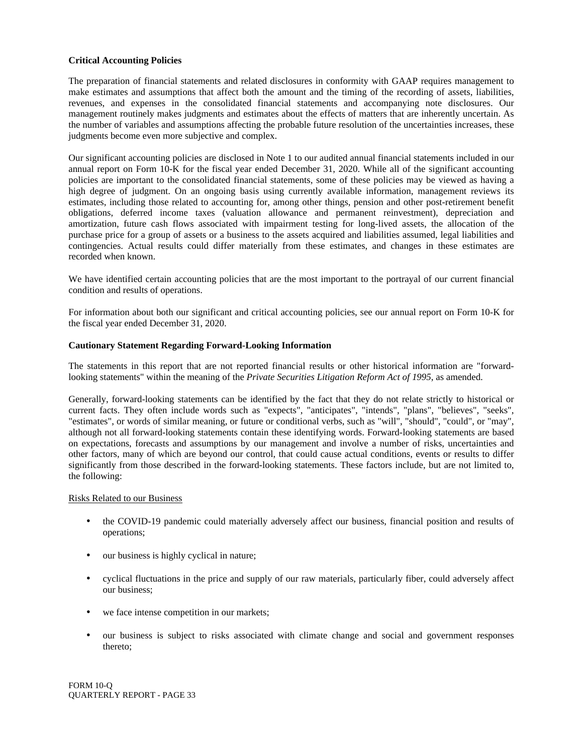**Critical Accounting Policies**

The preparation of financial statements and related disclosures in conformity with GAAP requires management to make estimates and assumptions that affect both the amount and the timing of the recording of assets, liabilities, revenues, and expenses in the consolidated financial statements and accompanying note disclosures. Our management routinely makes judgments and estimates about the effects of matters that are inherently uncertain. As the number of variables and assumptions affecting the probable future resolution of the uncertainties increases, these judgments become even more subjective and complex.

Our significant accounting policies are disclosed in Note 1 to our audited annual financial statements included in our annual report on Form 10-K for the fiscal year ended December 31, 2020. While all of the significant accounting policies are important to the consolidated financial statements, some of these policies may be viewed as having a high degree of judgment. On an ongoing basis using currently available information, management reviews its estimates, including those related to accounting for, among other things, pension and other post-retirement benefit obligations, deferred income taxes (valuation allowance and permanent reinvestment), depreciation and amortization, future cash flows associated with impairment testing for long-lived assets, the allocation of the purchase price for a group of assets or a business to the assets acquired and liabilities assumed, legal liabilities and contingencies. Actual results could differ materially from these estimates, and changes in these estimates are recorded when known.

We have identified certain accounting policies that are the most important to the portrayal of our current financial condition and results of operations.

For information about both our significant and critical accounting policies, see our annual report on Form 10-K for the fiscal year ended December 31, 2020.

**Cautionary Statement Regarding Forward-Looking Information**

The statements in this report that are not reported financial results or other historical information are "forward-looking statements" within the meaning of the *Private Securities Litigation Reform Act of 1995,* as amended.

Generally, forward-looking statements can be identified by the fact that they do not relate strictly to historical or current facts. They often include words such as "expects", "anticipates", "intends", "plans", "believes", "seeks", "estimates", or words of similar meaning, or future or conditional verbs, such as "will", "should", "could", or "may", although not all forward-looking statements contain these identifying words. Forward-looking statements are based on expectations, forecasts and assumptions by our management and involve a number of risks, uncertainties and other factors, many of which are beyond our control, that could cause actual conditions, events or results to differ significantly from those described in the forward-looking statements. These factors include, but are not limited to, the following:

Risks Related to our Business

- the COVID-19 pandemic could materially adversely affect our business, financial position and results of operations;
- our business is highly cyclical in nature;
- cyclical fluctuations in the price and supply of our raw materials, particularly fiber, could adversely affect our business;
- we face intense competition in our markets;
- our business is subject to risks associated with climate change and social and government responses thereto;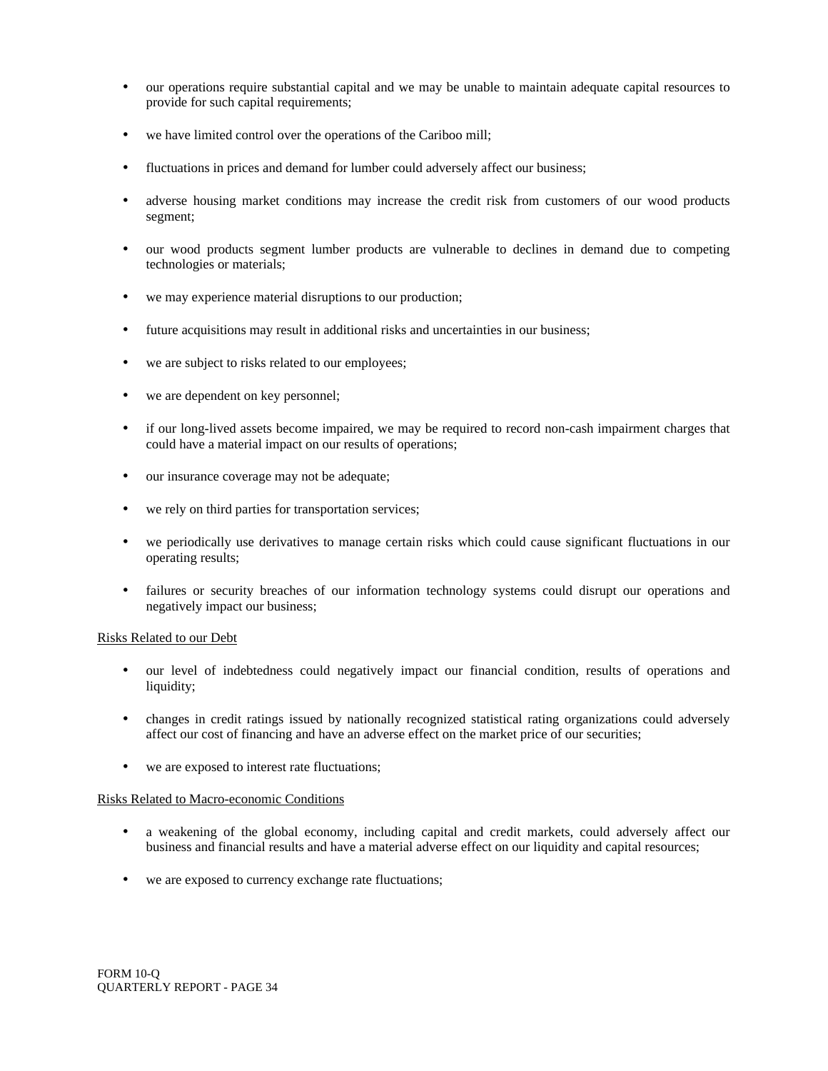- our operations require substantial capital and we may be unable to maintain adequate capital resources to provide for such capital requirements;
- we have limited control over the operations of the Cariboo mill;
- fluctuations in prices and demand for lumber could adversely affect our business;
- adverse housing market conditions may increase the credit risk from customers of our wood products segment;
- our wood products segment lumber products are vulnerable to declines in demand due to competing technologies or materials;
- we may experience material disruptions to our production;
- future acquisitions may result in additional risks and uncertainties in our business;
- we are subject to risks related to our employees;
- we are dependent on key personnel;
- if our long-lived assets become impaired, we may be required to record non-cash impairment charges that could have a material impact on our results of operations;
- our insurance coverage may not be adequate;
- we rely on third parties for transportation services;
- we periodically use derivatives to manage certain risks which could cause significant fluctuations in our operating results;
- failures or security breaches of our information technology systems could disrupt our operations and negatively impact our business;

Risks Related to our Debt

- our level of indebtedness could negatively impact our financial condition, results of operations and liquidity;
- changes in credit ratings issued by nationally recognized statistical rating organizations could adversely affect our cost of financing and have an adverse effect on the market price of our securities;
- we are exposed to interest rate fluctuations;

Risks Related to Macro-economic Conditions

- a weakening of the global economy, including capital and credit markets, could adversely affect our business and financial results and have a material adverse effect on our liquidity and capital resources;
- we are exposed to currency exchange rate fluctuations;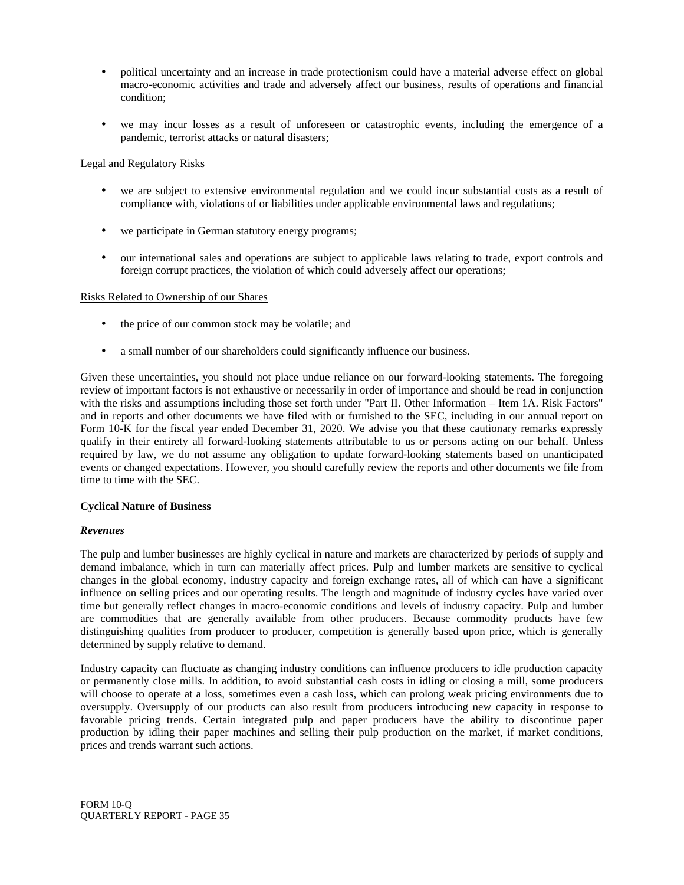- political uncertainty and an increase in trade protectionism could have a material adverse effect on global macro-economic activities and trade and adversely affect our business, results of operations and financial condition;

- we may incur losses as a result of unforeseen or catastrophic events, including the emergence of a pandemic, terrorist attacks or natural disasters;

Legal and Regulatory Risks

- we are subject to extensive environmental regulation and we could incur substantial costs as a result of compliance with, violations of or liabilities under applicable environmental laws and regulations;

- we participate in German statutory energy programs;

- our international sales and operations are subject to applicable laws relating to trade, export controls and foreign corrupt practices, the violation of which could adversely affect our operations;

Risks Related to Ownership of our Shares

- the price of our common stock may be volatile; and

- a small number of our shareholders could significantly influence our business.

Given these uncertainties, you should not place undue reliance on our forward-looking statements. The foregoing review of important factors is not exhaustive or necessarily in order of importance and should be read in conjunction with the risks and assumptions including those set forth under "Part II. Other Information – Item 1A. Risk Factors" and in reports and other documents we have filed with or furnished to the SEC, including in our annual report on Form 10-K for the fiscal year ended December 31, 2020. We advise you that these cautionary remarks expressly qualify in their entirety all forward-looking statements attributable to us or persons acting on our behalf. Unless required by law, we do not assume any obligation to update forward-looking statements based on unanticipated events or changed expectations. However, you should carefully review the reports and other documents we file from time to time with the SEC.

**Cyclical Nature of Business**

***Revenues***

The pulp and lumber businesses are highly cyclical in nature and markets are characterized by periods of supply and demand imbalance, which in turn can materially affect prices. Pulp and lumber markets are sensitive to cyclical changes in the global economy, industry capacity and foreign exchange rates, all of which can have a significant influence on selling prices and our operating results. The length and magnitude of industry cycles have varied over time but generally reflect changes in macro-economic conditions and levels of industry capacity. Pulp and lumber are commodities that are generally available from other producers. Because commodity products have few distinguishing qualities from producer to producer, competition is generally based upon price, which is generally determined by supply relative to demand.

Industry capacity can fluctuate as changing industry conditions can influence producers to idle production capacity or permanently close mills. In addition, to avoid substantial cash costs in idling or closing a mill, some producers will choose to operate at a loss, sometimes even a cash loss, which can prolong weak pricing environments due to oversupply. Oversupply of our products can also result from producers introducing new capacity in response to favorable pricing trends. Certain integrated pulp and paper producers have the ability to discontinue paper production by idling their paper machines and selling their pulp production on the market, if market conditions, prices and trends warrant such actions.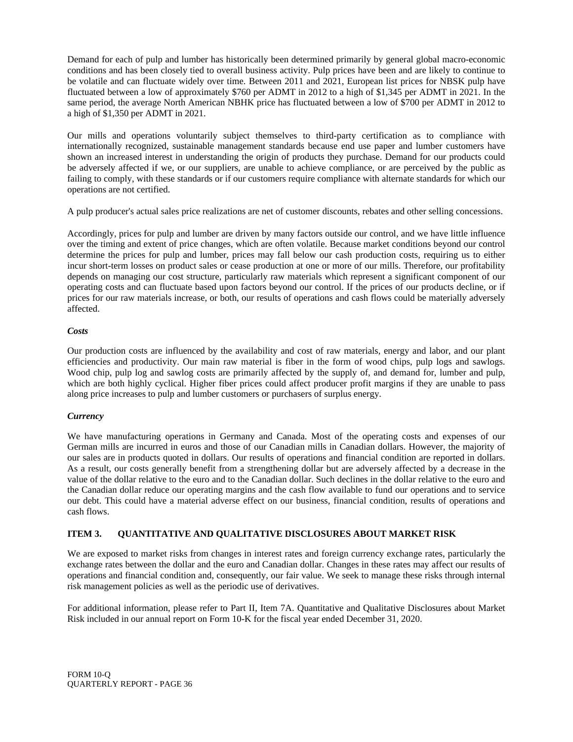Demand for each of pulp and lumber has historically been determined primarily by general global macro-economic conditions and has been closely tied to overall business activity. Pulp prices have been and are likely to continue to be volatile and can fluctuate widely over time. Between 2011 and 2021, European list prices for NBSK pulp have fluctuated between a low of approximately $760 per ADMT in 2012 to a high of $1,345 per ADMT in 2021. In the same period, the average North American NBHK price has fluctuated between a low of $700 per ADMT in 2012 to a high of $1,350 per ADMT in 2021.

Our mills and operations voluntarily subject themselves to third-party certification as to compliance with internationally recognized, sustainable management standards because end use paper and lumber customers have shown an increased interest in understanding the origin of products they purchase. Demand for our products could be adversely affected if we, or our suppliers, are unable to achieve compliance, or are perceived by the public as failing to comply, with these standards or if our customers require compliance with alternate standards for which our operations are not certified.

A pulp producer's actual sales price realizations are net of customer discounts, rebates and other selling concessions.

Accordingly, prices for pulp and lumber are driven by many factors outside our control, and we have little influence over the timing and extent of price changes, which are often volatile. Because market conditions beyond our control determine the prices for pulp and lumber, prices may fall below our cash production costs, requiring us to either incur short-term losses on product sales or cease production at one or more of our mills. Therefore, our profitability depends on managing our cost structure, particularly raw materials which represent a significant component of our operating costs and can fluctuate based upon factors beyond our control. If the prices of our products decline, or if prices for our raw materials increase, or both, our results of operations and cash flows could be materially adversely affected.

***Costs***

Our production costs are influenced by the availability and cost of raw materials, energy and labor, and our plant efficiencies and productivity. Our main raw material is fiber in the form of wood chips, pulp logs and sawlogs. Wood chip, pulp log and sawlog costs are primarily affected by the supply of, and demand for, lumber and pulp, which are both highly cyclical. Higher fiber prices could affect producer profit margins if they are unable to pass along price increases to pulp and lumber customers or purchasers of surplus energy.

***Currency***

We have manufacturing operations in Germany and Canada. Most of the operating costs and expenses of our German mills are incurred in euros and those of our Canadian mills in Canadian dollars. However, the majority of our sales are in products quoted in dollars. Our results of operations and financial condition are reported in dollars. As a result, our costs generally benefit from a strengthening dollar but are adversely affected by a decrease in the value of the dollar relative to the euro and to the Canadian dollar. Such declines in the dollar relative to the euro and the Canadian dollar reduce our operating margins and the cash flow available to fund our operations and to service our debt. This could have a material adverse effect on our business, financial condition, results of operations and cash flows.

## ITEM 3. QUANTITATIVE AND QUALITATIVE DISCLOSURES ABOUT MARKET RISK

We are exposed to market risks from changes in interest rates and foreign currency exchange rates, particularly the exchange rates between the dollar and the euro and Canadian dollar. Changes in these rates may affect our results of operations and financial condition and, consequently, our fair value. We seek to manage these risks through internal risk management policies as well as the periodic use of derivatives.

For additional information, please refer to Part II, Item 7A. Quantitative and Qualitative Disclosures about Market Risk included in our annual report on Form 10-K for the fiscal year ended December 31, 2020.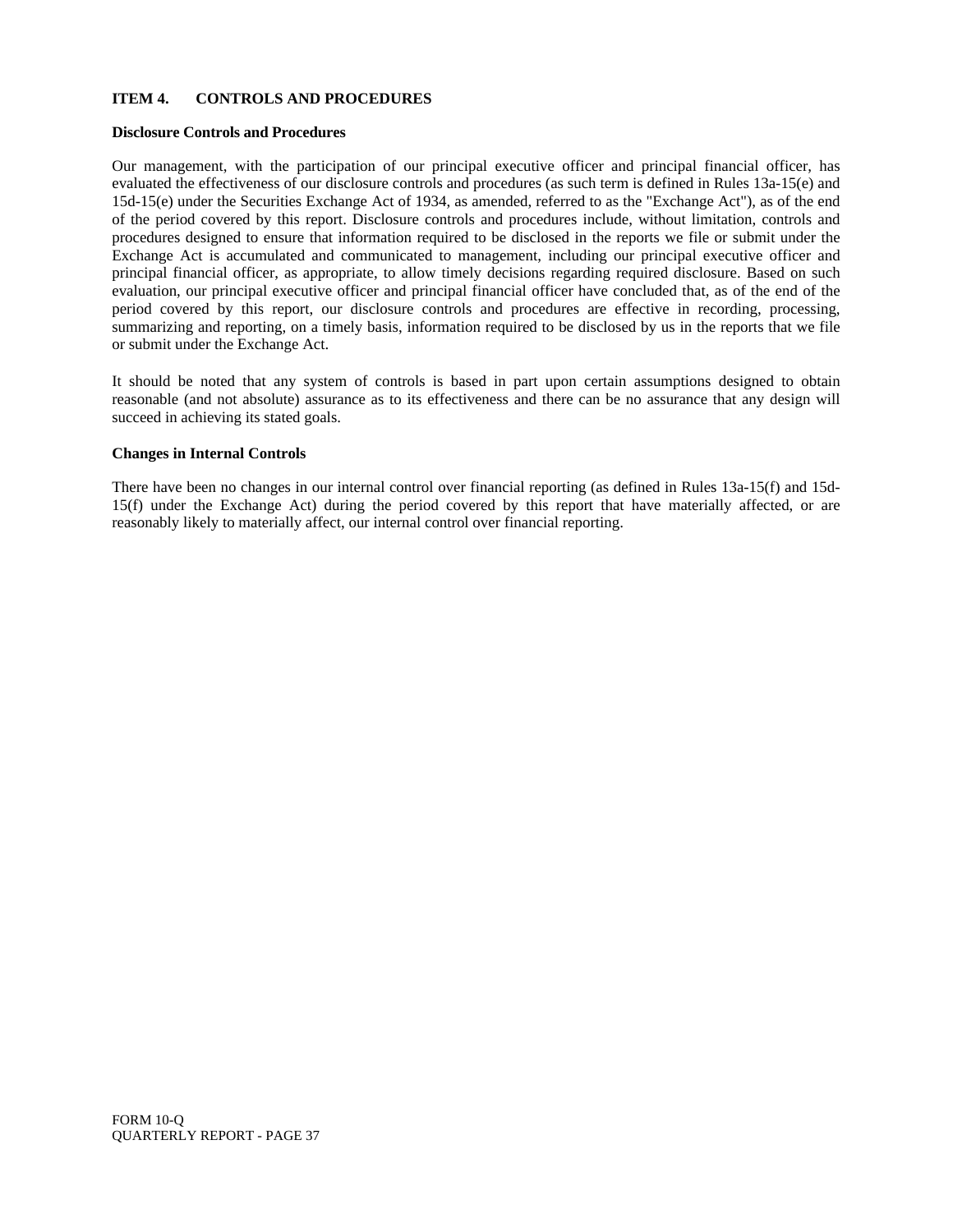## ITEM 4. CONTROLS AND PROCEDURES

**Disclosure Controls and Procedures**

Our management, with the participation of our principal executive officer and principal financial officer, has evaluated the effectiveness of our disclosure controls and procedures (as such term is defined in Rules 13a-15(e) and 15d-15(e) under the Securities Exchange Act of 1934, as amended, referred to as the "Exchange Act"), as of the end of the period covered by this report. Disclosure controls and procedures include, without limitation, controls and procedures designed to ensure that information required to be disclosed in the reports we file or submit under the Exchange Act is accumulated and communicated to management, including our principal executive officer and principal financial officer, as appropriate, to allow timely decisions regarding required disclosure. Based on such evaluation, our principal executive officer and principal financial officer have concluded that, as of the end of the period covered by this report, our disclosure controls and procedures are effective in recording, processing, summarizing and reporting, on a timely basis, information required to be disclosed by us in the reports that we file or submit under the Exchange Act.

It should be noted that any system of controls is based in part upon certain assumptions designed to obtain reasonable (and not absolute) assurance as to its effectiveness and there can be no assurance that any design will succeed in achieving its stated goals.

**Changes in Internal Controls**

There have been no changes in our internal control over financial reporting (as defined in Rules 13a-15(f) and 15d-15(f) under the Exchange Act) during the period covered by this report that have materially affected, or are reasonably likely to materially affect, our internal control over financial reporting.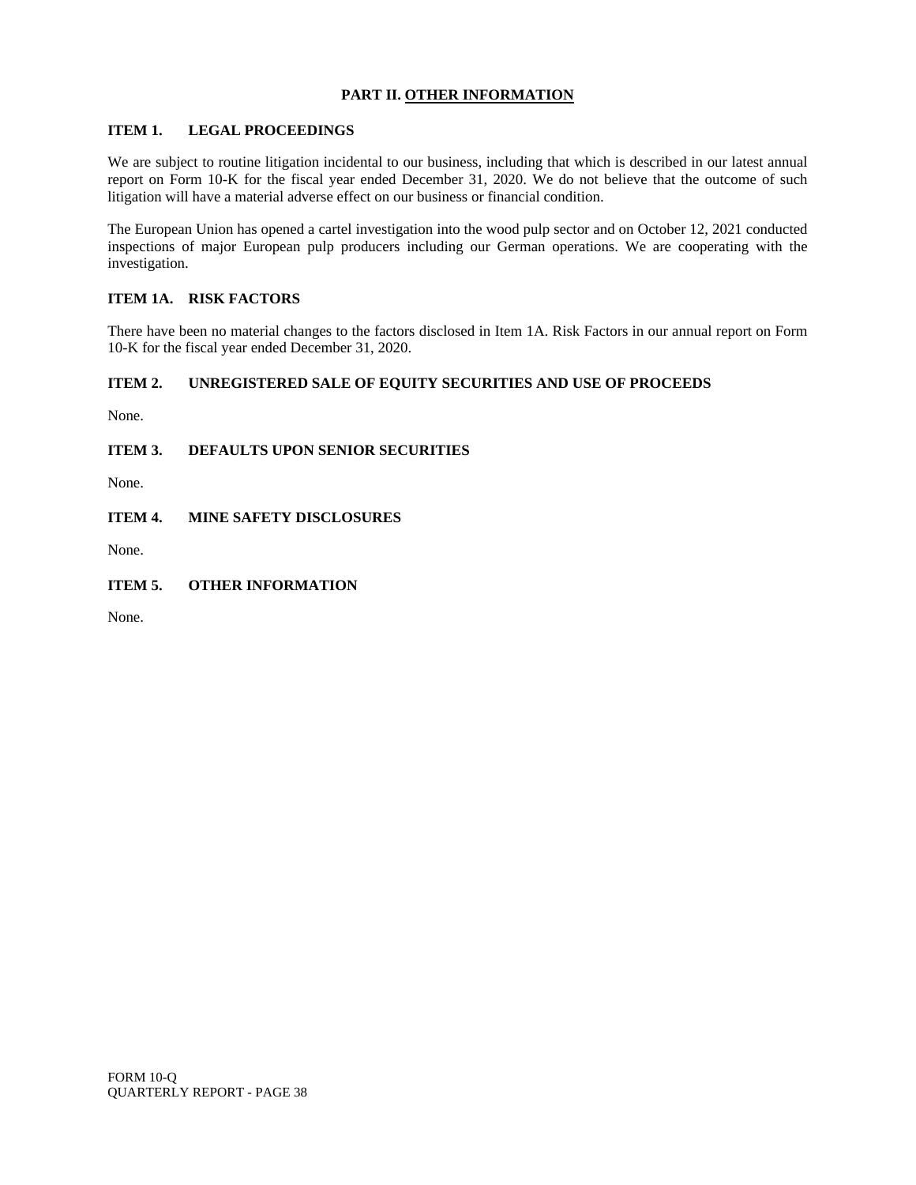# PART II. OTHER INFORMATION

## ITEM 1. LEGAL PROCEEDINGS

We are subject to routine litigation incidental to our business, including that which is described in our latest annual report on Form 10-K for the fiscal year ended December 31, 2020. We do not believe that the outcome of such litigation will have a material adverse effect on our business or financial condition.

The European Union has opened a cartel investigation into the wood pulp sector and on October 12, 2021 conducted inspections of major European pulp producers including our German operations. We are cooperating with the investigation.

## ITEM 1A. RISK FACTORS

There have been no material changes to the factors disclosed in Item 1A. Risk Factors in our annual report on Form 10-K for the fiscal year ended December 31, 2020.

## ITEM 2. UNREGISTERED SALE OF EQUITY SECURITIES AND USE OF PROCEEDS

None.

## ITEM 3. DEFAULTS UPON SENIOR SECURITIES

None.

## ITEM 4. MINE SAFETY DISCLOSURES

None.

## ITEM 5. OTHER INFORMATION

None.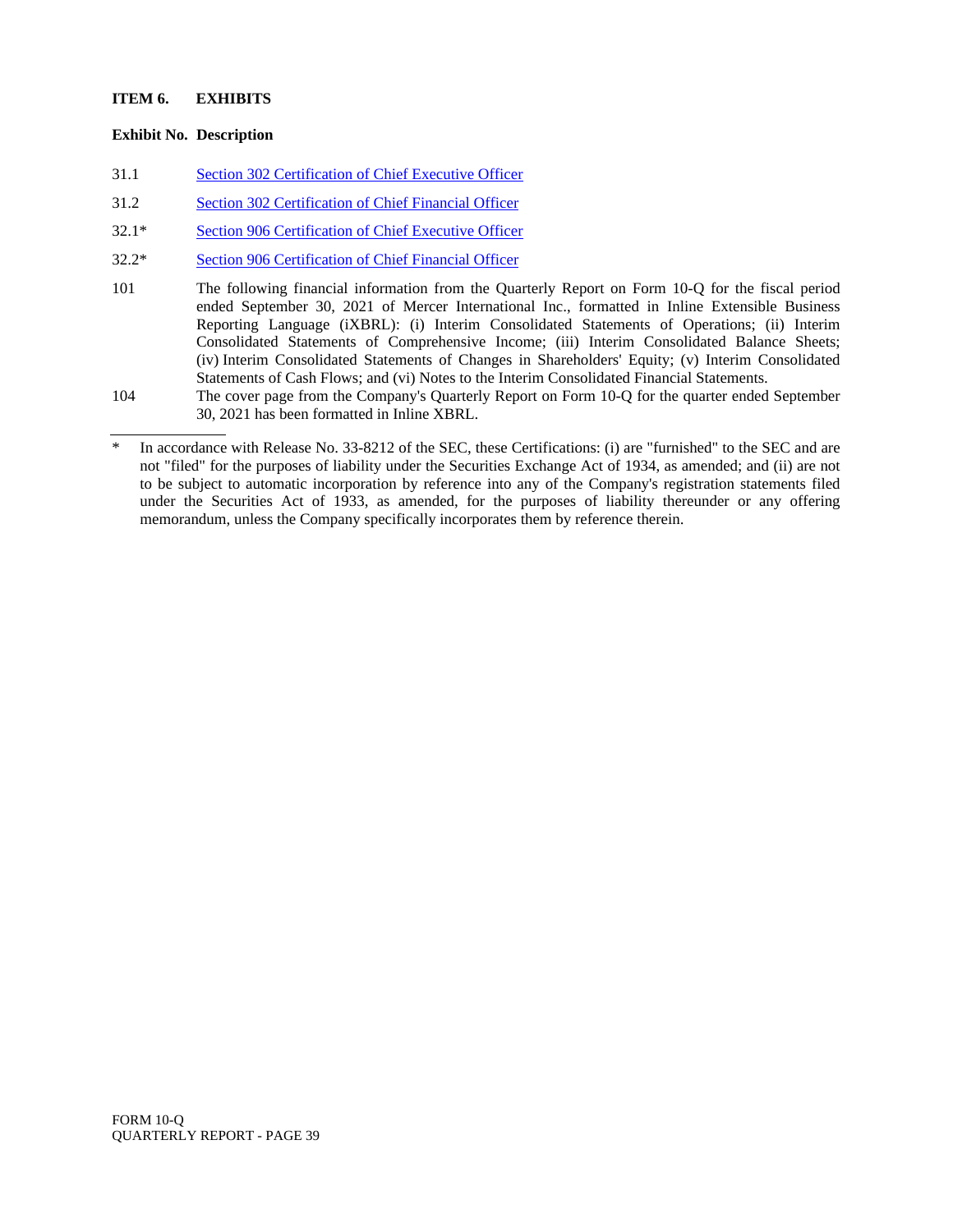## ITEM 6. EXHIBITS

| Exhibit No. | Description |
|---|---|
| 31.1 | Section 302 Certification of Chief Executive Officer |
| 31.2 | Section 302 Certification of Chief Financial Officer |
| 32.1* | Section 906 Certification of Chief Executive Officer |
| 32.2* | Section 906 Certification of Chief Financial Officer |
| 101 | The following financial information from the Quarterly Report on Form 10-Q for the fiscal period ended September 30, 2021 of Mercer International Inc., formatted in Inline Extensible Business Reporting Language (iXBRL): (i) Interim Consolidated Statements of Operations; (ii) Interim Consolidated Statements of Comprehensive Income; (iii) Interim Consolidated Balance Sheets; (iv) Interim Consolidated Statements of Changes in Shareholders' Equity; (v) Interim Consolidated Statements of Cash Flows; and (vi) Notes to the Interim Consolidated Financial Statements. |
| 104 | The cover page from the Company's Quarterly Report on Form 10-Q for the quarter ended September 30, 2021 has been formatted in Inline XBRL. |

---

\* In accordance with Release No. 33-8212 of the SEC, these Certifications: (i) are "furnished" to the SEC and are not "filed" for the purposes of liability under the Securities Exchange Act of 1934, as amended; and (ii) are not to be subject to automatic incorporation by reference into any of the Company's registration statements filed under the Securities Act of 1933, as amended, for the purposes of liability thereunder or any offering memorandum, unless the Company specifically incorporates them by reference therein.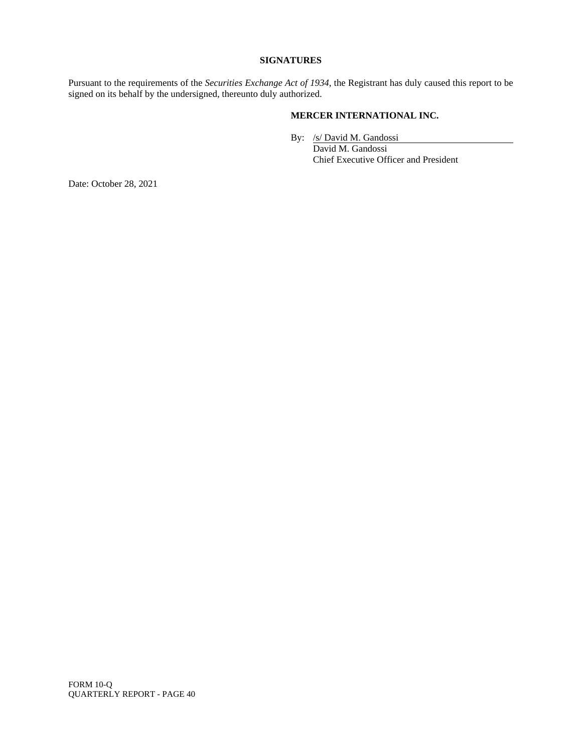**SIGNATURES**

Pursuant to the requirements of the *Securities Exchange Act of 1934*, the Registrant has duly caused this report to be signed on its behalf by the undersigned, thereunto duly authorized.

**MERCER INTERNATIONAL INC.**

By: /s/ David M. Gandossi
David M. Gandossi
Chief Executive Officer and President

Date: October 28, 2021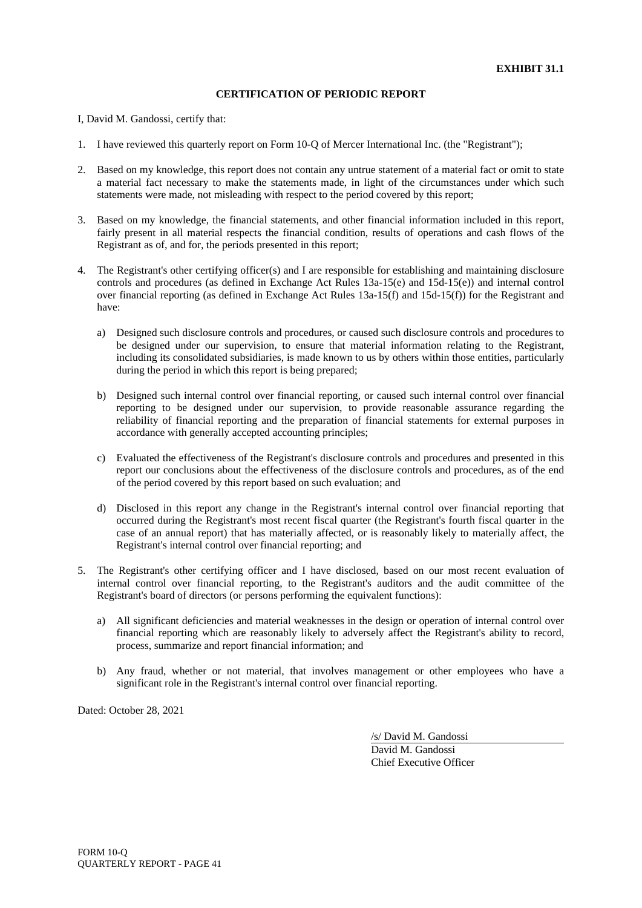**EXHIBIT 31.1**

**CERTIFICATION OF PERIODIC REPORT**

I, David M. Gandossi, certify that:

1. I have reviewed this quarterly report on Form 10-Q of Mercer International Inc. (the "Registrant");

2. Based on my knowledge, this report does not contain any untrue statement of a material fact or omit to state a material fact necessary to make the statements made, in light of the circumstances under which such statements were made, not misleading with respect to the period covered by this report;

3. Based on my knowledge, the financial statements, and other financial information included in this report, fairly present in all material respects the financial condition, results of operations and cash flows of the Registrant as of, and for, the periods presented in this report;

4. The Registrant's other certifying officer(s) and I are responsible for establishing and maintaining disclosure controls and procedures (as defined in Exchange Act Rules 13a-15(e) and 15d-15(e)) and internal control over financial reporting (as defined in Exchange Act Rules 13a-15(f) and 15d-15(f)) for the Registrant and have:

   a) Designed such disclosure controls and procedures, or caused such disclosure controls and procedures to be designed under our supervision, to ensure that material information relating to the Registrant, including its consolidated subsidiaries, is made known to us by others within those entities, particularly during the period in which this report is being prepared;

   b) Designed such internal control over financial reporting, or caused such internal control over financial reporting to be designed under our supervision, to provide reasonable assurance regarding the reliability of financial reporting and the preparation of financial statements for external purposes in accordance with generally accepted accounting principles;

   c) Evaluated the effectiveness of the Registrant's disclosure controls and procedures and presented in this report our conclusions about the effectiveness of the disclosure controls and procedures, as of the end of the period covered by this report based on such evaluation; and

   d) Disclosed in this report any change in the Registrant's internal control over financial reporting that occurred during the Registrant's most recent fiscal quarter (the Registrant's fourth fiscal quarter in the case of an annual report) that has materially affected, or is reasonably likely to materially affect, the Registrant's internal control over financial reporting; and

5. The Registrant's other certifying officer and I have disclosed, based on our most recent evaluation of internal control over financial reporting, to the Registrant's auditors and the audit committee of the Registrant's board of directors (or persons performing the equivalent functions):

   a) All significant deficiencies and material weaknesses in the design or operation of internal control over financial reporting which are reasonably likely to adversely affect the Registrant's ability to record, process, summarize and report financial information; and

   b) Any fraud, whether or not material, that involves management or other employees who have a significant role in the Registrant's internal control over financial reporting.

Dated: October 28, 2021

/s/ David M. Gandossi
David M. Gandossi
Chief Executive Officer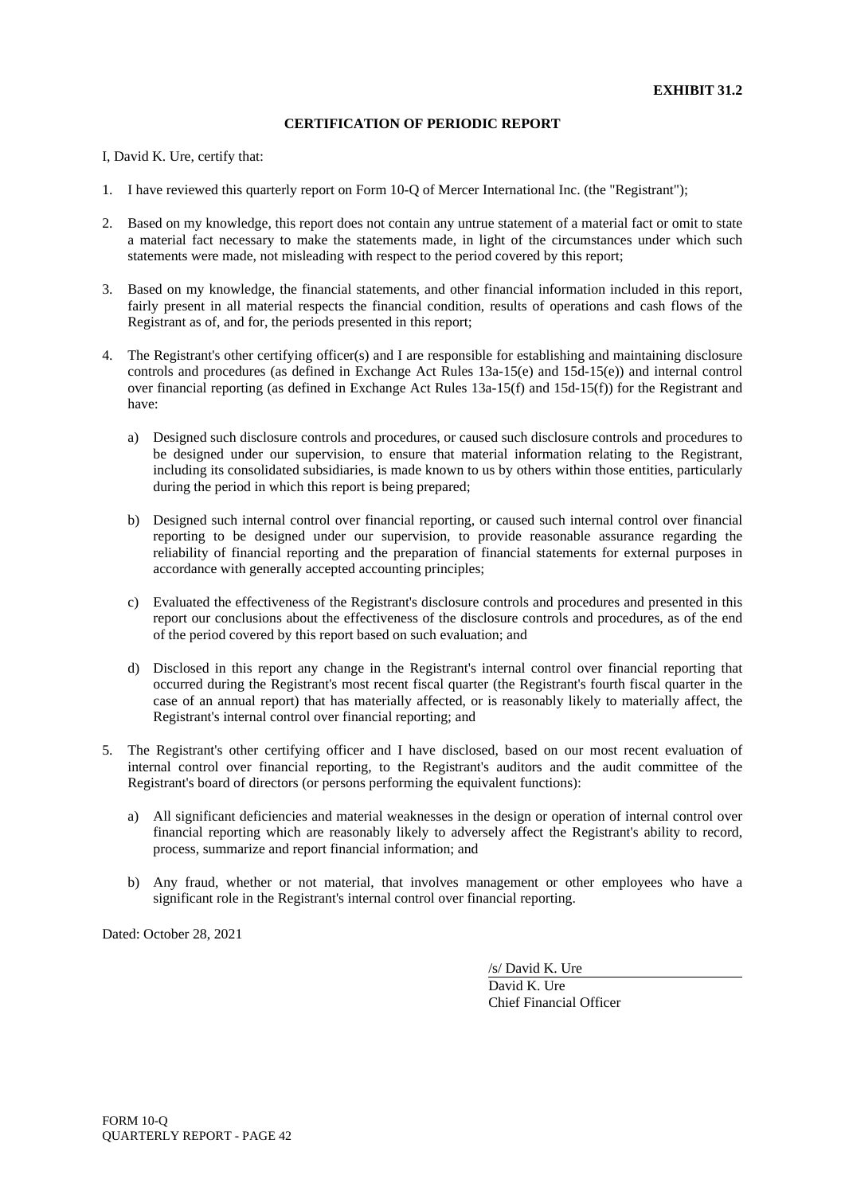**EXHIBIT 31.2**

**CERTIFICATION OF PERIODIC REPORT**

I, David K. Ure, certify that:

1. I have reviewed this quarterly report on Form 10-Q of Mercer International Inc. (the "Registrant");

2. Based on my knowledge, this report does not contain any untrue statement of a material fact or omit to state a material fact necessary to make the statements made, in light of the circumstances under which such statements were made, not misleading with respect to the period covered by this report;

3. Based on my knowledge, the financial statements, and other financial information included in this report, fairly present in all material respects the financial condition, results of operations and cash flows of the Registrant as of, and for, the periods presented in this report;

4. The Registrant's other certifying officer(s) and I are responsible for establishing and maintaining disclosure controls and procedures (as defined in Exchange Act Rules 13a-15(e) and 15d-15(e)) and internal control over financial reporting (as defined in Exchange Act Rules 13a-15(f) and 15d-15(f)) for the Registrant and have:

   a) Designed such disclosure controls and procedures, or caused such disclosure controls and procedures to be designed under our supervision, to ensure that material information relating to the Registrant, including its consolidated subsidiaries, is made known to us by others within those entities, particularly during the period in which this report is being prepared;

   b) Designed such internal control over financial reporting, or caused such internal control over financial reporting to be designed under our supervision, to provide reasonable assurance regarding the reliability of financial reporting and the preparation of financial statements for external purposes in accordance with generally accepted accounting principles;

   c) Evaluated the effectiveness of the Registrant's disclosure controls and procedures and presented in this report our conclusions about the effectiveness of the disclosure controls and procedures, as of the end of the period covered by this report based on such evaluation; and

   d) Disclosed in this report any change in the Registrant's internal control over financial reporting that occurred during the Registrant's most recent fiscal quarter (the Registrant's fourth fiscal quarter in the case of an annual report) that has materially affected, or is reasonably likely to materially affect, the Registrant's internal control over financial reporting; and

5. The Registrant's other certifying officer and I have disclosed, based on our most recent evaluation of internal control over financial reporting, to the Registrant's auditors and the audit committee of the Registrant's board of directors (or persons performing the equivalent functions):

   a) All significant deficiencies and material weaknesses in the design or operation of internal control over financial reporting which are reasonably likely to adversely affect the Registrant's ability to record, process, summarize and report financial information; and

   b) Any fraud, whether or not material, that involves management or other employees who have a significant role in the Registrant's internal control over financial reporting.

Dated: October 28, 2021

/s/ David K. Ure
David K. Ure
Chief Financial Officer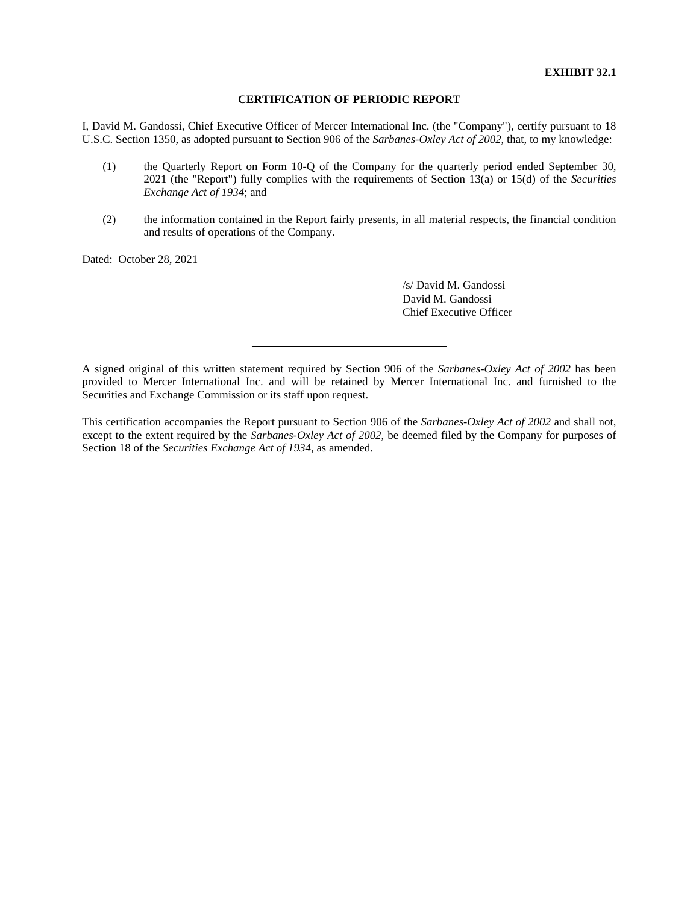**EXHIBIT 32.1**

## CERTIFICATION OF PERIODIC REPORT

I, David M. Gandossi, Chief Executive Officer of Mercer International Inc. (the "Company"), certify pursuant to 18 U.S.C. Section 1350, as adopted pursuant to Section 906 of the *Sarbanes-Oxley Act of 2002*, that, to my knowledge:

(1) the Quarterly Report on Form 10-Q of the Company for the quarterly period ended September 30, 2021 (the "Report") fully complies with the requirements of Section 13(a) or 15(d) of the *Securities Exchange Act of 1934*; and

(2) the information contained in the Report fairly presents, in all material respects, the financial condition and results of operations of the Company.

Dated: October 28, 2021

/s/ David M. Gandossi
David M. Gandossi
Chief Executive Officer

---

A signed original of this written statement required by Section 906 of the *Sarbanes-Oxley Act of 2002* has been provided to Mercer International Inc. and will be retained by Mercer International Inc. and furnished to the Securities and Exchange Commission or its staff upon request.

This certification accompanies the Report pursuant to Section 906 of the *Sarbanes-Oxley Act of 2002* and shall not, except to the extent required by the *Sarbanes-Oxley Act of 2002*, be deemed filed by the Company for purposes of Section 18 of the *Securities Exchange Act of 1934*, as amended.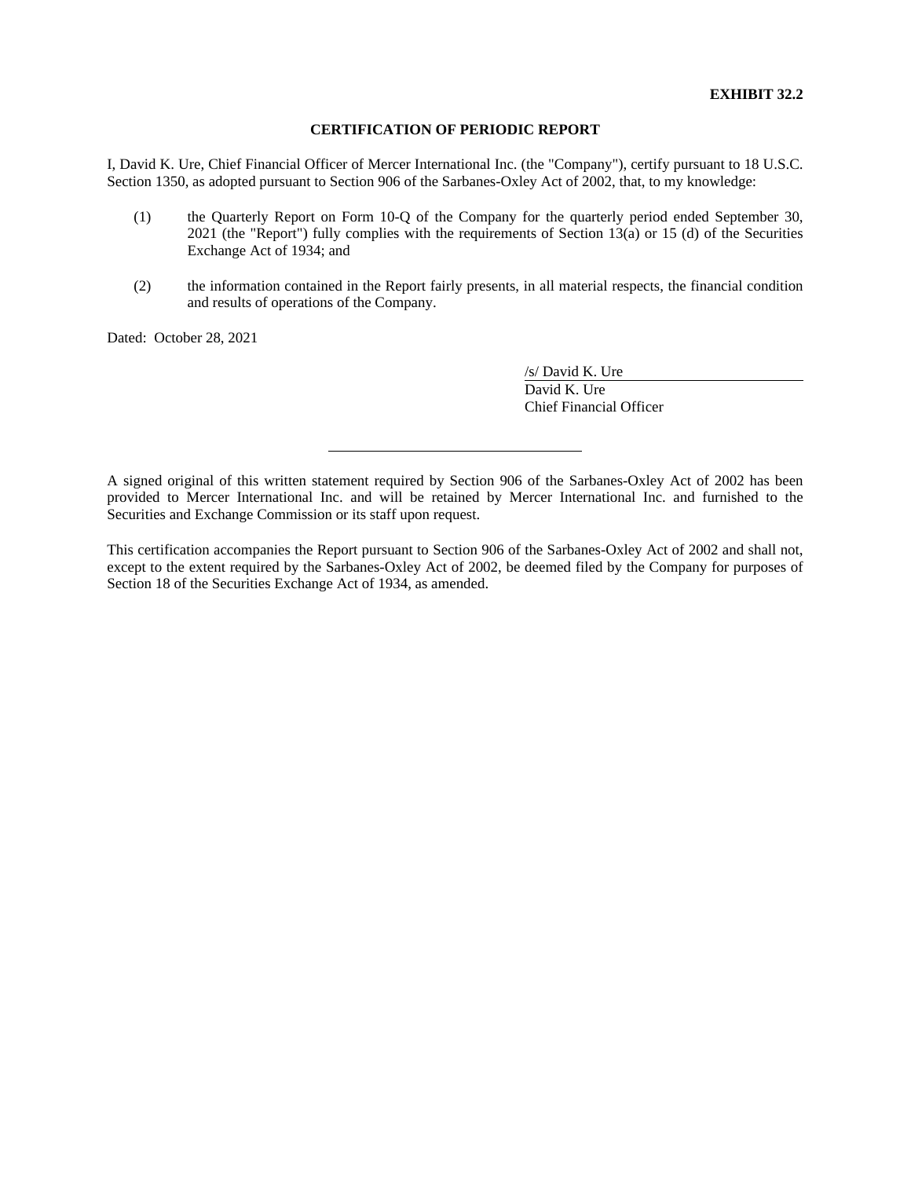**EXHIBIT 32.2**

**CERTIFICATION OF PERIODIC REPORT**

I, David K. Ure, Chief Financial Officer of Mercer International Inc. (the "Company"), certify pursuant to 18 U.S.C. Section 1350, as adopted pursuant to Section 906 of the Sarbanes-Oxley Act of 2002, that, to my knowledge:

(1) the Quarterly Report on Form 10-Q of the Company for the quarterly period ended September 30, 2021 (the "Report") fully complies with the requirements of Section 13(a) or 15 (d) of the Securities Exchange Act of 1934; and

(2) the information contained in the Report fairly presents, in all material respects, the financial condition and results of operations of the Company.

Dated: October 28, 2021

/s/ David K. Ure
David K. Ure
Chief Financial Officer

---

A signed original of this written statement required by Section 906 of the Sarbanes-Oxley Act of 2002 has been provided to Mercer International Inc. and will be retained by Mercer International Inc. and furnished to the Securities and Exchange Commission or its staff upon request.

This certification accompanies the Report pursuant to Section 906 of the Sarbanes-Oxley Act of 2002 and shall not, except to the extent required by the Sarbanes-Oxley Act of 2002, be deemed filed by the Company for purposes of Section 18 of the Securities Exchange Act of 1934, as amended.